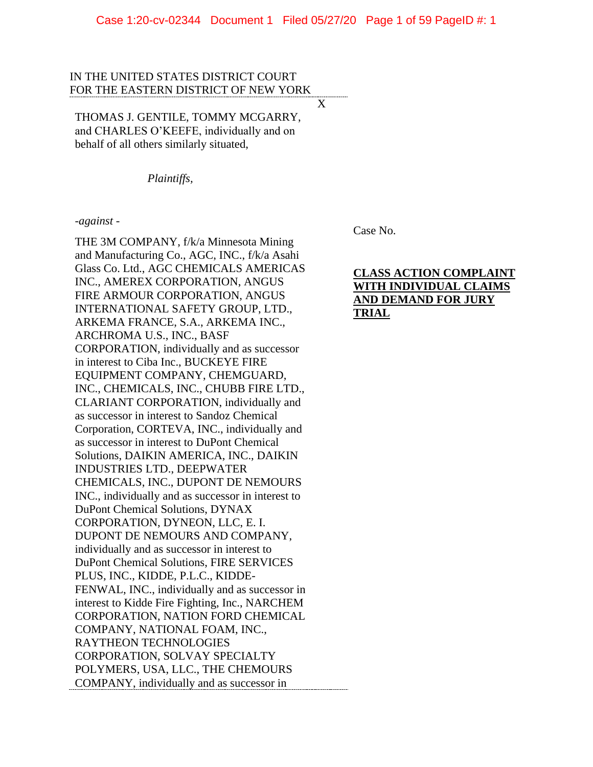IN THE UNITED STATES DISTRICT COURT
FOR THE EASTERN DISTRICT OF NEW YORK

X

THOMAS J. GENTILE, TOMMY MCGARRY, and CHARLES O'KEEFE, individually and on behalf of all others similarly situated,

*Plaintiffs,*

*-against -*

THE 3M COMPANY, f/k/a Minnesota Mining and Manufacturing Co., AGC, INC., f/k/a Asahi Glass Co. Ltd., AGC CHEMICALS AMERICAS INC., AMEREX CORPORATION, ANGUS FIRE ARMOUR CORPORATION, ANGUS INTERNATIONAL SAFETY GROUP, LTD., ARKEMA FRANCE, S.A., ARKEMA INC., ARCHROMA U.S., INC., BASF CORPORATION, individually and as successor in interest to Ciba Inc., BUCKEYE FIRE EQUIPMENT COMPANY, CHEMGUARD, INC., CHEMICALS, INC., CHUBB FIRE LTD., CLARIANT CORPORATION, individually and as successor in interest to Sandoz Chemical Corporation, CORTEVA, INC., individually and as successor in interest to DuPont Chemical Solutions, DAIKIN AMERICA, INC., DAIKIN INDUSTRIES LTD., DEEPWATER CHEMICALS, INC., DUPONT DE NEMOURS INC., individually and as successor in interest to DuPont Chemical Solutions, DYNAX CORPORATION, DYNEON, LLC, E. I. DUPONT DE NEMOURS AND COMPANY, individually and as successor in interest to DuPont Chemical Solutions, FIRE SERVICES PLUS, INC., KIDDE, P.L.C., KIDDE-FENWAL, INC., individually and as successor in interest to Kidde Fire Fighting, Inc., NARCHEM CORPORATION, NATION FORD CHEMICAL COMPANY, NATIONAL FOAM, INC., RAYTHEON TECHNOLOGIES CORPORATION, SOLVAY SPECIALTY POLYMERS, USA, LLC., THE CHEMOURS COMPANY, individually and as successor in

Case No.

**CLASS ACTION COMPLAINT WITH INDIVIDUAL CLAIMS AND DEMAND FOR JURY TRIAL**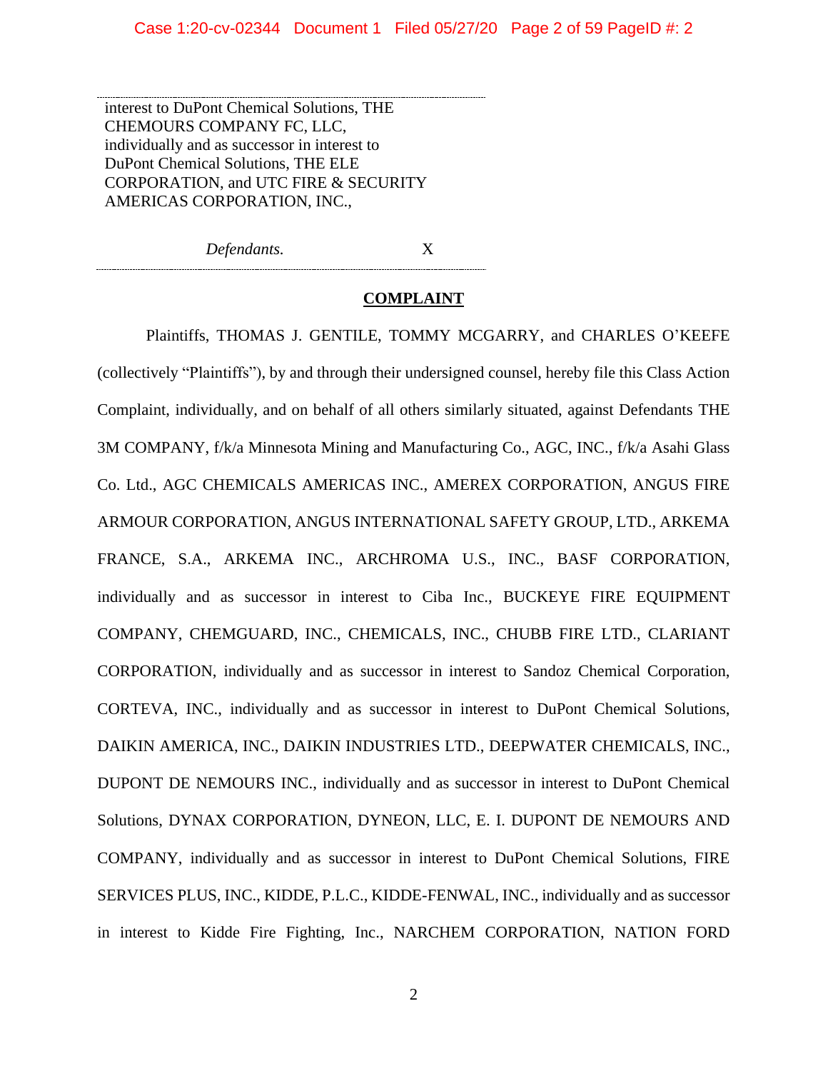interest to DuPont Chemical Solutions, THE CHEMOURS COMPANY FC, LLC, individually and as successor in interest to DuPont Chemical Solutions, THE ELE CORPORATION, and UTC FIRE & SECURITY AMERICAS CORPORATION, INC.,

*Defendants.* X

## COMPLAINT

Plaintiffs, THOMAS J. GENTILE, TOMMY MCGARRY, and CHARLES O'KEEFE (collectively "Plaintiffs"), by and through their undersigned counsel, hereby file this Class Action Complaint, individually, and on behalf of all others similarly situated, against Defendants THE 3M COMPANY, f/k/a Minnesota Mining and Manufacturing Co., AGC, INC., f/k/a Asahi Glass Co. Ltd., AGC CHEMICALS AMERICAS INC., AMEREX CORPORATION, ANGUS FIRE ARMOUR CORPORATION, ANGUS INTERNATIONAL SAFETY GROUP, LTD., ARKEMA FRANCE, S.A., ARKEMA INC., ARCHROMA U.S., INC., BASF CORPORATION, individually and as successor in interest to Ciba Inc., BUCKEYE FIRE EQUIPMENT COMPANY, CHEMGUARD, INC., CHEMICALS, INC., CHUBB FIRE LTD., CLARIANT CORPORATION, individually and as successor in interest to Sandoz Chemical Corporation, CORTEVA, INC., individually and as successor in interest to DuPont Chemical Solutions, DAIKIN AMERICA, INC., DAIKIN INDUSTRIES LTD., DEEPWATER CHEMICALS, INC., DUPONT DE NEMOURS INC., individually and as successor in interest to DuPont Chemical Solutions, DYNAX CORPORATION, DYNEON, LLC, E. I. DUPONT DE NEMOURS AND COMPANY, individually and as successor in interest to DuPont Chemical Solutions, FIRE SERVICES PLUS, INC., KIDDE, P.L.C., KIDDE-FENWAL, INC., individually and as successor in interest to Kidde Fire Fighting, Inc., NARCHEM CORPORATION, NATION FORD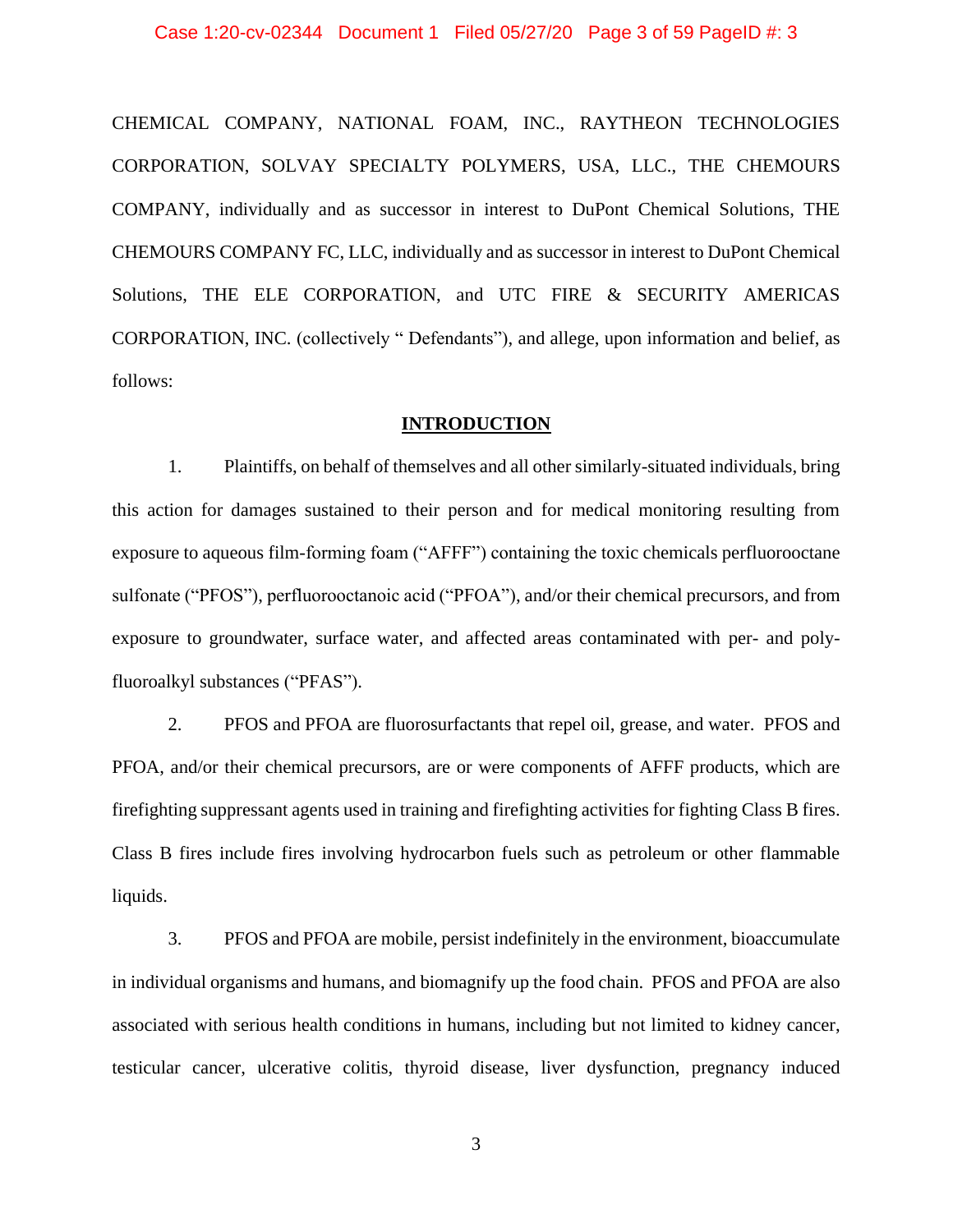CHEMICAL COMPANY, NATIONAL FOAM, INC., RAYTHEON TECHNOLOGIES CORPORATION, SOLVAY SPECIALTY POLYMERS, USA, LLC., THE CHEMOURS COMPANY, individually and as successor in interest to DuPont Chemical Solutions, THE CHEMOURS COMPANY FC, LLC, individually and as successor in interest to DuPont Chemical Solutions, THE ELE CORPORATION, and UTC FIRE & SECURITY AMERICAS CORPORATION, INC. (collectively " Defendants"), and allege, upon information and belief, as follows:

## INTRODUCTION

1. Plaintiffs, on behalf of themselves and all other similarly-situated individuals, bring this action for damages sustained to their person and for medical monitoring resulting from exposure to aqueous film-forming foam ("AFFF") containing the toxic chemicals perfluorooctane sulfonate ("PFOS"), perfluorooctanoic acid ("PFOA"), and/or their chemical precursors, and from exposure to groundwater, surface water, and affected areas contaminated with per- and poly-fluoroalkyl substances ("PFAS").

2. PFOS and PFOA are fluorosurfactants that repel oil, grease, and water. PFOS and PFOA, and/or their chemical precursors, are or were components of AFFF products, which are firefighting suppressant agents used in training and firefighting activities for fighting Class B fires. Class B fires include fires involving hydrocarbon fuels such as petroleum or other flammable liquids.

3. PFOS and PFOA are mobile, persist indefinitely in the environment, bioaccumulate in individual organisms and humans, and biomagnify up the food chain. PFOS and PFOA are also associated with serious health conditions in humans, including but not limited to kidney cancer, testicular cancer, ulcerative colitis, thyroid disease, liver dysfunction, pregnancy induced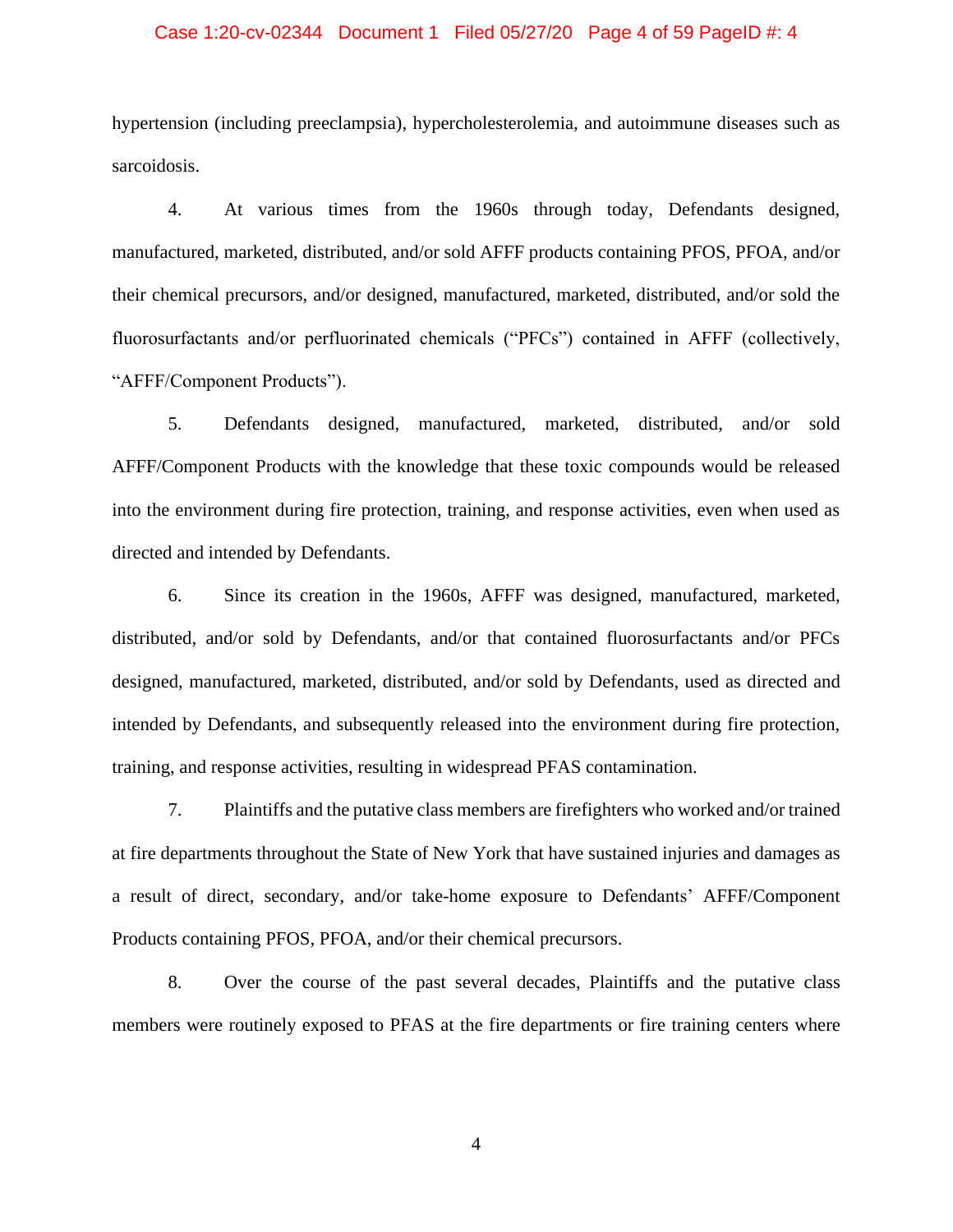hypertension (including preeclampsia), hypercholesterolemia, and autoimmune diseases such as sarcoidosis.

4. At various times from the 1960s through today, Defendants designed, manufactured, marketed, distributed, and/or sold AFFF products containing PFOS, PFOA, and/or their chemical precursors, and/or designed, manufactured, marketed, distributed, and/or sold the fluorosurfactants and/or perfluorinated chemicals ("PFCs") contained in AFFF (collectively, "AFFF/Component Products").

5. Defendants designed, manufactured, marketed, distributed, and/or sold AFFF/Component Products with the knowledge that these toxic compounds would be released into the environment during fire protection, training, and response activities, even when used as directed and intended by Defendants.

6. Since its creation in the 1960s, AFFF was designed, manufactured, marketed, distributed, and/or sold by Defendants, and/or that contained fluorosurfactants and/or PFCs designed, manufactured, marketed, distributed, and/or sold by Defendants, used as directed and intended by Defendants, and subsequently released into the environment during fire protection, training, and response activities, resulting in widespread PFAS contamination.

7. Plaintiffs and the putative class members are firefighters who worked and/or trained at fire departments throughout the State of New York that have sustained injuries and damages as a result of direct, secondary, and/or take-home exposure to Defendants' AFFF/Component Products containing PFOS, PFOA, and/or their chemical precursors.

8. Over the course of the past several decades, Plaintiffs and the putative class members were routinely exposed to PFAS at the fire departments or fire training centers where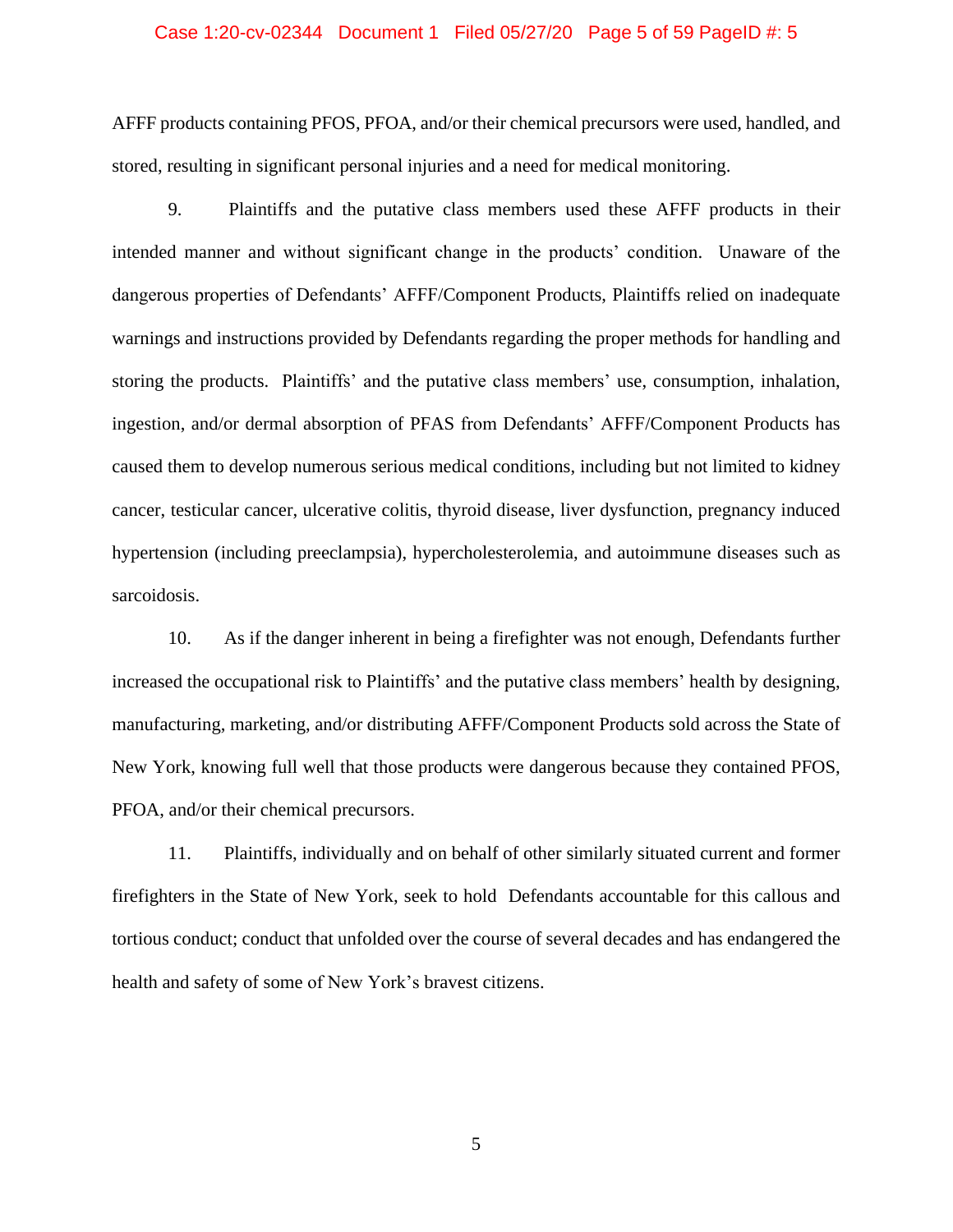AFFF products containing PFOS, PFOA, and/or their chemical precursors were used, handled, and stored, resulting in significant personal injuries and a need for medical monitoring.

9. Plaintiffs and the putative class members used these AFFF products in their intended manner and without significant change in the products' condition. Unaware of the dangerous properties of Defendants' AFFF/Component Products, Plaintiffs relied on inadequate warnings and instructions provided by Defendants regarding the proper methods for handling and storing the products. Plaintiffs' and the putative class members' use, consumption, inhalation, ingestion, and/or dermal absorption of PFAS from Defendants' AFFF/Component Products has caused them to develop numerous serious medical conditions, including but not limited to kidney cancer, testicular cancer, ulcerative colitis, thyroid disease, liver dysfunction, pregnancy induced hypertension (including preeclampsia), hypercholesterolemia, and autoimmune diseases such as sarcoidosis.

10. As if the danger inherent in being a firefighter was not enough, Defendants further increased the occupational risk to Plaintiffs' and the putative class members' health by designing, manufacturing, marketing, and/or distributing AFFF/Component Products sold across the State of New York, knowing full well that those products were dangerous because they contained PFOS, PFOA, and/or their chemical precursors.

11. Plaintiffs, individually and on behalf of other similarly situated current and former firefighters in the State of New York, seek to hold Defendants accountable for this callous and tortious conduct; conduct that unfolded over the course of several decades and has endangered the health and safety of some of New York's bravest citizens.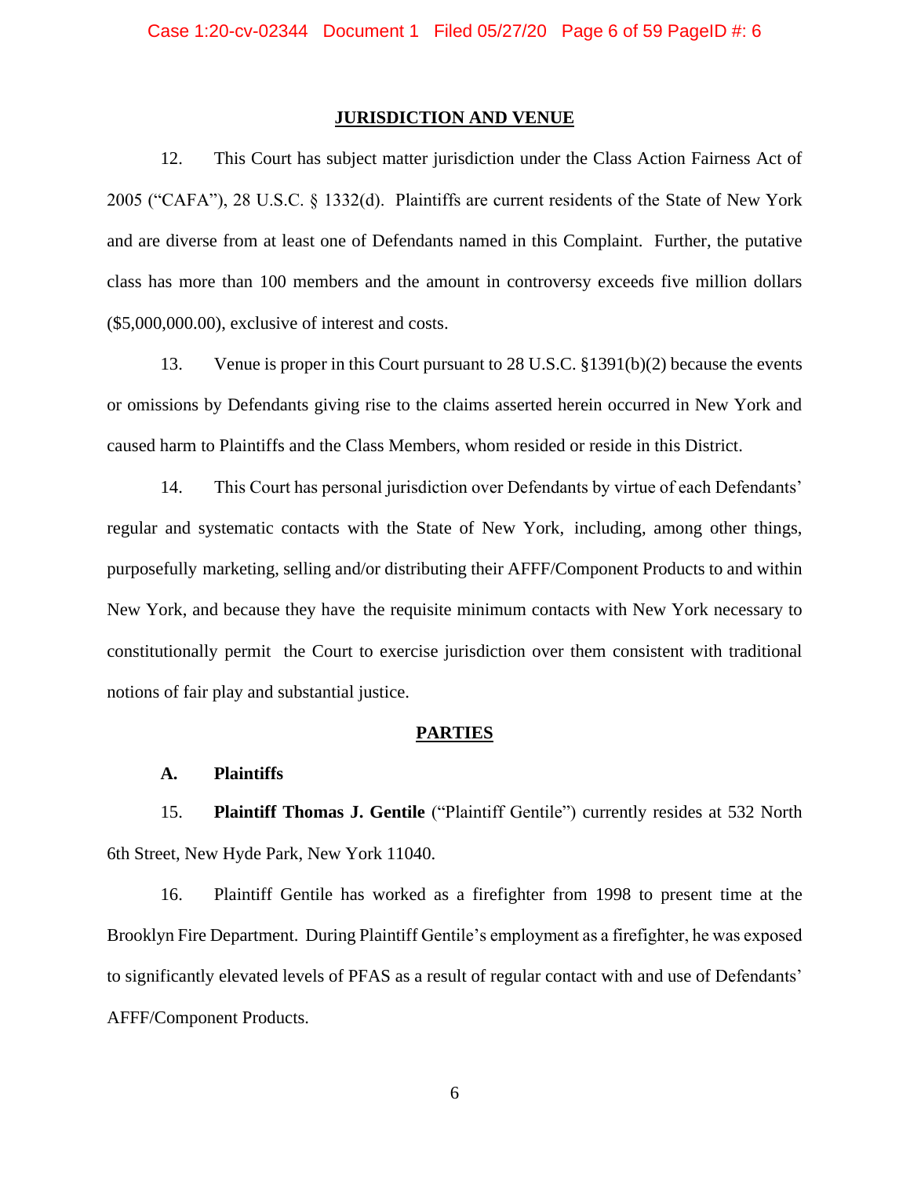## JURISDICTION AND VENUE

12. This Court has subject matter jurisdiction under the Class Action Fairness Act of 2005 ("CAFA"), 28 U.S.C. § 1332(d). Plaintiffs are current residents of the State of New York and are diverse from at least one of Defendants named in this Complaint. Further, the putative class has more than 100 members and the amount in controversy exceeds five million dollars ($5,000,000.00), exclusive of interest and costs.

13. Venue is proper in this Court pursuant to 28 U.S.C. §1391(b)(2) because the events or omissions by Defendants giving rise to the claims asserted herein occurred in New York and caused harm to Plaintiffs and the Class Members, whom resided or reside in this District.

14. This Court has personal jurisdiction over Defendants by virtue of each Defendants' regular and systematic contacts with the State of New York, including, among other things, purposefully marketing, selling and/or distributing their AFFF/Component Products to and within New York, and because they have the requisite minimum contacts with New York necessary to constitutionally permit the Court to exercise jurisdiction over them consistent with traditional notions of fair play and substantial justice.

## PARTIES

### A. Plaintiffs

15. **Plaintiff Thomas J. Gentile** ("Plaintiff Gentile") currently resides at 532 North 6th Street, New Hyde Park, New York 11040.

16. Plaintiff Gentile has worked as a firefighter from 1998 to present time at the Brooklyn Fire Department. During Plaintiff Gentile's employment as a firefighter, he was exposed to significantly elevated levels of PFAS as a result of regular contact with and use of Defendants' AFFF/Component Products.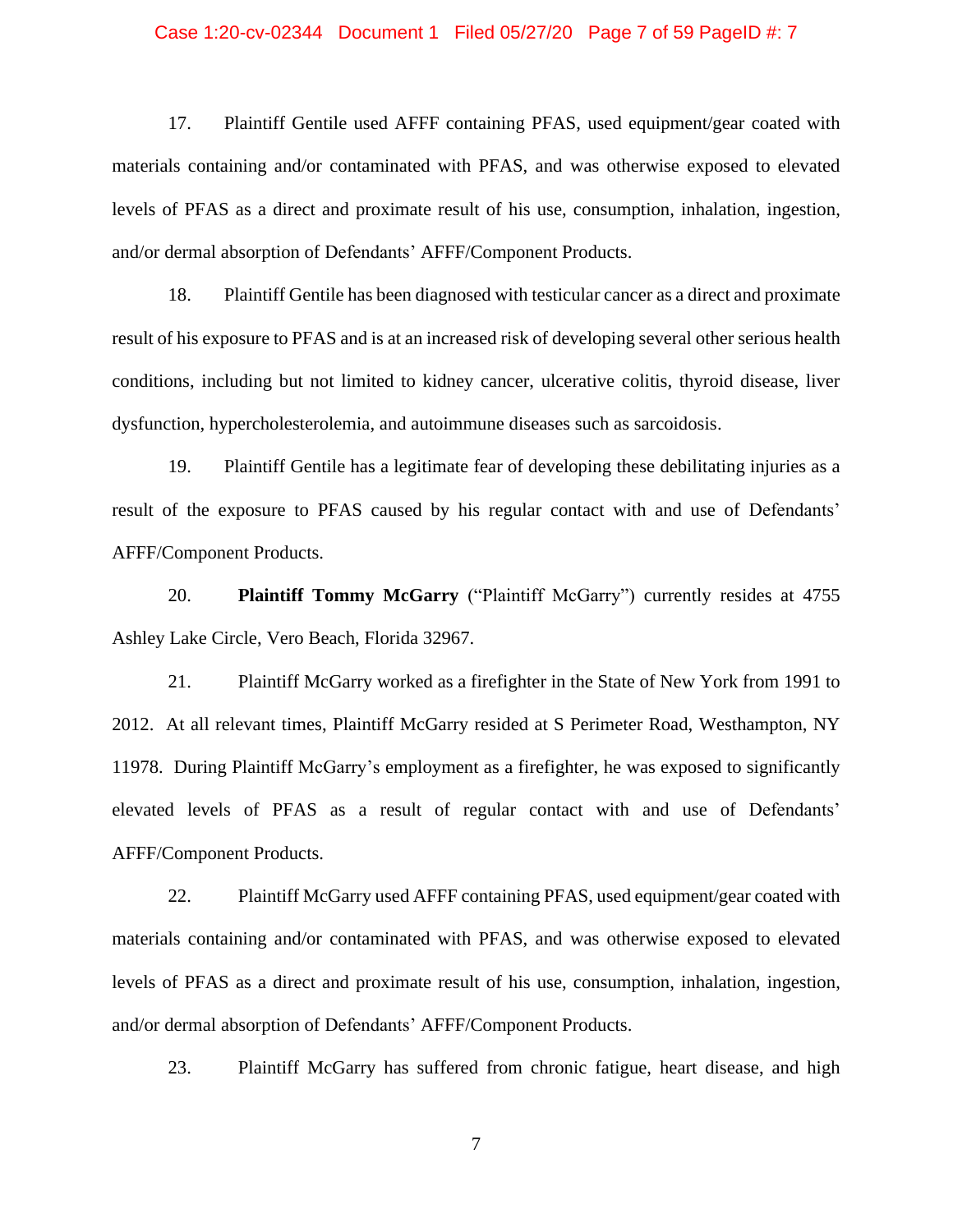17. Plaintiff Gentile used AFFF containing PFAS, used equipment/gear coated with materials containing and/or contaminated with PFAS, and was otherwise exposed to elevated levels of PFAS as a direct and proximate result of his use, consumption, inhalation, ingestion, and/or dermal absorption of Defendants' AFFF/Component Products.

18. Plaintiff Gentile has been diagnosed with testicular cancer as a direct and proximate result of his exposure to PFAS and is at an increased risk of developing several other serious health conditions, including but not limited to kidney cancer, ulcerative colitis, thyroid disease, liver dysfunction, hypercholesterolemia, and autoimmune diseases such as sarcoidosis.

19. Plaintiff Gentile has a legitimate fear of developing these debilitating injuries as a result of the exposure to PFAS caused by his regular contact with and use of Defendants' AFFF/Component Products.

20. **Plaintiff Tommy McGarry** ("Plaintiff McGarry") currently resides at 4755 Ashley Lake Circle, Vero Beach, Florida 32967.

21. Plaintiff McGarry worked as a firefighter in the State of New York from 1991 to 2012. At all relevant times, Plaintiff McGarry resided at S Perimeter Road, Westhampton, NY 11978. During Plaintiff McGarry's employment as a firefighter, he was exposed to significantly elevated levels of PFAS as a result of regular contact with and use of Defendants' AFFF/Component Products.

22. Plaintiff McGarry used AFFF containing PFAS, used equipment/gear coated with materials containing and/or contaminated with PFAS, and was otherwise exposed to elevated levels of PFAS as a direct and proximate result of his use, consumption, inhalation, ingestion, and/or dermal absorption of Defendants' AFFF/Component Products.

23. Plaintiff McGarry has suffered from chronic fatigue, heart disease, and high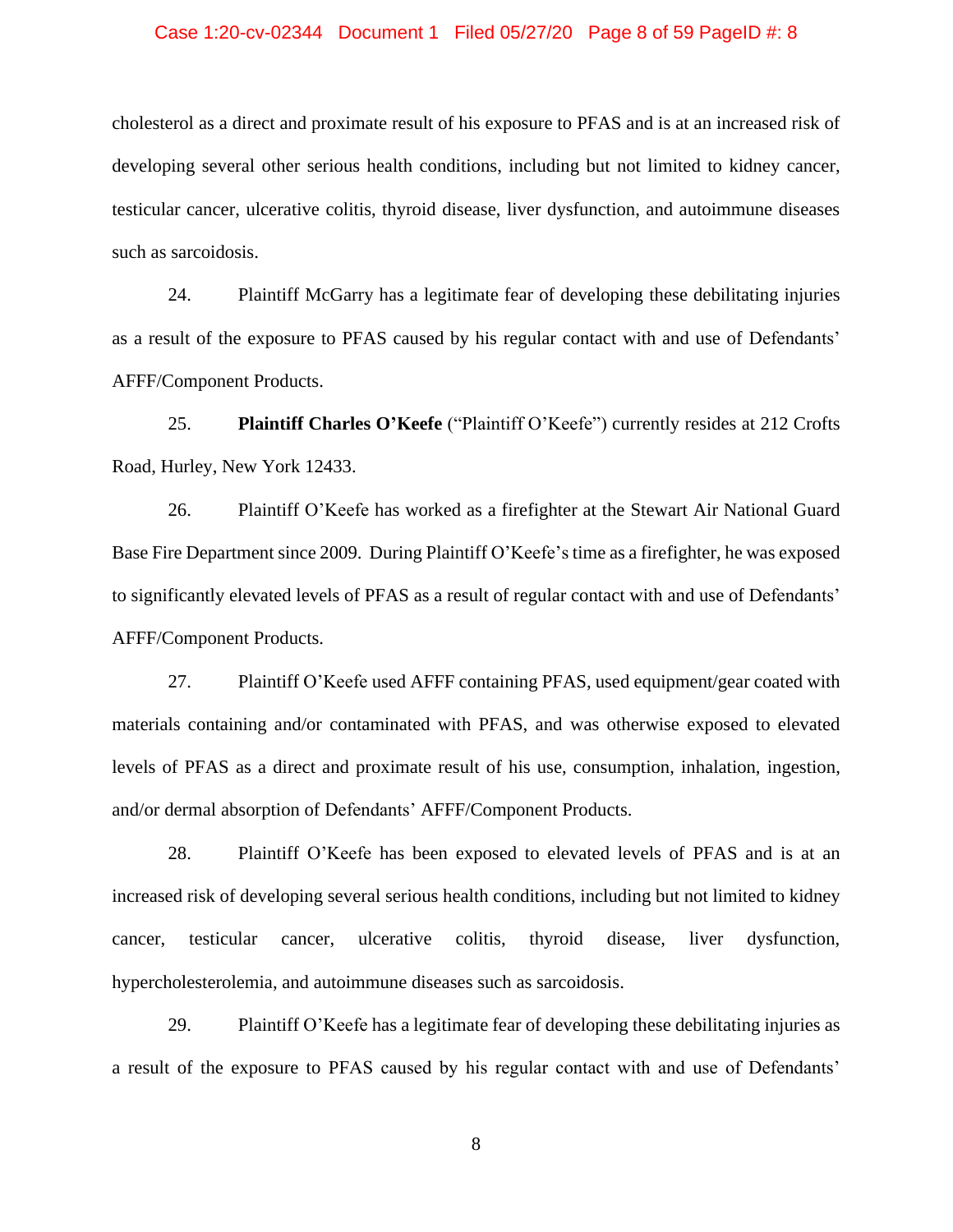cholesterol as a direct and proximate result of his exposure to PFAS and is at an increased risk of developing several other serious health conditions, including but not limited to kidney cancer, testicular cancer, ulcerative colitis, thyroid disease, liver dysfunction, and autoimmune diseases such as sarcoidosis.

24. Plaintiff McGarry has a legitimate fear of developing these debilitating injuries as a result of the exposure to PFAS caused by his regular contact with and use of Defendants' AFFF/Component Products.

25. **Plaintiff Charles O'Keefe** ("Plaintiff O'Keefe") currently resides at 212 Crofts Road, Hurley, New York 12433.

26. Plaintiff O'Keefe has worked as a firefighter at the Stewart Air National Guard Base Fire Department since 2009. During Plaintiff O'Keefe's time as a firefighter, he was exposed to significantly elevated levels of PFAS as a result of regular contact with and use of Defendants' AFFF/Component Products.

27. Plaintiff O'Keefe used AFFF containing PFAS, used equipment/gear coated with materials containing and/or contaminated with PFAS, and was otherwise exposed to elevated levels of PFAS as a direct and proximate result of his use, consumption, inhalation, ingestion, and/or dermal absorption of Defendants' AFFF/Component Products.

28. Plaintiff O'Keefe has been exposed to elevated levels of PFAS and is at an increased risk of developing several serious health conditions, including but not limited to kidney cancer, testicular cancer, ulcerative colitis, thyroid disease, liver dysfunction, hypercholesterolemia, and autoimmune diseases such as sarcoidosis.

29. Plaintiff O'Keefe has a legitimate fear of developing these debilitating injuries as a result of the exposure to PFAS caused by his regular contact with and use of Defendants'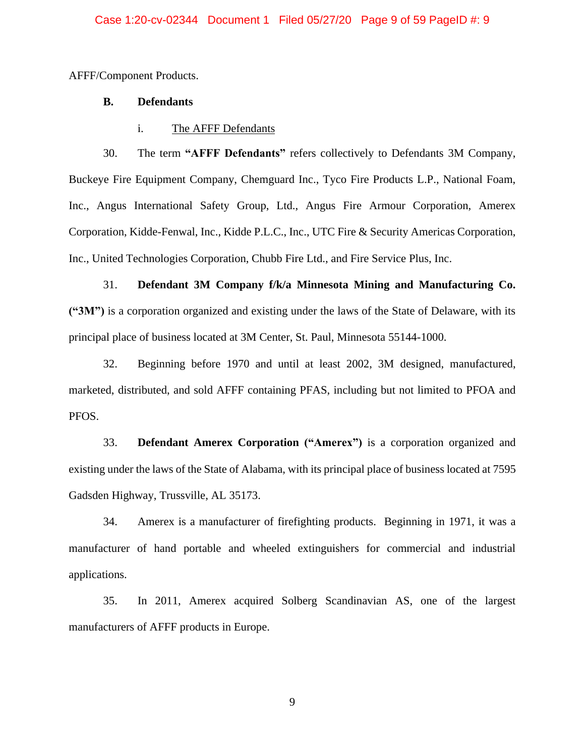AFFF/Component Products.

**B. Defendants**

i. The AFFF Defendants

30. The term **"AFFF Defendants"** refers collectively to Defendants 3M Company, Buckeye Fire Equipment Company, Chemguard Inc., Tyco Fire Products L.P., National Foam, Inc., Angus International Safety Group, Ltd., Angus Fire Armour Corporation, Amerex Corporation, Kidde-Fenwal, Inc., Kidde P.L.C., Inc., UTC Fire & Security Americas Corporation, Inc., United Technologies Corporation, Chubb Fire Ltd., and Fire Service Plus, Inc.

31. **Defendant 3M Company f/k/a Minnesota Mining and Manufacturing Co. ("3M")** is a corporation organized and existing under the laws of the State of Delaware, with its principal place of business located at 3M Center, St. Paul, Minnesota 55144-1000.

32. Beginning before 1970 and until at least 2002, 3M designed, manufactured, marketed, distributed, and sold AFFF containing PFAS, including but not limited to PFOA and PFOS.

33. **Defendant Amerex Corporation ("Amerex")** is a corporation organized and existing under the laws of the State of Alabama, with its principal place of business located at 7595 Gadsden Highway, Trussville, AL 35173.

34. Amerex is a manufacturer of firefighting products. Beginning in 1971, it was a manufacturer of hand portable and wheeled extinguishers for commercial and industrial applications.

35. In 2011, Amerex acquired Solberg Scandinavian AS, one of the largest manufacturers of AFFF products in Europe.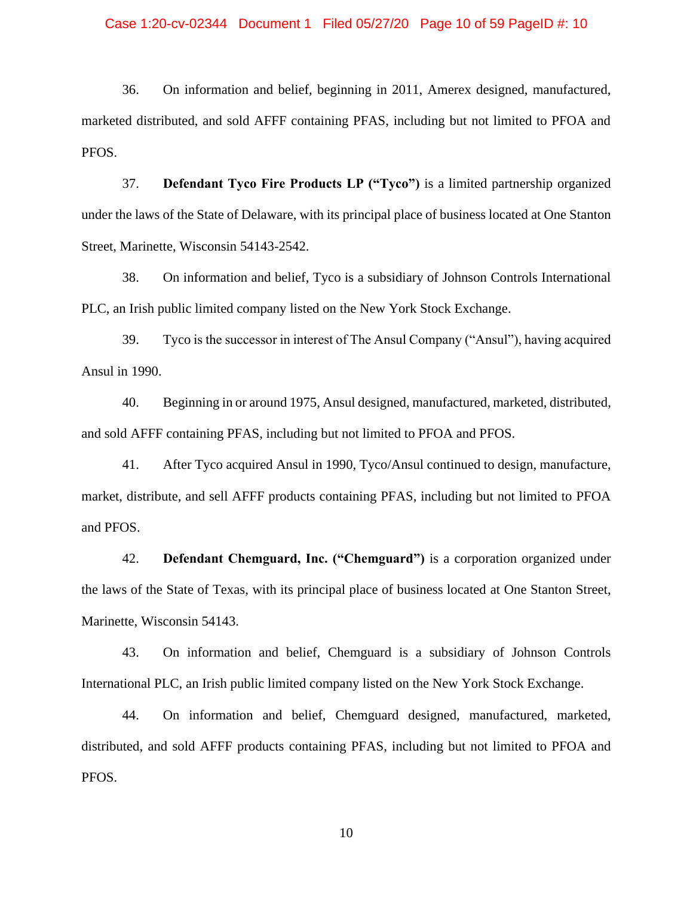36. On information and belief, beginning in 2011, Amerex designed, manufactured, marketed distributed, and sold AFFF containing PFAS, including but not limited to PFOA and PFOS.

37. **Defendant Tyco Fire Products LP ("Tyco")** is a limited partnership organized under the laws of the State of Delaware, with its principal place of business located at One Stanton Street, Marinette, Wisconsin 54143-2542.

38. On information and belief, Tyco is a subsidiary of Johnson Controls International PLC, an Irish public limited company listed on the New York Stock Exchange.

39. Tyco is the successor in interest of The Ansul Company ("Ansul"), having acquired Ansul in 1990.

40. Beginning in or around 1975, Ansul designed, manufactured, marketed, distributed, and sold AFFF containing PFAS, including but not limited to PFOA and PFOS.

41. After Tyco acquired Ansul in 1990, Tyco/Ansul continued to design, manufacture, market, distribute, and sell AFFF products containing PFAS, including but not limited to PFOA and PFOS.

42. **Defendant Chemguard, Inc. ("Chemguard")** is a corporation organized under the laws of the State of Texas, with its principal place of business located at One Stanton Street, Marinette, Wisconsin 54143.

43. On information and belief, Chemguard is a subsidiary of Johnson Controls International PLC, an Irish public limited company listed on the New York Stock Exchange.

44. On information and belief, Chemguard designed, manufactured, marketed, distributed, and sold AFFF products containing PFAS, including but not limited to PFOA and PFOS.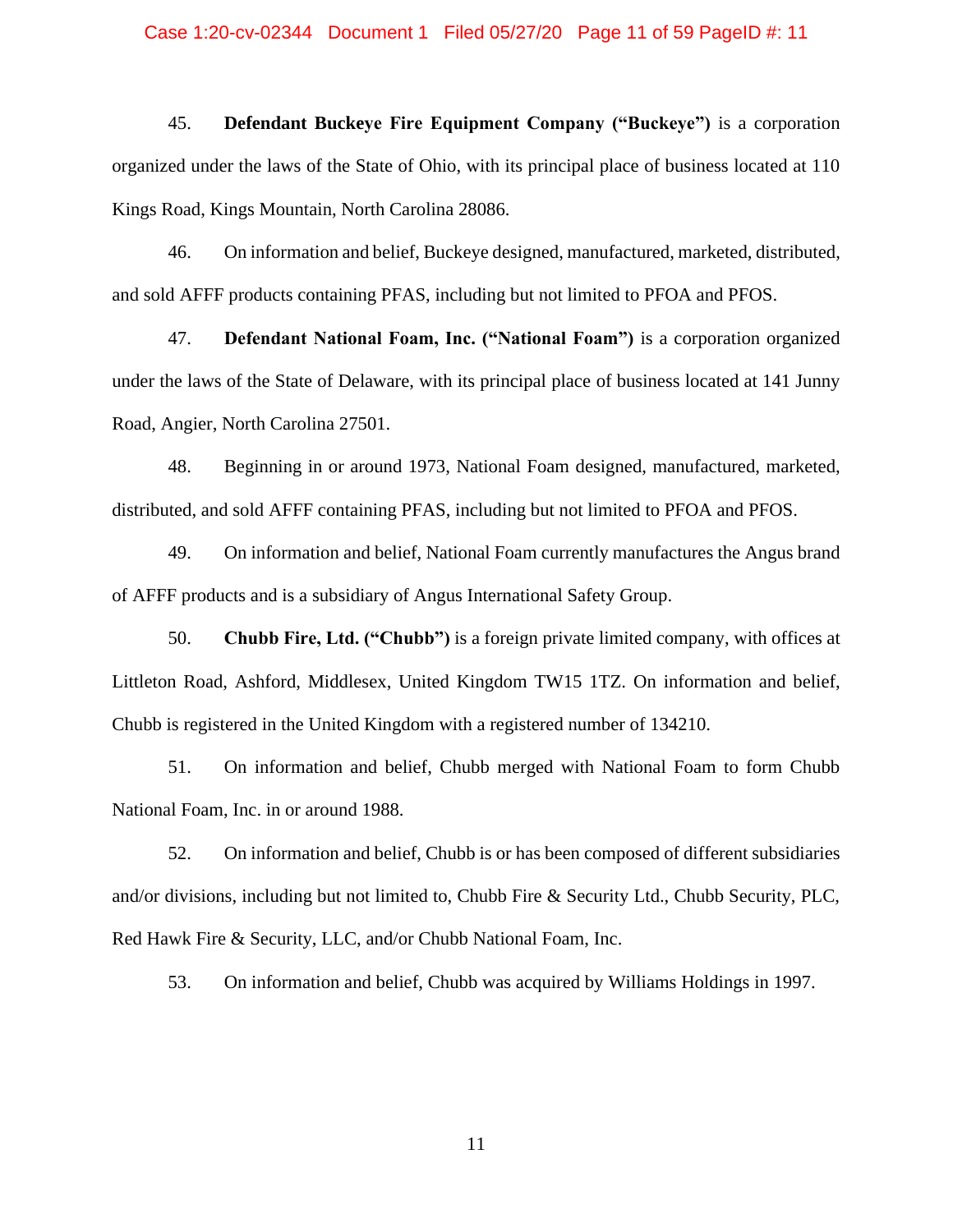45. **Defendant Buckeye Fire Equipment Company ("Buckeye")** is a corporation organized under the laws of the State of Ohio, with its principal place of business located at 110 Kings Road, Kings Mountain, North Carolina 28086.

46. On information and belief, Buckeye designed, manufactured, marketed, distributed, and sold AFFF products containing PFAS, including but not limited to PFOA and PFOS.

47. **Defendant National Foam, Inc. ("National Foam")** is a corporation organized under the laws of the State of Delaware, with its principal place of business located at 141 Junny Road, Angier, North Carolina 27501.

48. Beginning in or around 1973, National Foam designed, manufactured, marketed, distributed, and sold AFFF containing PFAS, including but not limited to PFOA and PFOS.

49. On information and belief, National Foam currently manufactures the Angus brand of AFFF products and is a subsidiary of Angus International Safety Group.

50. **Chubb Fire, Ltd. ("Chubb")** is a foreign private limited company, with offices at Littleton Road, Ashford, Middlesex, United Kingdom TW15 1TZ. On information and belief, Chubb is registered in the United Kingdom with a registered number of 134210.

51. On information and belief, Chubb merged with National Foam to form Chubb National Foam, Inc. in or around 1988.

52. On information and belief, Chubb is or has been composed of different subsidiaries and/or divisions, including but not limited to, Chubb Fire & Security Ltd., Chubb Security, PLC, Red Hawk Fire & Security, LLC, and/or Chubb National Foam, Inc.

53. On information and belief, Chubb was acquired by Williams Holdings in 1997.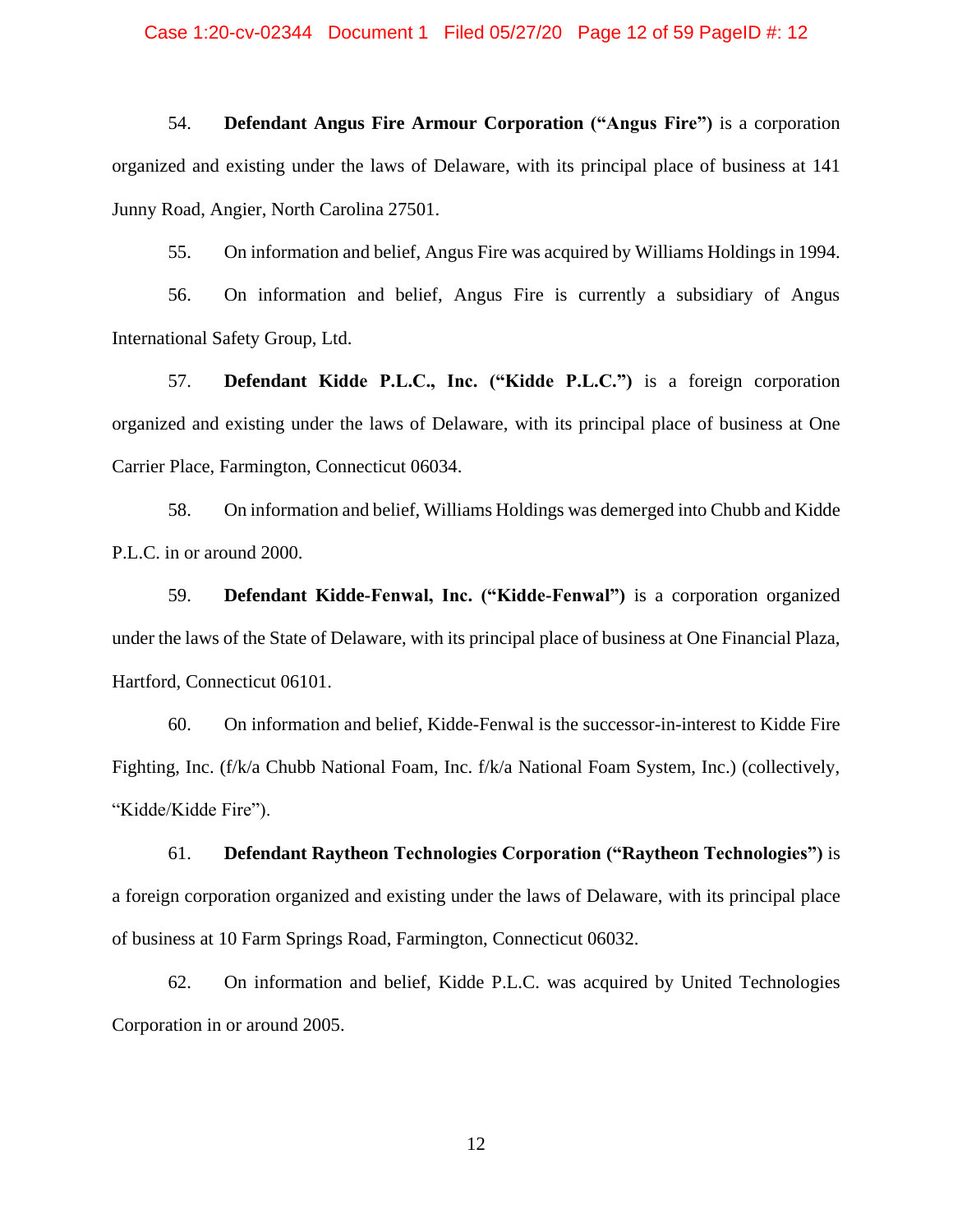54. **Defendant Angus Fire Armour Corporation ("Angus Fire")** is a corporation organized and existing under the laws of Delaware, with its principal place of business at 141 Junny Road, Angier, North Carolina 27501.

55. On information and belief, Angus Fire was acquired by Williams Holdings in 1994.

56. On information and belief, Angus Fire is currently a subsidiary of Angus International Safety Group, Ltd.

57. **Defendant Kidde P.L.C., Inc. ("Kidde P.L.C.")** is a foreign corporation organized and existing under the laws of Delaware, with its principal place of business at One Carrier Place, Farmington, Connecticut 06034.

58. On information and belief, Williams Holdings was demerged into Chubb and Kidde P.L.C. in or around 2000.

59. **Defendant Kidde-Fenwal, Inc. ("Kidde-Fenwal")** is a corporation organized under the laws of the State of Delaware, with its principal place of business at One Financial Plaza, Hartford, Connecticut 06101.

60. On information and belief, Kidde-Fenwal is the successor-in-interest to Kidde Fire Fighting, Inc. (f/k/a Chubb National Foam, Inc. f/k/a National Foam System, Inc.) (collectively, "Kidde/Kidde Fire").

61. **Defendant Raytheon Technologies Corporation ("Raytheon Technologies")** is a foreign corporation organized and existing under the laws of Delaware, with its principal place of business at 10 Farm Springs Road, Farmington, Connecticut 06032.

62. On information and belief, Kidde P.L.C. was acquired by United Technologies Corporation in or around 2005.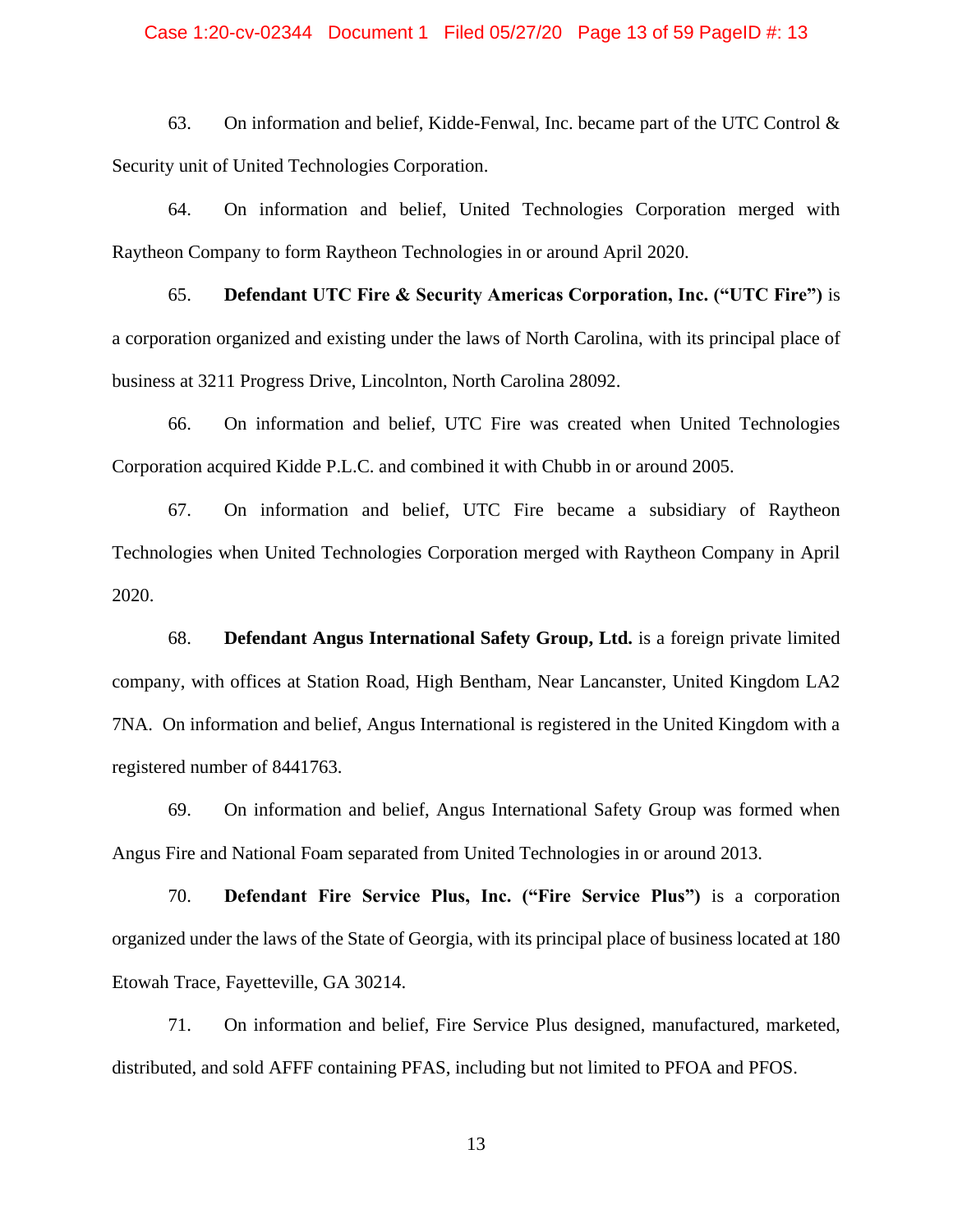63. On information and belief, Kidde-Fenwal, Inc. became part of the UTC Control & Security unit of United Technologies Corporation.

64. On information and belief, United Technologies Corporation merged with Raytheon Company to form Raytheon Technologies in or around April 2020.

65. **Defendant UTC Fire & Security Americas Corporation, Inc. ("UTC Fire")** is a corporation organized and existing under the laws of North Carolina, with its principal place of business at 3211 Progress Drive, Lincolnton, North Carolina 28092.

66. On information and belief, UTC Fire was created when United Technologies Corporation acquired Kidde P.L.C. and combined it with Chubb in or around 2005.

67. On information and belief, UTC Fire became a subsidiary of Raytheon Technologies when United Technologies Corporation merged with Raytheon Company in April 2020.

68. **Defendant Angus International Safety Group, Ltd.** is a foreign private limited company, with offices at Station Road, High Bentham, Near Lancanster, United Kingdom LA2 7NA. On information and belief, Angus International is registered in the United Kingdom with a registered number of 8441763.

69. On information and belief, Angus International Safety Group was formed when Angus Fire and National Foam separated from United Technologies in or around 2013.

70. **Defendant Fire Service Plus, Inc. ("Fire Service Plus")** is a corporation organized under the laws of the State of Georgia, with its principal place of business located at 180 Etowah Trace, Fayetteville, GA 30214.

71. On information and belief, Fire Service Plus designed, manufactured, marketed, distributed, and sold AFFF containing PFAS, including but not limited to PFOA and PFOS.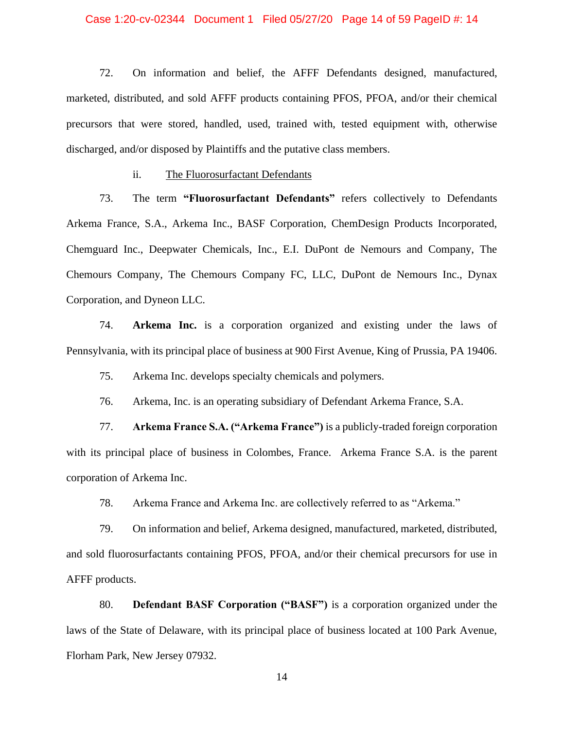72. On information and belief, the AFFF Defendants designed, manufactured, marketed, distributed, and sold AFFF products containing PFOS, PFOA, and/or their chemical precursors that were stored, handled, used, trained with, tested equipment with, otherwise discharged, and/or disposed by Plaintiffs and the putative class members.

ii. The Fluorosurfactant Defendants

73. The term **"Fluorosurfactant Defendants"** refers collectively to Defendants Arkema France, S.A., Arkema Inc., BASF Corporation, ChemDesign Products Incorporated, Chemguard Inc., Deepwater Chemicals, Inc., E.I. DuPont de Nemours and Company, The Chemours Company, The Chemours Company FC, LLC, DuPont de Nemours Inc., Dynax Corporation, and Dyneon LLC.

74. **Arkema Inc.** is a corporation organized and existing under the laws of Pennsylvania, with its principal place of business at 900 First Avenue, King of Prussia, PA 19406.

75. Arkema Inc. develops specialty chemicals and polymers.

76. Arkema, Inc. is an operating subsidiary of Defendant Arkema France, S.A.

77. **Arkema France S.A. ("Arkema France")** is a publicly-traded foreign corporation with its principal place of business in Colombes, France. Arkema France S.A. is the parent corporation of Arkema Inc.

78. Arkema France and Arkema Inc. are collectively referred to as "Arkema."

79. On information and belief, Arkema designed, manufactured, marketed, distributed, and sold fluorosurfactants containing PFOS, PFOA, and/or their chemical precursors for use in AFFF products.

80. **Defendant BASF Corporation ("BASF")** is a corporation organized under the laws of the State of Delaware, with its principal place of business located at 100 Park Avenue, Florham Park, New Jersey 07932.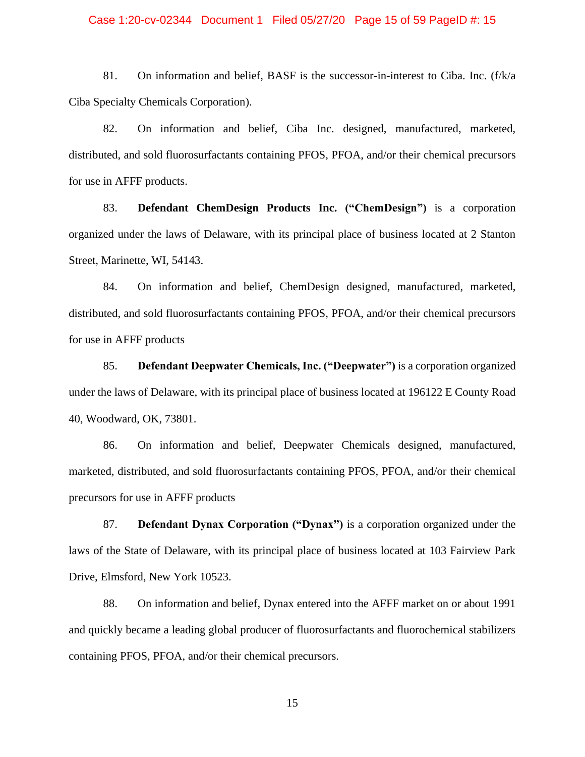81. On information and belief, BASF is the successor-in-interest to Ciba. Inc. (f/k/a Ciba Specialty Chemicals Corporation).

82. On information and belief, Ciba Inc. designed, manufactured, marketed, distributed, and sold fluorosurfactants containing PFOS, PFOA, and/or their chemical precursors for use in AFFF products.

83. **Defendant ChemDesign Products Inc. ("ChemDesign")** is a corporation organized under the laws of Delaware, with its principal place of business located at 2 Stanton Street, Marinette, WI, 54143.

84. On information and belief, ChemDesign designed, manufactured, marketed, distributed, and sold fluorosurfactants containing PFOS, PFOA, and/or their chemical precursors for use in AFFF products

85. **Defendant Deepwater Chemicals, Inc. ("Deepwater")** is a corporation organized under the laws of Delaware, with its principal place of business located at 196122 E County Road 40, Woodward, OK, 73801.

86. On information and belief, Deepwater Chemicals designed, manufactured, marketed, distributed, and sold fluorosurfactants containing PFOS, PFOA, and/or their chemical precursors for use in AFFF products

87. **Defendant Dynax Corporation ("Dynax")** is a corporation organized under the laws of the State of Delaware, with its principal place of business located at 103 Fairview Park Drive, Elmsford, New York 10523.

88. On information and belief, Dynax entered into the AFFF market on or about 1991 and quickly became a leading global producer of fluorosurfactants and fluorochemical stabilizers containing PFOS, PFOA, and/or their chemical precursors.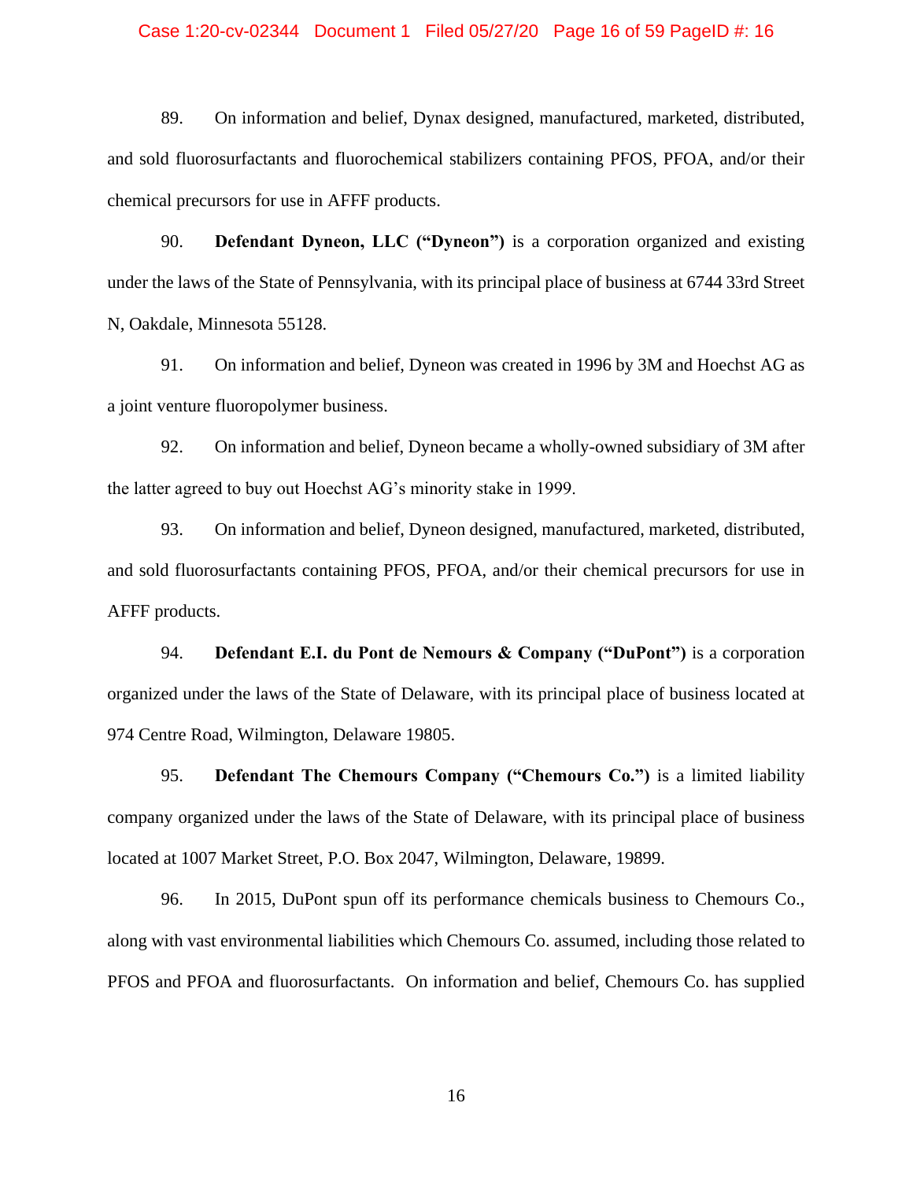89. On information and belief, Dynax designed, manufactured, marketed, distributed, and sold fluorosurfactants and fluorochemical stabilizers containing PFOS, PFOA, and/or their chemical precursors for use in AFFF products.

90. **Defendant Dyneon, LLC ("Dyneon")** is a corporation organized and existing under the laws of the State of Pennsylvania, with its principal place of business at 6744 33rd Street N, Oakdale, Minnesota 55128.

91. On information and belief, Dyneon was created in 1996 by 3M and Hoechst AG as a joint venture fluoropolymer business.

92. On information and belief, Dyneon became a wholly-owned subsidiary of 3M after the latter agreed to buy out Hoechst AG's minority stake in 1999.

93. On information and belief, Dyneon designed, manufactured, marketed, distributed, and sold fluorosurfactants containing PFOS, PFOA, and/or their chemical precursors for use in AFFF products.

94. **Defendant E.I. du Pont de Nemours & Company ("DuPont")** is a corporation organized under the laws of the State of Delaware, with its principal place of business located at 974 Centre Road, Wilmington, Delaware 19805.

95. **Defendant The Chemours Company ("Chemours Co.")** is a limited liability company organized under the laws of the State of Delaware, with its principal place of business located at 1007 Market Street, P.O. Box 2047, Wilmington, Delaware, 19899.

96. In 2015, DuPont spun off its performance chemicals business to Chemours Co., along with vast environmental liabilities which Chemours Co. assumed, including those related to PFOS and PFOA and fluorosurfactants. On information and belief, Chemours Co. has supplied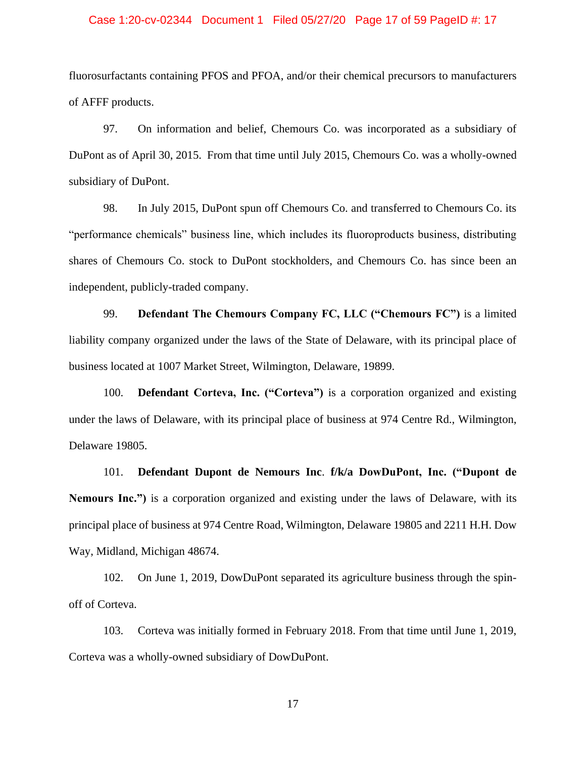fluorosurfactants containing PFOS and PFOA, and/or their chemical precursors to manufacturers of AFFF products.

97. On information and belief, Chemours Co. was incorporated as a subsidiary of DuPont as of April 30, 2015. From that time until July 2015, Chemours Co. was a wholly-owned subsidiary of DuPont.

98. In July 2015, DuPont spun off Chemours Co. and transferred to Chemours Co. its "performance chemicals" business line, which includes its fluoroproducts business, distributing shares of Chemours Co. stock to DuPont stockholders, and Chemours Co. has since been an independent, publicly-traded company.

99. **Defendant The Chemours Company FC, LLC ("Chemours FC")** is a limited liability company organized under the laws of the State of Delaware, with its principal place of business located at 1007 Market Street, Wilmington, Delaware, 19899.

100. **Defendant Corteva, Inc. ("Corteva")** is a corporation organized and existing under the laws of Delaware, with its principal place of business at 974 Centre Rd., Wilmington, Delaware 19805.

101. **Defendant Dupont de Nemours Inc. f/k/a DowDuPont, Inc. ("Dupont de Nemours Inc.")** is a corporation organized and existing under the laws of Delaware, with its principal place of business at 974 Centre Road, Wilmington, Delaware 19805 and 2211 H.H. Dow Way, Midland, Michigan 48674.

102. On June 1, 2019, DowDuPont separated its agriculture business through the spin-off of Corteva.

103. Corteva was initially formed in February 2018. From that time until June 1, 2019, Corteva was a wholly-owned subsidiary of DowDuPont.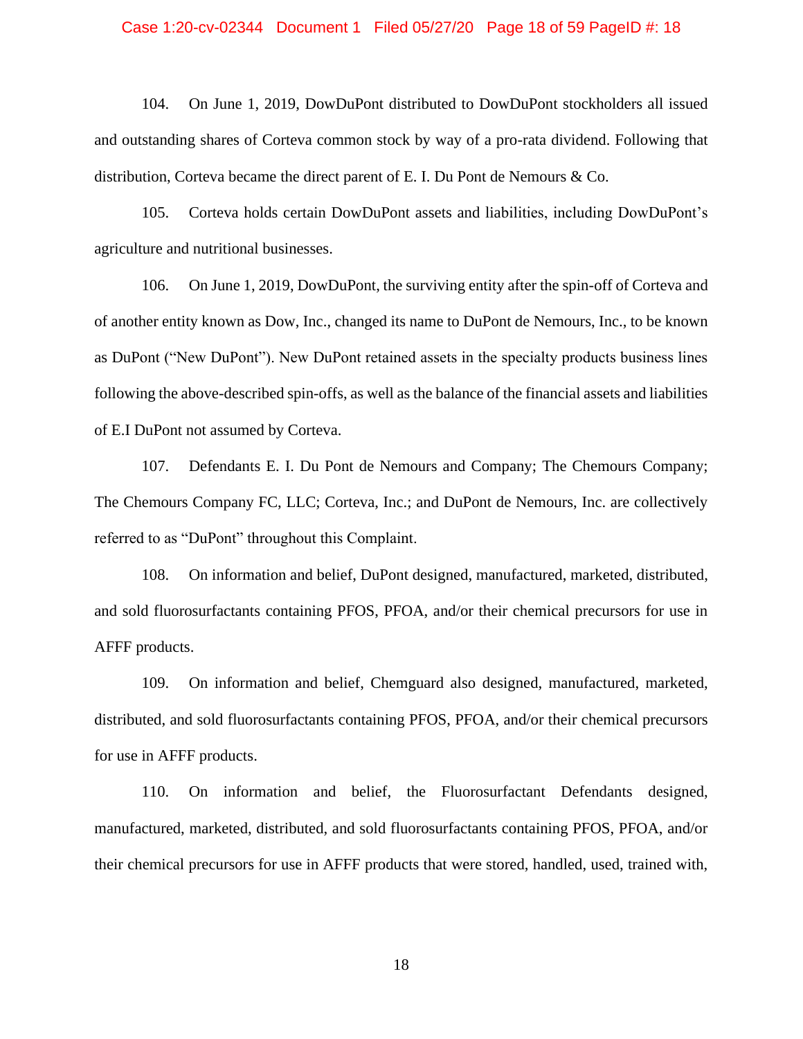104. On June 1, 2019, DowDuPont distributed to DowDuPont stockholders all issued and outstanding shares of Corteva common stock by way of a pro-rata dividend. Following that distribution, Corteva became the direct parent of E. I. Du Pont de Nemours & Co.

105. Corteva holds certain DowDuPont assets and liabilities, including DowDuPont's agriculture and nutritional businesses.

106. On June 1, 2019, DowDuPont, the surviving entity after the spin-off of Corteva and of another entity known as Dow, Inc., changed its name to DuPont de Nemours, Inc., to be known as DuPont ("New DuPont"). New DuPont retained assets in the specialty products business lines following the above-described spin-offs, as well as the balance of the financial assets and liabilities of E.I DuPont not assumed by Corteva.

107. Defendants E. I. Du Pont de Nemours and Company; The Chemours Company; The Chemours Company FC, LLC; Corteva, Inc.; and DuPont de Nemours, Inc. are collectively referred to as "DuPont" throughout this Complaint.

108. On information and belief, DuPont designed, manufactured, marketed, distributed, and sold fluorosurfactants containing PFOS, PFOA, and/or their chemical precursors for use in AFFF products.

109. On information and belief, Chemguard also designed, manufactured, marketed, distributed, and sold fluorosurfactants containing PFOS, PFOA, and/or their chemical precursors for use in AFFF products.

110. On information and belief, the Fluorosurfactant Defendants designed, manufactured, marketed, distributed, and sold fluorosurfactants containing PFOS, PFOA, and/or their chemical precursors for use in AFFF products that were stored, handled, used, trained with,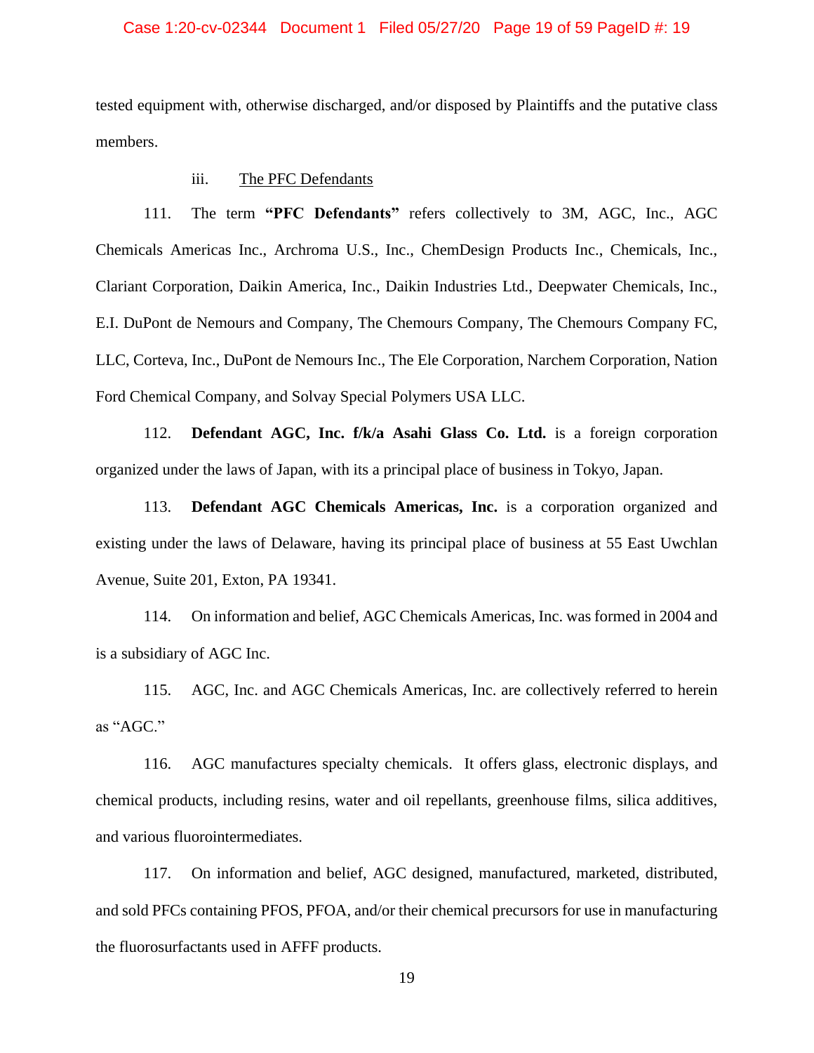tested equipment with, otherwise discharged, and/or disposed by Plaintiffs and the putative class members.

iii. The PFC Defendants

111. The term **"PFC Defendants"** refers collectively to 3M, AGC, Inc., AGC Chemicals Americas Inc., Archroma U.S., Inc., ChemDesign Products Inc., Chemicals, Inc., Clariant Corporation, Daikin America, Inc., Daikin Industries Ltd., Deepwater Chemicals, Inc., E.I. DuPont de Nemours and Company, The Chemours Company, The Chemours Company FC, LLC, Corteva, Inc., DuPont de Nemours Inc., The Ele Corporation, Narchem Corporation, Nation Ford Chemical Company, and Solvay Special Polymers USA LLC.

112. **Defendant AGC, Inc. f/k/a Asahi Glass Co. Ltd.** is a foreign corporation organized under the laws of Japan, with its a principal place of business in Tokyo, Japan.

113. **Defendant AGC Chemicals Americas, Inc.** is a corporation organized and existing under the laws of Delaware, having its principal place of business at 55 East Uwchlan Avenue, Suite 201, Exton, PA 19341.

114. On information and belief, AGC Chemicals Americas, Inc. was formed in 2004 and is a subsidiary of AGC Inc.

115. AGC, Inc. and AGC Chemicals Americas, Inc. are collectively referred to herein as "AGC."

116. AGC manufactures specialty chemicals. It offers glass, electronic displays, and chemical products, including resins, water and oil repellants, greenhouse films, silica additives, and various fluorointermediates.

117. On information and belief, AGC designed, manufactured, marketed, distributed, and sold PFCs containing PFOS, PFOA, and/or their chemical precursors for use in manufacturing the fluorosurfactants used in AFFF products.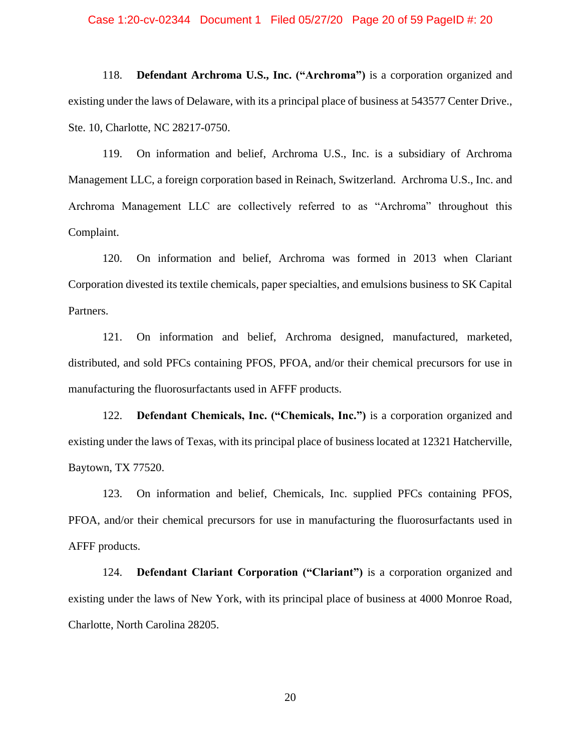118. **Defendant Archroma U.S., Inc. ("Archroma")** is a corporation organized and existing under the laws of Delaware, with its a principal place of business at 543577 Center Drive., Ste. 10, Charlotte, NC 28217-0750.

119. On information and belief, Archroma U.S., Inc. is a subsidiary of Archroma Management LLC, a foreign corporation based in Reinach, Switzerland. Archroma U.S., Inc. and Archroma Management LLC are collectively referred to as "Archroma" throughout this Complaint.

120. On information and belief, Archroma was formed in 2013 when Clariant Corporation divested its textile chemicals, paper specialties, and emulsions business to SK Capital Partners.

121. On information and belief, Archroma designed, manufactured, marketed, distributed, and sold PFCs containing PFOS, PFOA, and/or their chemical precursors for use in manufacturing the fluorosurfactants used in AFFF products.

122. **Defendant Chemicals, Inc. ("Chemicals, Inc.")** is a corporation organized and existing under the laws of Texas, with its principal place of business located at 12321 Hatcherville, Baytown, TX 77520.

123. On information and belief, Chemicals, Inc. supplied PFCs containing PFOS, PFOA, and/or their chemical precursors for use in manufacturing the fluorosurfactants used in AFFF products.

124. **Defendant Clariant Corporation ("Clariant")** is a corporation organized and existing under the laws of New York, with its principal place of business at 4000 Monroe Road, Charlotte, North Carolina 28205.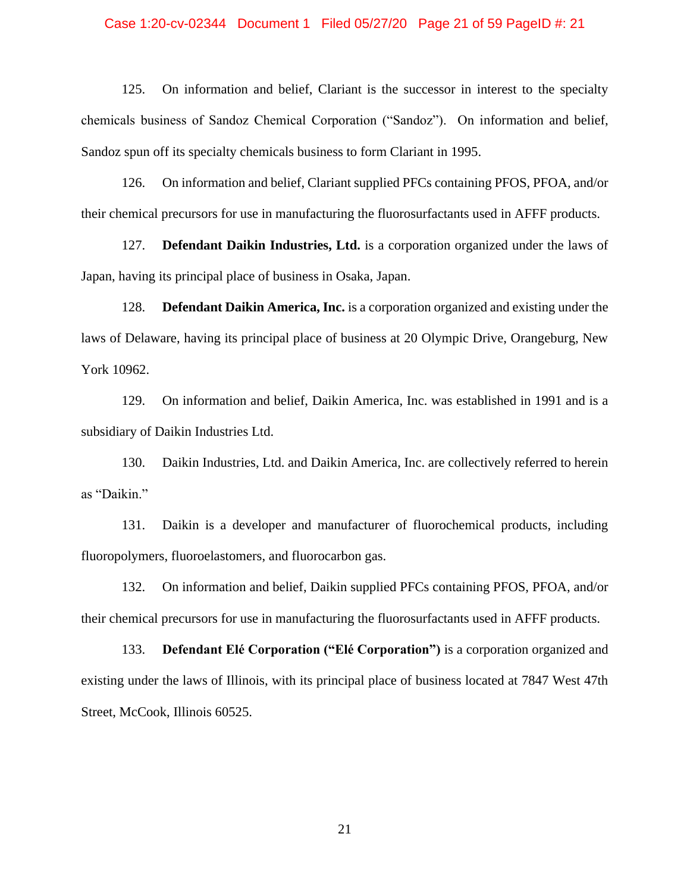125. On information and belief, Clariant is the successor in interest to the specialty chemicals business of Sandoz Chemical Corporation ("Sandoz"). On information and belief, Sandoz spun off its specialty chemicals business to form Clariant in 1995.

126. On information and belief, Clariant supplied PFCs containing PFOS, PFOA, and/or their chemical precursors for use in manufacturing the fluorosurfactants used in AFFF products.

127. **Defendant Daikin Industries, Ltd.** is a corporation organized under the laws of Japan, having its principal place of business in Osaka, Japan.

128. **Defendant Daikin America, Inc.** is a corporation organized and existing under the laws of Delaware, having its principal place of business at 20 Olympic Drive, Orangeburg, New York 10962.

129. On information and belief, Daikin America, Inc. was established in 1991 and is a subsidiary of Daikin Industries Ltd.

130. Daikin Industries, Ltd. and Daikin America, Inc. are collectively referred to herein as "Daikin."

131. Daikin is a developer and manufacturer of fluorochemical products, including fluoropolymers, fluoroelastomers, and fluorocarbon gas.

132. On information and belief, Daikin supplied PFCs containing PFOS, PFOA, and/or their chemical precursors for use in manufacturing the fluorosurfactants used in AFFF products.

133. **Defendant Elé Corporation ("Elé Corporation")** is a corporation organized and existing under the laws of Illinois, with its principal place of business located at 7847 West 47th Street, McCook, Illinois 60525.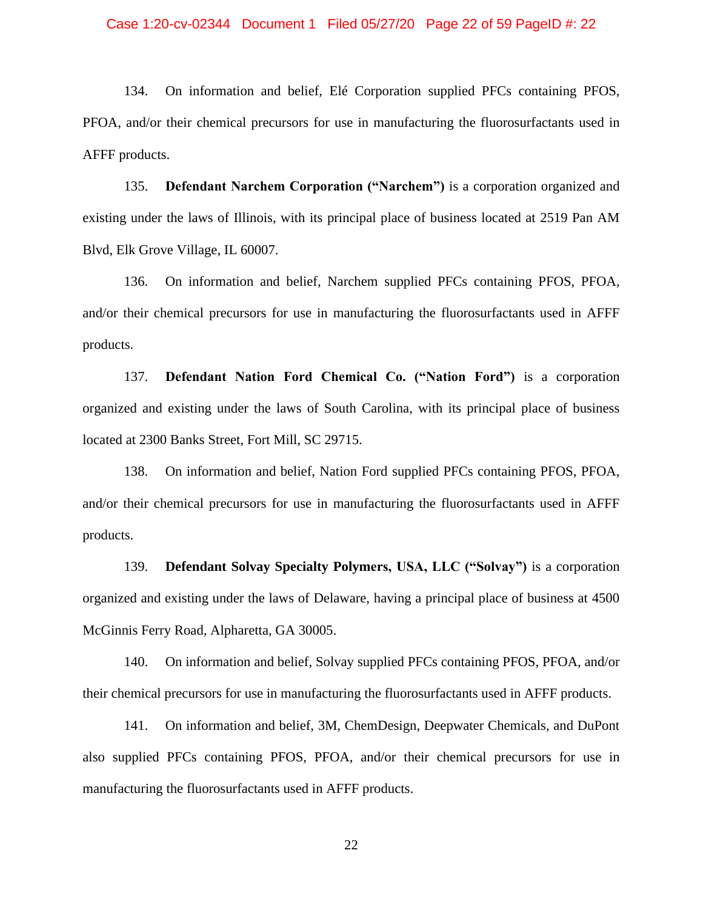134. On information and belief, Elé Corporation supplied PFCs containing PFOS, PFOA, and/or their chemical precursors for use in manufacturing the fluorosurfactants used in AFFF products.

135. **Defendant Narchem Corporation ("Narchem")** is a corporation organized and existing under the laws of Illinois, with its principal place of business located at 2519 Pan AM Blvd, Elk Grove Village, IL 60007.

136. On information and belief, Narchem supplied PFCs containing PFOS, PFOA, and/or their chemical precursors for use in manufacturing the fluorosurfactants used in AFFF products.

137. **Defendant Nation Ford Chemical Co. ("Nation Ford")** is a corporation organized and existing under the laws of South Carolina, with its principal place of business located at 2300 Banks Street, Fort Mill, SC 29715.

138. On information and belief, Nation Ford supplied PFCs containing PFOS, PFOA, and/or their chemical precursors for use in manufacturing the fluorosurfactants used in AFFF products.

139. **Defendant Solvay Specialty Polymers, USA, LLC ("Solvay")** is a corporation organized and existing under the laws of Delaware, having a principal place of business at 4500 McGinnis Ferry Road, Alpharetta, GA 30005.

140. On information and belief, Solvay supplied PFCs containing PFOS, PFOA, and/or their chemical precursors for use in manufacturing the fluorosurfactants used in AFFF products.

141. On information and belief, 3M, ChemDesign, Deepwater Chemicals, and DuPont also supplied PFCs containing PFOS, PFOA, and/or their chemical precursors for use in manufacturing the fluorosurfactants used in AFFF products.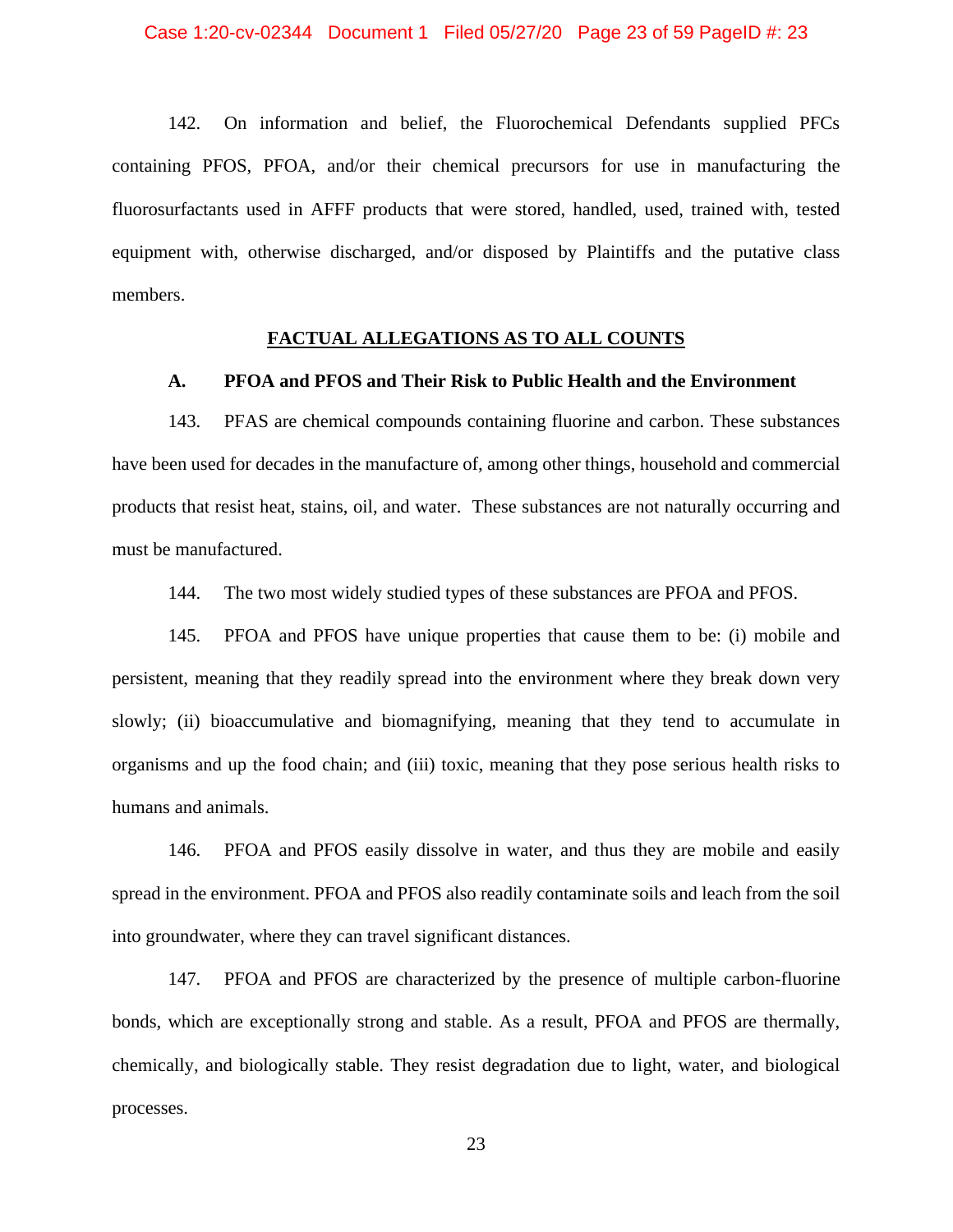142. On information and belief, the Fluorochemical Defendants supplied PFCs containing PFOS, PFOA, and/or their chemical precursors for use in manufacturing the fluorosurfactants used in AFFF products that were stored, handled, used, trained with, tested equipment with, otherwise discharged, and/or disposed by Plaintiffs and the putative class members.

## FACTUAL ALLEGATIONS AS TO ALL COUNTS

### A. PFOA and PFOS and Their Risk to Public Health and the Environment

143. PFAS are chemical compounds containing fluorine and carbon. These substances have been used for decades in the manufacture of, among other things, household and commercial products that resist heat, stains, oil, and water. These substances are not naturally occurring and must be manufactured.

144. The two most widely studied types of these substances are PFOA and PFOS.

145. PFOA and PFOS have unique properties that cause them to be: (i) mobile and persistent, meaning that they readily spread into the environment where they break down very slowly; (ii) bioaccumulative and biomagnifying, meaning that they tend to accumulate in organisms and up the food chain; and (iii) toxic, meaning that they pose serious health risks to humans and animals.

146. PFOA and PFOS easily dissolve in water, and thus they are mobile and easily spread in the environment. PFOA and PFOS also readily contaminate soils and leach from the soil into groundwater, where they can travel significant distances.

147. PFOA and PFOS are characterized by the presence of multiple carbon-fluorine bonds, which are exceptionally strong and stable. As a result, PFOA and PFOS are thermally, chemically, and biologically stable. They resist degradation due to light, water, and biological processes.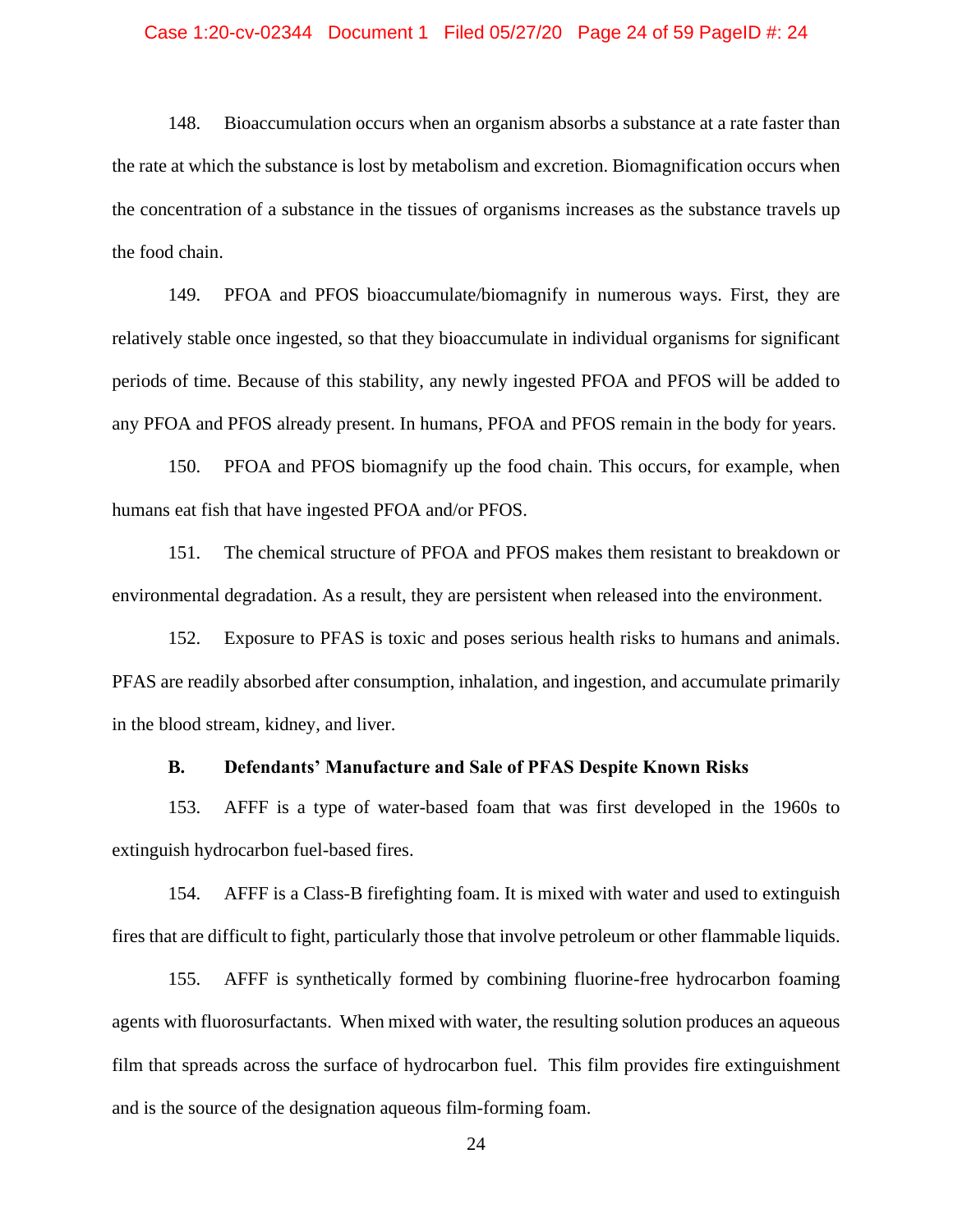148. Bioaccumulation occurs when an organism absorbs a substance at a rate faster than the rate at which the substance is lost by metabolism and excretion. Biomagnification occurs when the concentration of a substance in the tissues of organisms increases as the substance travels up the food chain.

149. PFOA and PFOS bioaccumulate/biomagnify in numerous ways. First, they are relatively stable once ingested, so that they bioaccumulate in individual organisms for significant periods of time. Because of this stability, any newly ingested PFOA and PFOS will be added to any PFOA and PFOS already present. In humans, PFOA and PFOS remain in the body for years.

150. PFOA and PFOS biomagnify up the food chain. This occurs, for example, when humans eat fish that have ingested PFOA and/or PFOS.

151. The chemical structure of PFOA and PFOS makes them resistant to breakdown or environmental degradation. As a result, they are persistent when released into the environment.

152. Exposure to PFAS is toxic and poses serious health risks to humans and animals. PFAS are readily absorbed after consumption, inhalation, and ingestion, and accumulate primarily in the blood stream, kidney, and liver.

### B. Defendants' Manufacture and Sale of PFAS Despite Known Risks

153. AFFF is a type of water-based foam that was first developed in the 1960s to extinguish hydrocarbon fuel-based fires.

154. AFFF is a Class-B firefighting foam. It is mixed with water and used to extinguish fires that are difficult to fight, particularly those that involve petroleum or other flammable liquids.

155. AFFF is synthetically formed by combining fluorine-free hydrocarbon foaming agents with fluorosurfactants. When mixed with water, the resulting solution produces an aqueous film that spreads across the surface of hydrocarbon fuel. This film provides fire extinguishment and is the source of the designation aqueous film-forming foam.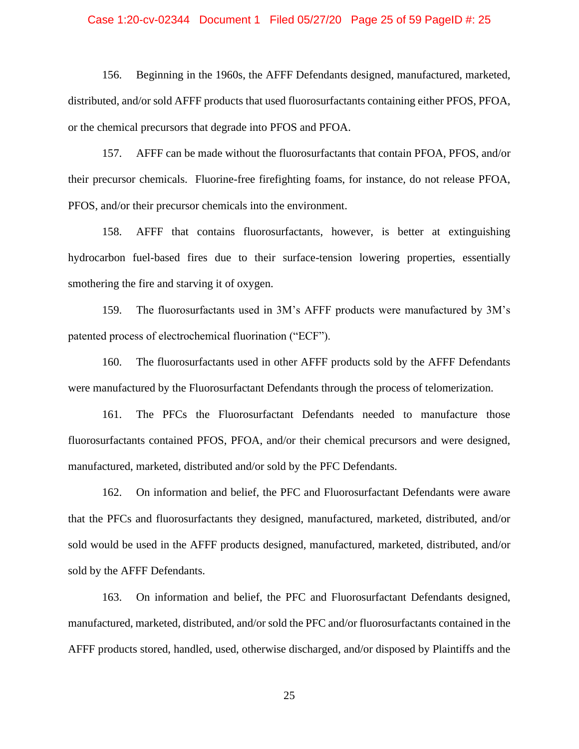156. Beginning in the 1960s, the AFFF Defendants designed, manufactured, marketed, distributed, and/or sold AFFF products that used fluorosurfactants containing either PFOS, PFOA, or the chemical precursors that degrade into PFOS and PFOA.

157. AFFF can be made without the fluorosurfactants that contain PFOA, PFOS, and/or their precursor chemicals. Fluorine-free firefighting foams, for instance, do not release PFOA, PFOS, and/or their precursor chemicals into the environment.

158. AFFF that contains fluorosurfactants, however, is better at extinguishing hydrocarbon fuel-based fires due to their surface-tension lowering properties, essentially smothering the fire and starving it of oxygen.

159. The fluorosurfactants used in 3M's AFFF products were manufactured by 3M's patented process of electrochemical fluorination ("ECF").

160. The fluorosurfactants used in other AFFF products sold by the AFFF Defendants were manufactured by the Fluorosurfactant Defendants through the process of telomerization.

161. The PFCs the Fluorosurfactant Defendants needed to manufacture those fluorosurfactants contained PFOS, PFOA, and/or their chemical precursors and were designed, manufactured, marketed, distributed and/or sold by the PFC Defendants.

162. On information and belief, the PFC and Fluorosurfactant Defendants were aware that the PFCs and fluorosurfactants they designed, manufactured, marketed, distributed, and/or sold would be used in the AFFF products designed, manufactured, marketed, distributed, and/or sold by the AFFF Defendants.

163. On information and belief, the PFC and Fluorosurfactant Defendants designed, manufactured, marketed, distributed, and/or sold the PFC and/or fluorosurfactants contained in the AFFF products stored, handled, used, otherwise discharged, and/or disposed by Plaintiffs and the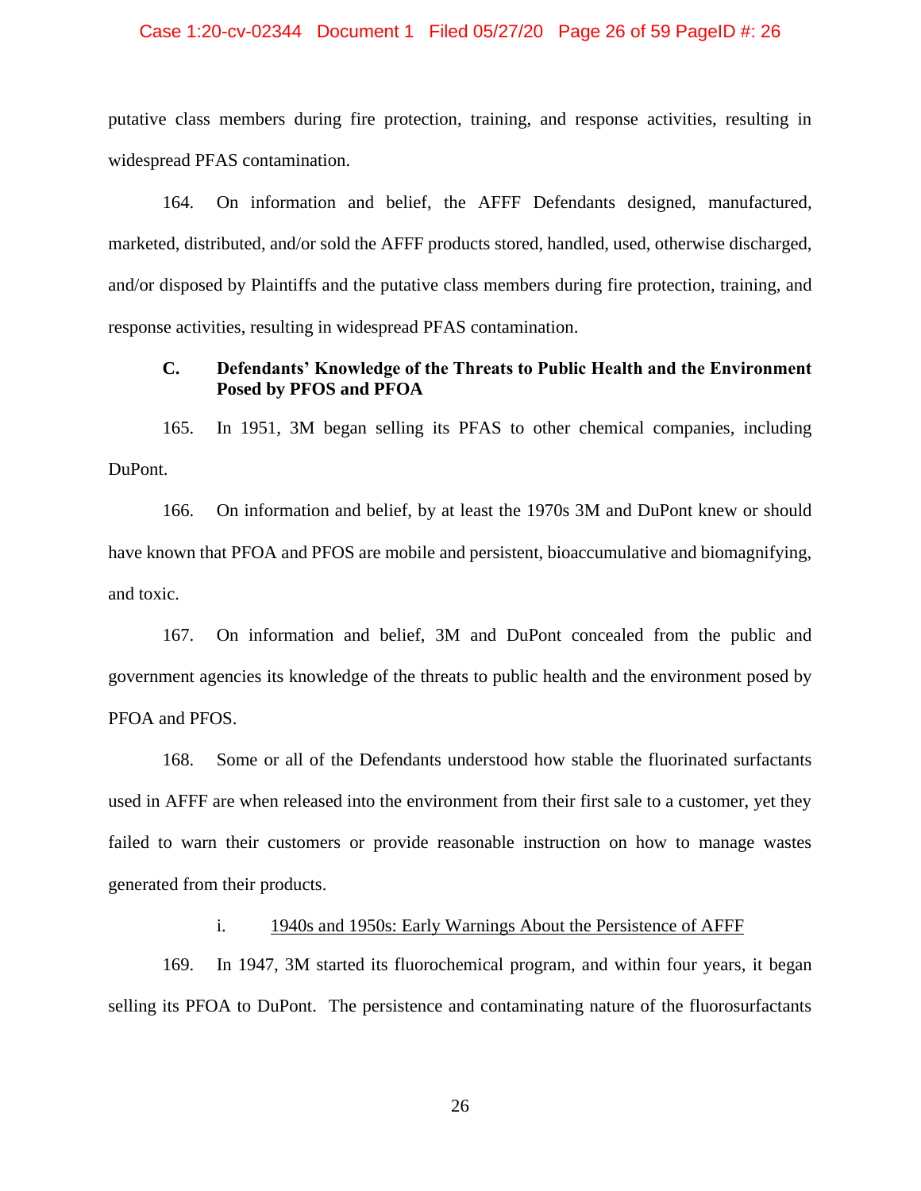putative class members during fire protection, training, and response activities, resulting in widespread PFAS contamination.

164. On information and belief, the AFFF Defendants designed, manufactured, marketed, distributed, and/or sold the AFFF products stored, handled, used, otherwise discharged, and/or disposed by Plaintiffs and the putative class members during fire protection, training, and response activities, resulting in widespread PFAS contamination.

### C. Defendants' Knowledge of the Threats to Public Health and the Environment Posed by PFOS and PFOA

165. In 1951, 3M began selling its PFAS to other chemical companies, including DuPont.

166. On information and belief, by at least the 1970s 3M and DuPont knew or should have known that PFOA and PFOS are mobile and persistent, bioaccumulative and biomagnifying, and toxic.

167. On information and belief, 3M and DuPont concealed from the public and government agencies its knowledge of the threats to public health and the environment posed by PFOA and PFOS.

168. Some or all of the Defendants understood how stable the fluorinated surfactants used in AFFF are when released into the environment from their first sale to a customer, yet they failed to warn their customers or provide reasonable instruction on how to manage wastes generated from their products.

#### i. 1940s and 1950s: Early Warnings About the Persistence of AFFF

169. In 1947, 3M started its fluorochemical program, and within four years, it began selling its PFOA to DuPont. The persistence and contaminating nature of the fluorosurfactants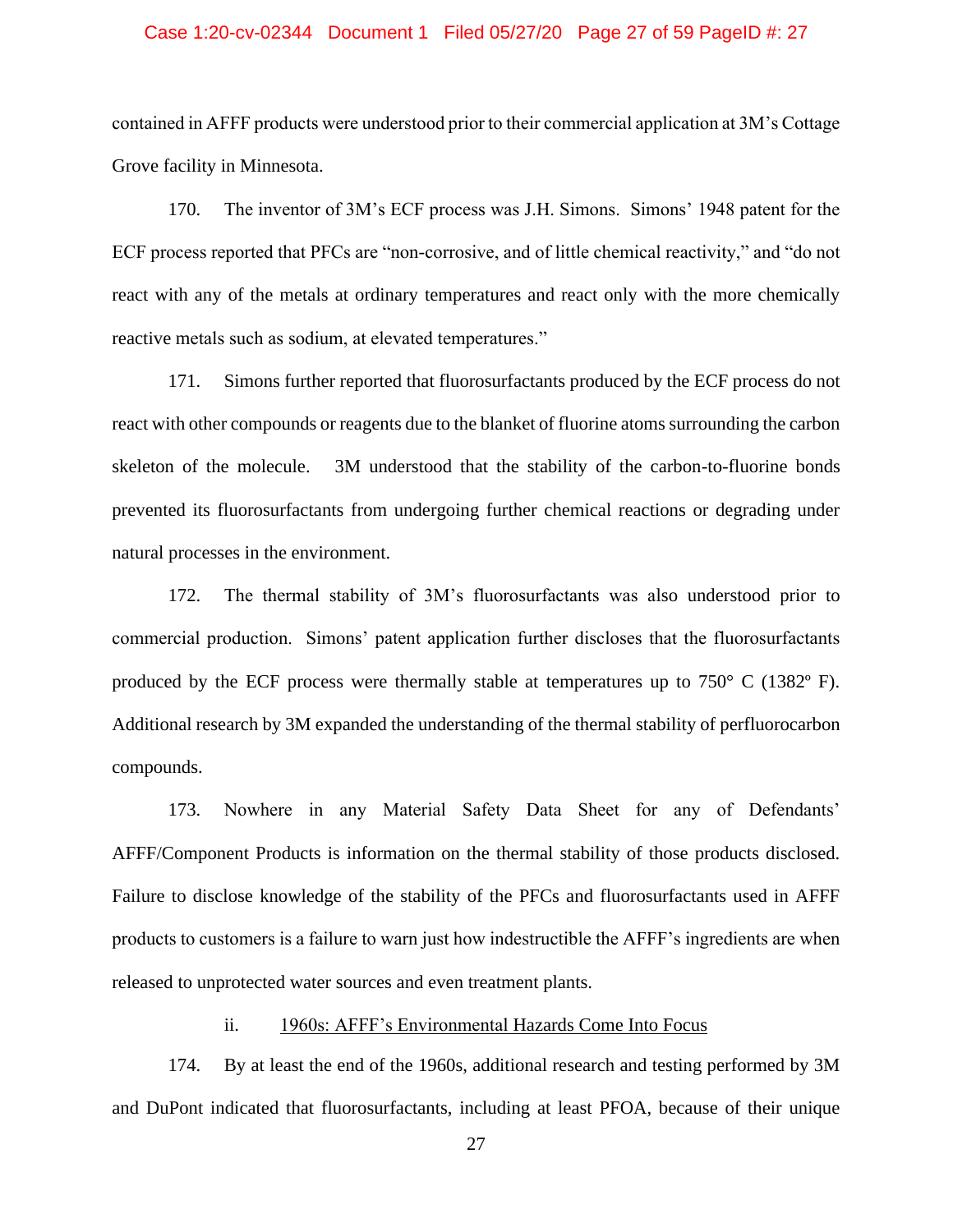contained in AFFF products were understood prior to their commercial application at 3M's Cottage Grove facility in Minnesota.

170. The inventor of 3M's ECF process was J.H. Simons. Simons' 1948 patent for the ECF process reported that PFCs are "non-corrosive, and of little chemical reactivity," and "do not react with any of the metals at ordinary temperatures and react only with the more chemically reactive metals such as sodium, at elevated temperatures."

171. Simons further reported that fluorosurfactants produced by the ECF process do not react with other compounds or reagents due to the blanket of fluorine atoms surrounding the carbon skeleton of the molecule. 3M understood that the stability of the carbon-to-fluorine bonds prevented its fluorosurfactants from undergoing further chemical reactions or degrading under natural processes in the environment.

172. The thermal stability of 3M's fluorosurfactants was also understood prior to commercial production. Simons' patent application further discloses that the fluorosurfactants produced by the ECF process were thermally stable at temperatures up to 750° C (1382º F). Additional research by 3M expanded the understanding of the thermal stability of perfluorocarbon compounds.

173. Nowhere in any Material Safety Data Sheet for any of Defendants' AFFF/Component Products is information on the thermal stability of those products disclosed. Failure to disclose knowledge of the stability of the PFCs and fluorosurfactants used in AFFF products to customers is a failure to warn just how indestructible the AFFF's ingredients are when released to unprotected water sources and even treatment plants.

ii. 1960s: AFFF's Environmental Hazards Come Into Focus

174. By at least the end of the 1960s, additional research and testing performed by 3M and DuPont indicated that fluorosurfactants, including at least PFOA, because of their unique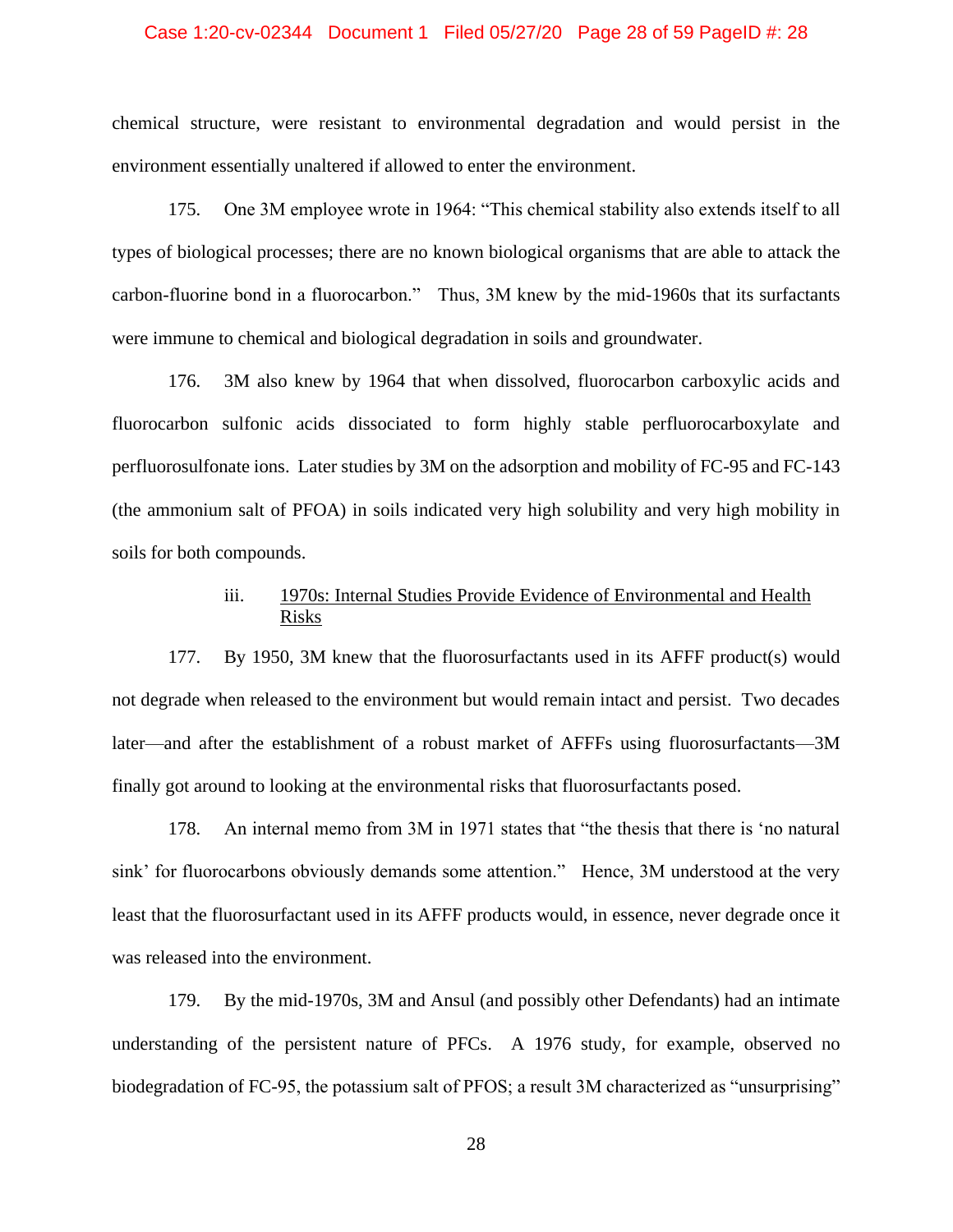chemical structure, were resistant to environmental degradation and would persist in the environment essentially unaltered if allowed to enter the environment.

175. One 3M employee wrote in 1964: "This chemical stability also extends itself to all types of biological processes; there are no known biological organisms that are able to attack the carbon-fluorine bond in a fluorocarbon." Thus, 3M knew by the mid-1960s that its surfactants were immune to chemical and biological degradation in soils and groundwater.

176. 3M also knew by 1964 that when dissolved, fluorocarbon carboxylic acids and fluorocarbon sulfonic acids dissociated to form highly stable perfluorocarboxylate and perfluorosulfonate ions. Later studies by 3M on the adsorption and mobility of FC-95 and FC-143 (the ammonium salt of PFOA) in soils indicated very high solubility and very high mobility in soils for both compounds.

iii. <u>1970s: Internal Studies Provide Evidence of Environmental and Health Risks</u>

177. By 1950, 3M knew that the fluorosurfactants used in its AFFF product(s) would not degrade when released to the environment but would remain intact and persist. Two decades later—and after the establishment of a robust market of AFFFs using fluorosurfactants—3M finally got around to looking at the environmental risks that fluorosurfactants posed.

178. An internal memo from 3M in 1971 states that "the thesis that there is 'no natural sink' for fluorocarbons obviously demands some attention." Hence, 3M understood at the very least that the fluorosurfactant used in its AFFF products would, in essence, never degrade once it was released into the environment.

179. By the mid-1970s, 3M and Ansul (and possibly other Defendants) had an intimate understanding of the persistent nature of PFCs. A 1976 study, for example, observed no biodegradation of FC-95, the potassium salt of PFOS; a result 3M characterized as "unsurprising"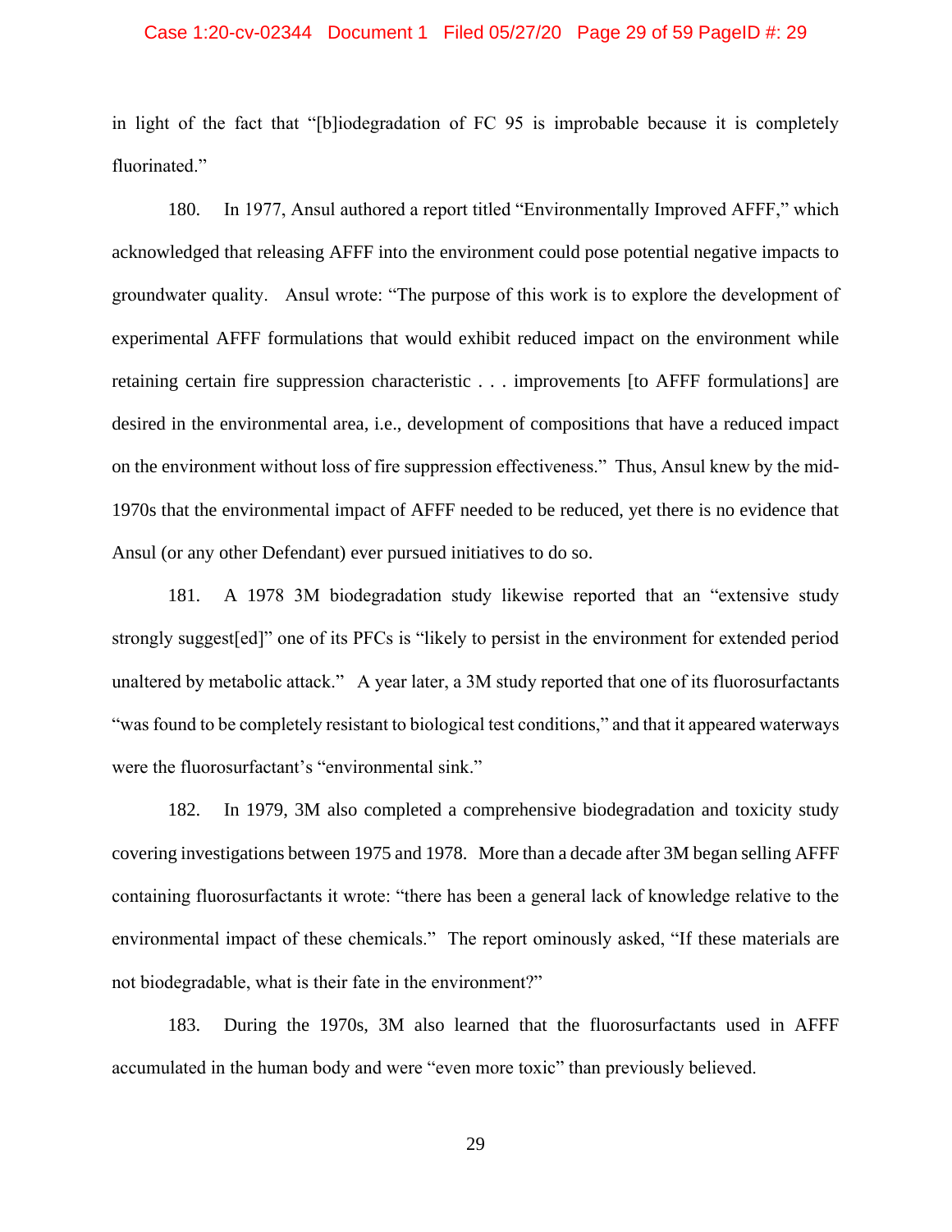in light of the fact that "[b]iodegradation of FC 95 is improbable because it is completely fluorinated."

180. In 1977, Ansul authored a report titled "Environmentally Improved AFFF," which acknowledged that releasing AFFF into the environment could pose potential negative impacts to groundwater quality. Ansul wrote: "The purpose of this work is to explore the development of experimental AFFF formulations that would exhibit reduced impact on the environment while retaining certain fire suppression characteristic . . . improvements [to AFFF formulations] are desired in the environmental area, i.e., development of compositions that have a reduced impact on the environment without loss of fire suppression effectiveness." Thus, Ansul knew by the mid-1970s that the environmental impact of AFFF needed to be reduced, yet there is no evidence that Ansul (or any other Defendant) ever pursued initiatives to do so.

181. A 1978 3M biodegradation study likewise reported that an "extensive study strongly suggest[ed]" one of its PFCs is "likely to persist in the environment for extended period unaltered by metabolic attack." A year later, a 3M study reported that one of its fluorosurfactants "was found to be completely resistant to biological test conditions," and that it appeared waterways were the fluorosurfactant's "environmental sink."

182. In 1979, 3M also completed a comprehensive biodegradation and toxicity study covering investigations between 1975 and 1978. More than a decade after 3M began selling AFFF containing fluorosurfactants it wrote: "there has been a general lack of knowledge relative to the environmental impact of these chemicals." The report ominously asked, "If these materials are not biodegradable, what is their fate in the environment?"

183. During the 1970s, 3M also learned that the fluorosurfactants used in AFFF accumulated in the human body and were "even more toxic" than previously believed.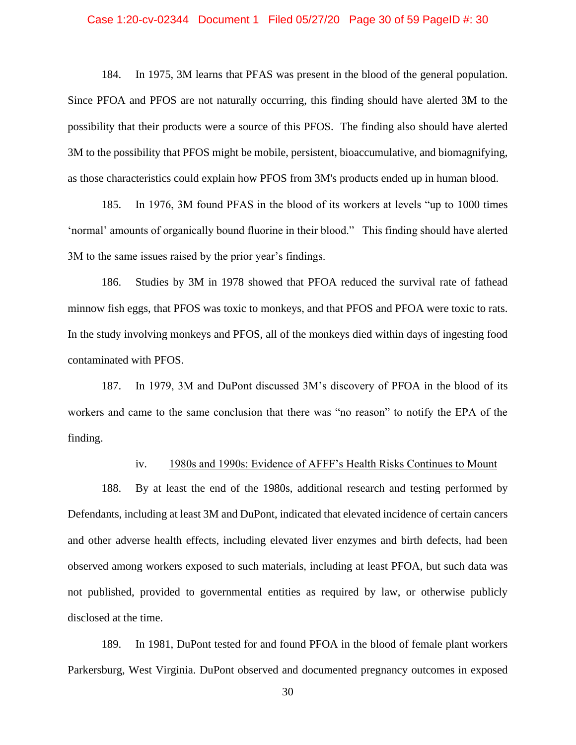184. In 1975, 3M learns that PFAS was present in the blood of the general population. Since PFOA and PFOS are not naturally occurring, this finding should have alerted 3M to the possibility that their products were a source of this PFOS. The finding also should have alerted 3M to the possibility that PFOS might be mobile, persistent, bioaccumulative, and biomagnifying, as those characteristics could explain how PFOS from 3M's products ended up in human blood.

185. In 1976, 3M found PFAS in the blood of its workers at levels "up to 1000 times 'normal' amounts of organically bound fluorine in their blood." This finding should have alerted 3M to the same issues raised by the prior year's findings.

186. Studies by 3M in 1978 showed that PFOA reduced the survival rate of fathead minnow fish eggs, that PFOS was toxic to monkeys, and that PFOS and PFOA were toxic to rats. In the study involving monkeys and PFOS, all of the monkeys died within days of ingesting food contaminated with PFOS.

187. In 1979, 3M and DuPont discussed 3M's discovery of PFOA in the blood of its workers and came to the same conclusion that there was "no reason" to notify the EPA of the finding.

iv. <u>1980s and 1990s: Evidence of AFFF's Health Risks Continues to Mount</u>

188. By at least the end of the 1980s, additional research and testing performed by Defendants, including at least 3M and DuPont, indicated that elevated incidence of certain cancers and other adverse health effects, including elevated liver enzymes and birth defects, had been observed among workers exposed to such materials, including at least PFOA, but such data was not published, provided to governmental entities as required by law, or otherwise publicly disclosed at the time.

189. In 1981, DuPont tested for and found PFOA in the blood of female plant workers Parkersburg, West Virginia. DuPont observed and documented pregnancy outcomes in exposed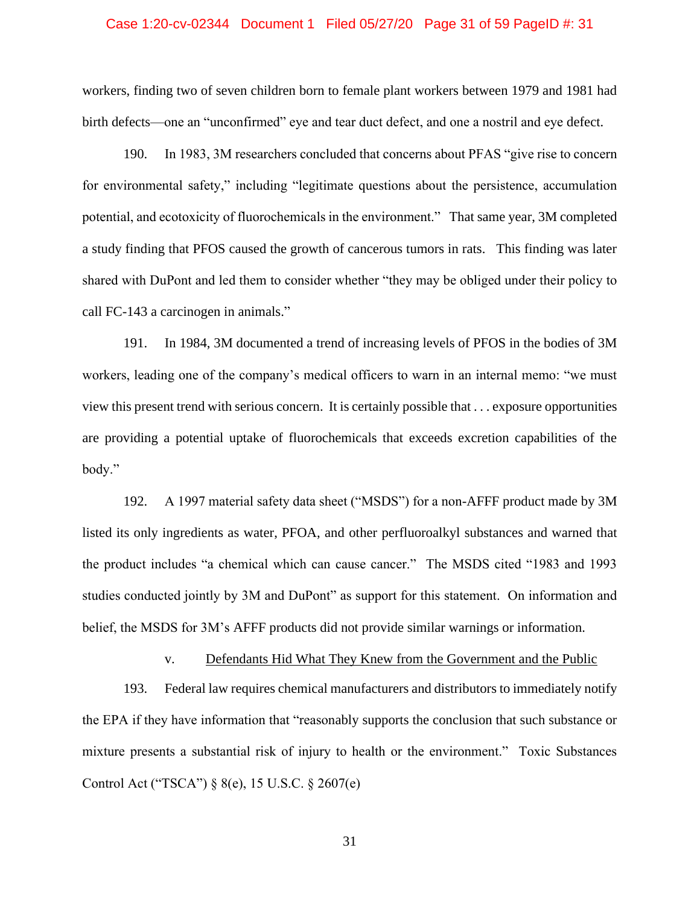workers, finding two of seven children born to female plant workers between 1979 and 1981 had birth defects—one an "unconfirmed" eye and tear duct defect, and one a nostril and eye defect.

190. In 1983, 3M researchers concluded that concerns about PFAS "give rise to concern for environmental safety," including "legitimate questions about the persistence, accumulation potential, and ecotoxicity of fluorochemicals in the environment." That same year, 3M completed a study finding that PFOS caused the growth of cancerous tumors in rats. This finding was later shared with DuPont and led them to consider whether "they may be obliged under their policy to call FC-143 a carcinogen in animals."

191. In 1984, 3M documented a trend of increasing levels of PFOS in the bodies of 3M workers, leading one of the company's medical officers to warn in an internal memo: "we must view this present trend with serious concern. It is certainly possible that . . . exposure opportunities are providing a potential uptake of fluorochemicals that exceeds excretion capabilities of the body."

192. A 1997 material safety data sheet ("MSDS") for a non-AFFF product made by 3M listed its only ingredients as water, PFOA, and other perfluoroalkyl substances and warned that the product includes "a chemical which can cause cancer." The MSDS cited "1983 and 1993 studies conducted jointly by 3M and DuPont" as support for this statement. On information and belief, the MSDS for 3M's AFFF products did not provide similar warnings or information.

v. <u>Defendants Hid What They Knew from the Government and the Public</u>

193. Federal law requires chemical manufacturers and distributors to immediately notify the EPA if they have information that "reasonably supports the conclusion that such substance or mixture presents a substantial risk of injury to health or the environment." Toxic Substances Control Act ("TSCA") § 8(e), 15 U.S.C. § 2607(e)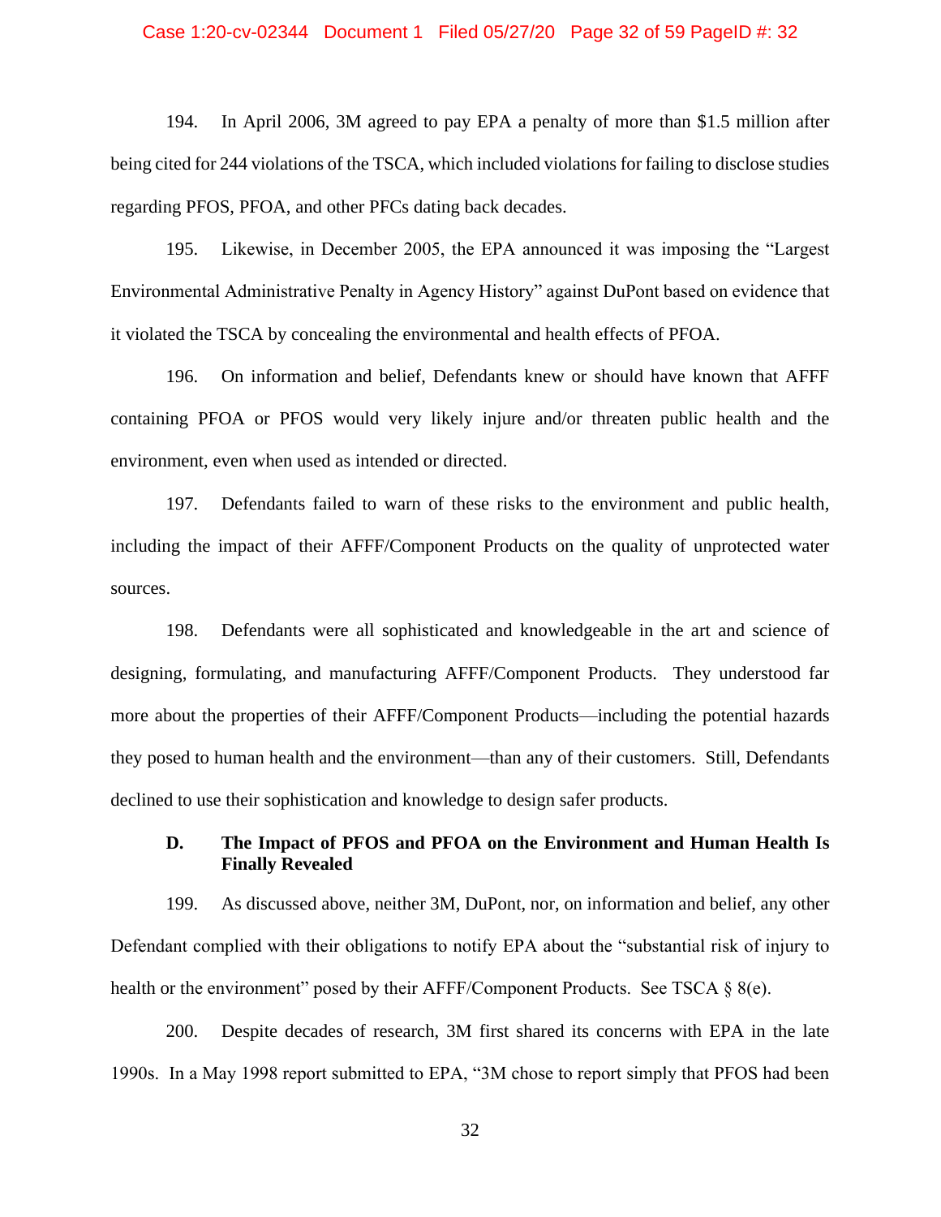194. In April 2006, 3M agreed to pay EPA a penalty of more than $1.5 million after being cited for 244 violations of the TSCA, which included violations for failing to disclose studies regarding PFOS, PFOA, and other PFCs dating back decades.

195. Likewise, in December 2005, the EPA announced it was imposing the "Largest Environmental Administrative Penalty in Agency History" against DuPont based on evidence that it violated the TSCA by concealing the environmental and health effects of PFOA.

196. On information and belief, Defendants knew or should have known that AFFF containing PFOA or PFOS would very likely injure and/or threaten public health and the environment, even when used as intended or directed.

197. Defendants failed to warn of these risks to the environment and public health, including the impact of their AFFF/Component Products on the quality of unprotected water sources.

198. Defendants were all sophisticated and knowledgeable in the art and science of designing, formulating, and manufacturing AFFF/Component Products. They understood far more about the properties of their AFFF/Component Products—including the potential hazards they posed to human health and the environment—than any of their customers. Still, Defendants declined to use their sophistication and knowledge to design safer products.

### D. The Impact of PFOS and PFOA on the Environment and Human Health Is Finally Revealed

199. As discussed above, neither 3M, DuPont, nor, on information and belief, any other Defendant complied with their obligations to notify EPA about the "substantial risk of injury to health or the environment" posed by their AFFF/Component Products. See TSCA § 8(e).

200. Despite decades of research, 3M first shared its concerns with EPA in the late 1990s. In a May 1998 report submitted to EPA, "3M chose to report simply that PFOS had been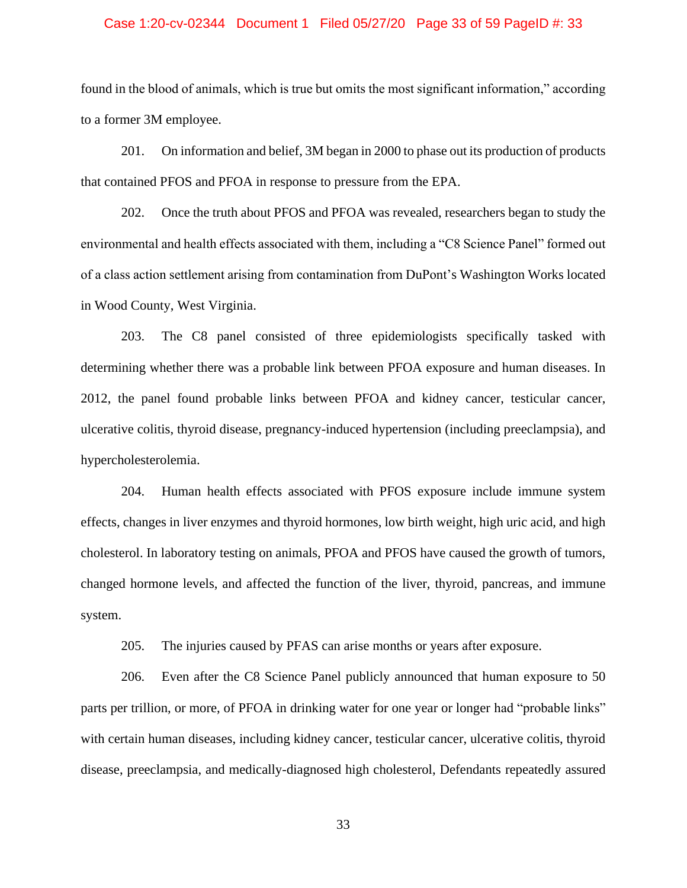found in the blood of animals, which is true but omits the most significant information," according to a former 3M employee.

201. On information and belief, 3M began in 2000 to phase out its production of products that contained PFOS and PFOA in response to pressure from the EPA.

202. Once the truth about PFOS and PFOA was revealed, researchers began to study the environmental and health effects associated with them, including a "C8 Science Panel" formed out of a class action settlement arising from contamination from DuPont's Washington Works located in Wood County, West Virginia.

203. The C8 panel consisted of three epidemiologists specifically tasked with determining whether there was a probable link between PFOA exposure and human diseases. In 2012, the panel found probable links between PFOA and kidney cancer, testicular cancer, ulcerative colitis, thyroid disease, pregnancy-induced hypertension (including preeclampsia), and hypercholesterolemia.

204. Human health effects associated with PFOS exposure include immune system effects, changes in liver enzymes and thyroid hormones, low birth weight, high uric acid, and high cholesterol. In laboratory testing on animals, PFOA and PFOS have caused the growth of tumors, changed hormone levels, and affected the function of the liver, thyroid, pancreas, and immune system.

205. The injuries caused by PFAS can arise months or years after exposure.

206. Even after the C8 Science Panel publicly announced that human exposure to 50 parts per trillion, or more, of PFOA in drinking water for one year or longer had "probable links" with certain human diseases, including kidney cancer, testicular cancer, ulcerative colitis, thyroid disease, preeclampsia, and medically-diagnosed high cholesterol, Defendants repeatedly assured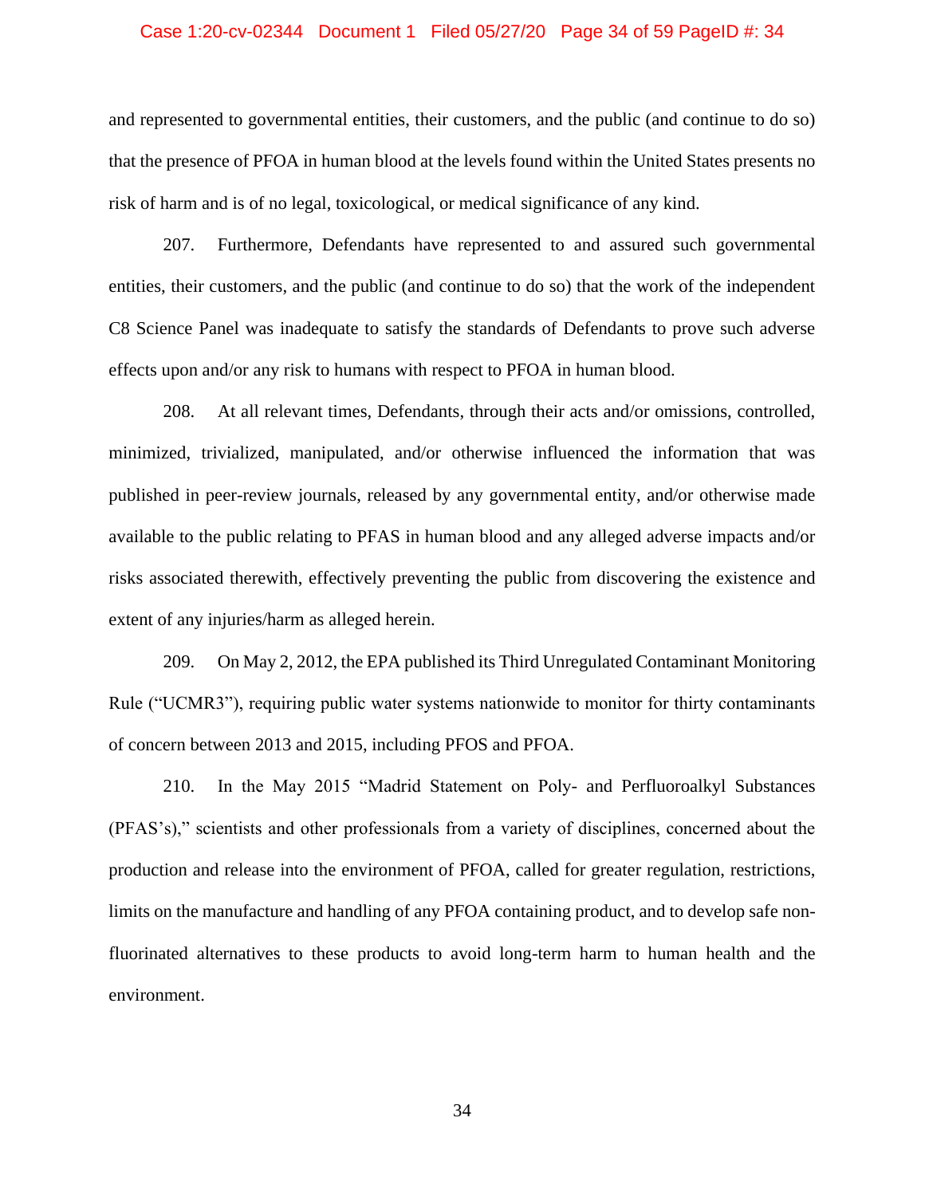and represented to governmental entities, their customers, and the public (and continue to do so) that the presence of PFOA in human blood at the levels found within the United States presents no risk of harm and is of no legal, toxicological, or medical significance of any kind.

207. Furthermore, Defendants have represented to and assured such governmental entities, their customers, and the public (and continue to do so) that the work of the independent C8 Science Panel was inadequate to satisfy the standards of Defendants to prove such adverse effects upon and/or any risk to humans with respect to PFOA in human blood.

208. At all relevant times, Defendants, through their acts and/or omissions, controlled, minimized, trivialized, manipulated, and/or otherwise influenced the information that was published in peer-review journals, released by any governmental entity, and/or otherwise made available to the public relating to PFAS in human blood and any alleged adverse impacts and/or risks associated therewith, effectively preventing the public from discovering the existence and extent of any injuries/harm as alleged herein.

209. On May 2, 2012, the EPA published its Third Unregulated Contaminant Monitoring Rule ("UCMR3"), requiring public water systems nationwide to monitor for thirty contaminants of concern between 2013 and 2015, including PFOS and PFOA.

210. In the May 2015 "Madrid Statement on Poly- and Perfluoroalkyl Substances (PFAS's)," scientists and other professionals from a variety of disciplines, concerned about the production and release into the environment of PFOA, called for greater regulation, restrictions, limits on the manufacture and handling of any PFOA containing product, and to develop safe non-fluorinated alternatives to these products to avoid long-term harm to human health and the environment.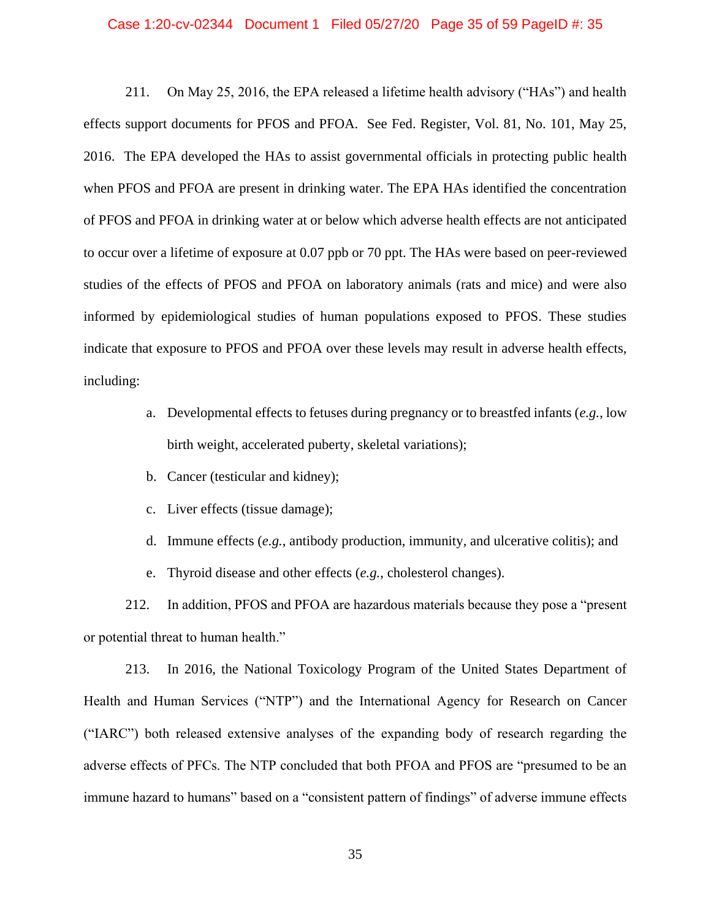211. On May 25, 2016, the EPA released a lifetime health advisory ("HAs") and health effects support documents for PFOS and PFOA. See Fed. Register, Vol. 81, No. 101, May 25, 2016. The EPA developed the HAs to assist governmental officials in protecting public health when PFOS and PFOA are present in drinking water. The EPA HAs identified the concentration of PFOS and PFOA in drinking water at or below which adverse health effects are not anticipated to occur over a lifetime of exposure at 0.07 ppb or 70 ppt. The HAs were based on peer-reviewed studies of the effects of PFOS and PFOA on laboratory animals (rats and mice) and were also informed by epidemiological studies of human populations exposed to PFOS. These studies indicate that exposure to PFOS and PFOA over these levels may result in adverse health effects, including:

a. Developmental effects to fetuses during pregnancy or to breastfed infants (*e.g.*, low birth weight, accelerated puberty, skeletal variations);

b. Cancer (testicular and kidney);

c. Liver effects (tissue damage);

d. Immune effects (*e.g.*, antibody production, immunity, and ulcerative colitis); and

e. Thyroid disease and other effects (*e.g.*, cholesterol changes).

212. In addition, PFOS and PFOA are hazardous materials because they pose a "present or potential threat to human health."

213. In 2016, the National Toxicology Program of the United States Department of Health and Human Services ("NTP") and the International Agency for Research on Cancer ("IARC") both released extensive analyses of the expanding body of research regarding the adverse effects of PFCs. The NTP concluded that both PFOA and PFOS are "presumed to be an immune hazard to humans" based on a "consistent pattern of findings" of adverse immune effects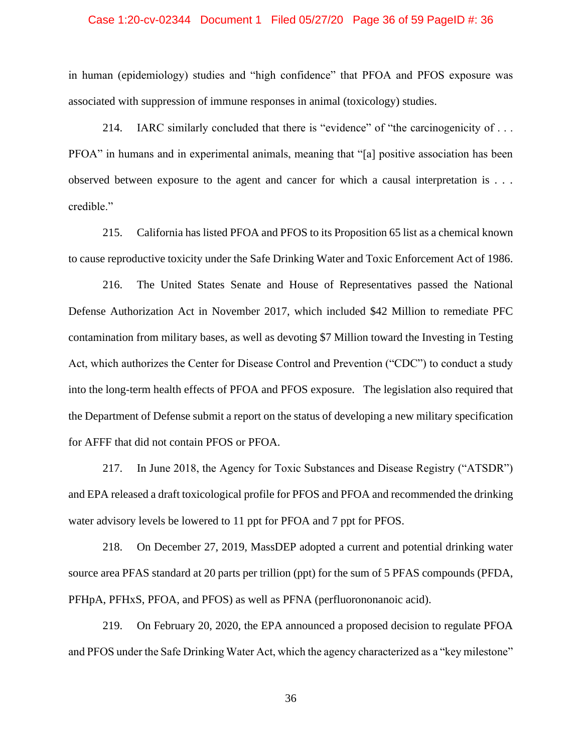in human (epidemiology) studies and "high confidence" that PFOA and PFOS exposure was associated with suppression of immune responses in animal (toxicology) studies.

214. IARC similarly concluded that there is "evidence" of "the carcinogenicity of . . . PFOA" in humans and in experimental animals, meaning that "[a] positive association has been observed between exposure to the agent and cancer for which a causal interpretation is . . . credible."

215. California has listed PFOA and PFOS to its Proposition 65 list as a chemical known to cause reproductive toxicity under the Safe Drinking Water and Toxic Enforcement Act of 1986.

216. The United States Senate and House of Representatives passed the National Defense Authorization Act in November 2017, which included $42 Million to remediate PFC contamination from military bases, as well as devoting $7 Million toward the Investing in Testing Act, which authorizes the Center for Disease Control and Prevention ("CDC") to conduct a study into the long-term health effects of PFOA and PFOS exposure. The legislation also required that the Department of Defense submit a report on the status of developing a new military specification for AFFF that did not contain PFOS or PFOA.

217. In June 2018, the Agency for Toxic Substances and Disease Registry ("ATSDR") and EPA released a draft toxicological profile for PFOS and PFOA and recommended the drinking water advisory levels be lowered to 11 ppt for PFOA and 7 ppt for PFOS.

218. On December 27, 2019, MassDEP adopted a current and potential drinking water source area PFAS standard at 20 parts per trillion (ppt) for the sum of 5 PFAS compounds (PFDA, PFHpA, PFHxS, PFOA, and PFOS) as well as PFNA (perfluorononanoic acid).

219. On February 20, 2020, the EPA announced a proposed decision to regulate PFOA and PFOS under the Safe Drinking Water Act, which the agency characterized as a "key milestone"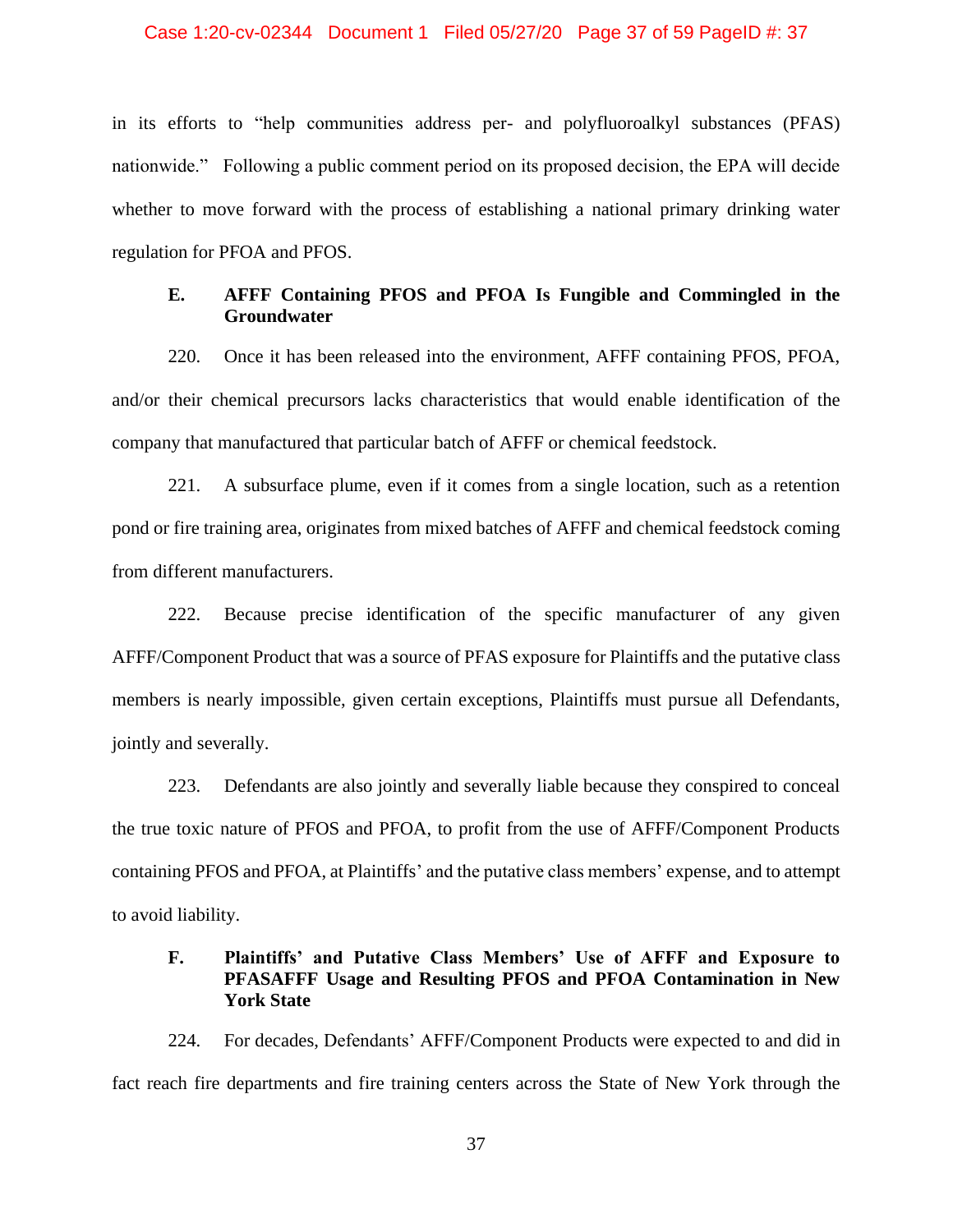in its efforts to "help communities address per- and polyfluoroalkyl substances (PFAS) nationwide." Following a public comment period on its proposed decision, the EPA will decide whether to move forward with the process of establishing a national primary drinking water regulation for PFOA and PFOS.

### E. AFFF Containing PFOS and PFOA Is Fungible and Commingled in the Groundwater

220. Once it has been released into the environment, AFFF containing PFOS, PFOA, and/or their chemical precursors lacks characteristics that would enable identification of the company that manufactured that particular batch of AFFF or chemical feedstock.

221. A subsurface plume, even if it comes from a single location, such as a retention pond or fire training area, originates from mixed batches of AFFF and chemical feedstock coming from different manufacturers.

222. Because precise identification of the specific manufacturer of any given AFFF/Component Product that was a source of PFAS exposure for Plaintiffs and the putative class members is nearly impossible, given certain exceptions, Plaintiffs must pursue all Defendants, jointly and severally.

223. Defendants are also jointly and severally liable because they conspired to conceal the true toxic nature of PFOS and PFOA, to profit from the use of AFFF/Component Products containing PFOS and PFOA, at Plaintiffs' and the putative class members' expense, and to attempt to avoid liability.

### F. Plaintiffs' and Putative Class Members' Use of AFFF and Exposure to PFASAFFF Usage and Resulting PFOS and PFOA Contamination in New York State

224. For decades, Defendants' AFFF/Component Products were expected to and did in fact reach fire departments and fire training centers across the State of New York through the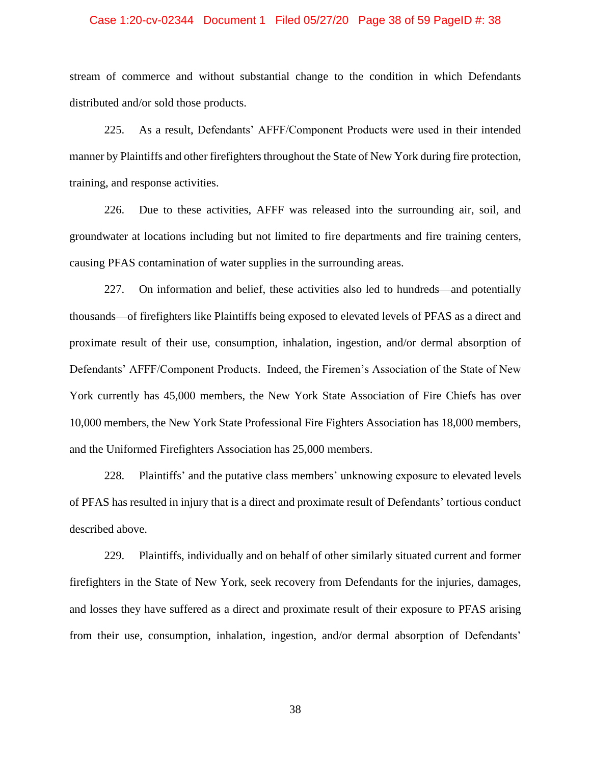stream of commerce and without substantial change to the condition in which Defendants distributed and/or sold those products.

225. As a result, Defendants' AFFF/Component Products were used in their intended manner by Plaintiffs and other firefighters throughout the State of New York during fire protection, training, and response activities.

226. Due to these activities, AFFF was released into the surrounding air, soil, and groundwater at locations including but not limited to fire departments and fire training centers, causing PFAS contamination of water supplies in the surrounding areas.

227. On information and belief, these activities also led to hundreds—and potentially thousands—of firefighters like Plaintiffs being exposed to elevated levels of PFAS as a direct and proximate result of their use, consumption, inhalation, ingestion, and/or dermal absorption of Defendants' AFFF/Component Products. Indeed, the Firemen's Association of the State of New York currently has 45,000 members, the New York State Association of Fire Chiefs has over 10,000 members, the New York State Professional Fire Fighters Association has 18,000 members, and the Uniformed Firefighters Association has 25,000 members.

228. Plaintiffs' and the putative class members' unknowing exposure to elevated levels of PFAS has resulted in injury that is a direct and proximate result of Defendants' tortious conduct described above.

229. Plaintiffs, individually and on behalf of other similarly situated current and former firefighters in the State of New York, seek recovery from Defendants for the injuries, damages, and losses they have suffered as a direct and proximate result of their exposure to PFAS arising from their use, consumption, inhalation, ingestion, and/or dermal absorption of Defendants'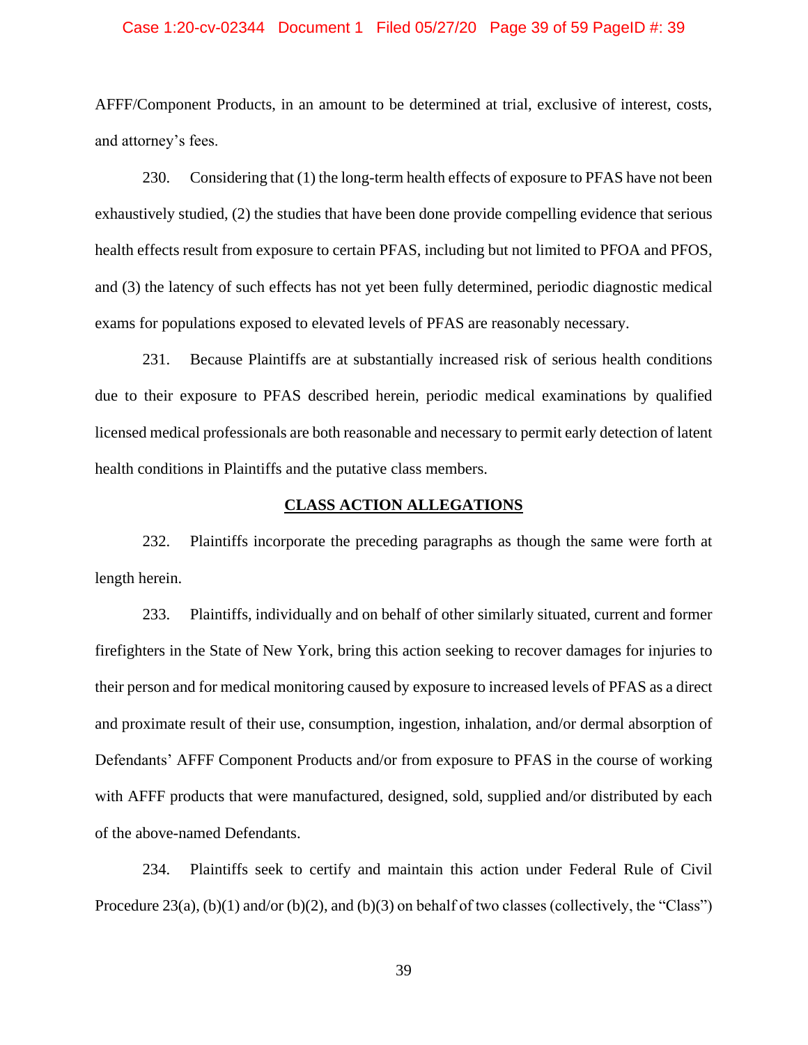AFFF/Component Products, in an amount to be determined at trial, exclusive of interest, costs, and attorney's fees.

230. Considering that (1) the long-term health effects of exposure to PFAS have not been exhaustively studied, (2) the studies that have been done provide compelling evidence that serious health effects result from exposure to certain PFAS, including but not limited to PFOA and PFOS, and (3) the latency of such effects has not yet been fully determined, periodic diagnostic medical exams for populations exposed to elevated levels of PFAS are reasonably necessary.

231. Because Plaintiffs are at substantially increased risk of serious health conditions due to their exposure to PFAS described herein, periodic medical examinations by qualified licensed medical professionals are both reasonable and necessary to permit early detection of latent health conditions in Plaintiffs and the putative class members.

## CLASS ACTION ALLEGATIONS

232. Plaintiffs incorporate the preceding paragraphs as though the same were forth at length herein.

233. Plaintiffs, individually and on behalf of other similarly situated, current and former firefighters in the State of New York, bring this action seeking to recover damages for injuries to their person and for medical monitoring caused by exposure to increased levels of PFAS as a direct and proximate result of their use, consumption, ingestion, inhalation, and/or dermal absorption of Defendants' AFFF Component Products and/or from exposure to PFAS in the course of working with AFFF products that were manufactured, designed, sold, supplied and/or distributed by each of the above-named Defendants.

234. Plaintiffs seek to certify and maintain this action under Federal Rule of Civil Procedure 23(a), (b)(1) and/or (b)(2), and (b)(3) on behalf of two classes (collectively, the "Class")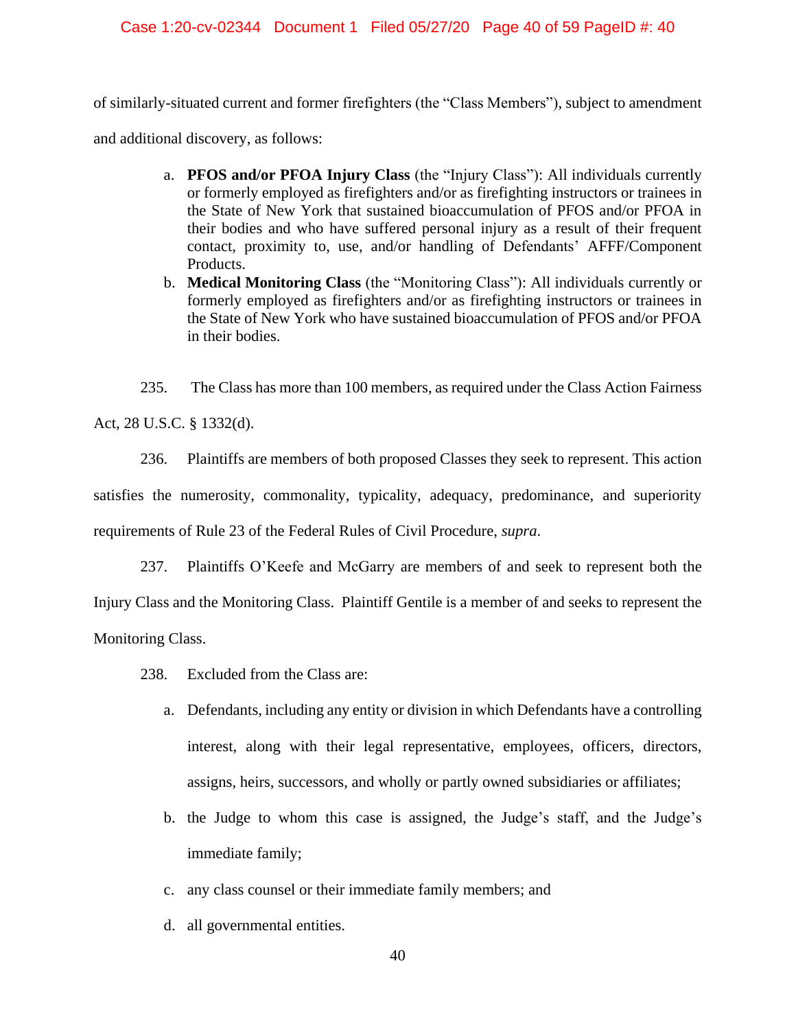of similarly-situated current and former firefighters (the "Class Members"), subject to amendment and additional discovery, as follows:

a. **PFOS and/or PFOA Injury Class** (the "Injury Class"): All individuals currently or formerly employed as firefighters and/or as firefighting instructors or trainees in the State of New York that sustained bioaccumulation of PFOS and/or PFOA in their bodies and who have suffered personal injury as a result of their frequent contact, proximity to, use, and/or handling of Defendants' AFFF/Component Products.
b. **Medical Monitoring Class** (the "Monitoring Class"): All individuals currently or formerly employed as firefighters and/or as firefighting instructors or trainees in the State of New York who have sustained bioaccumulation of PFOS and/or PFOA in their bodies.

235. The Class has more than 100 members, as required under the Class Action Fairness Act, 28 U.S.C. § 1332(d).

236. Plaintiffs are members of both proposed Classes they seek to represent. This action satisfies the numerosity, commonality, typicality, adequacy, predominance, and superiority requirements of Rule 23 of the Federal Rules of Civil Procedure, *supra*.

237. Plaintiffs O'Keefe and McGarry are members of and seek to represent both the Injury Class and the Monitoring Class. Plaintiff Gentile is a member of and seeks to represent the Monitoring Class.

238. Excluded from the Class are:

a. Defendants, including any entity or division in which Defendants have a controlling interest, along with their legal representative, employees, officers, directors, assigns, heirs, successors, and wholly or partly owned subsidiaries or affiliates;
b. the Judge to whom this case is assigned, the Judge's staff, and the Judge's immediate family;
c. any class counsel or their immediate family members; and
d. all governmental entities.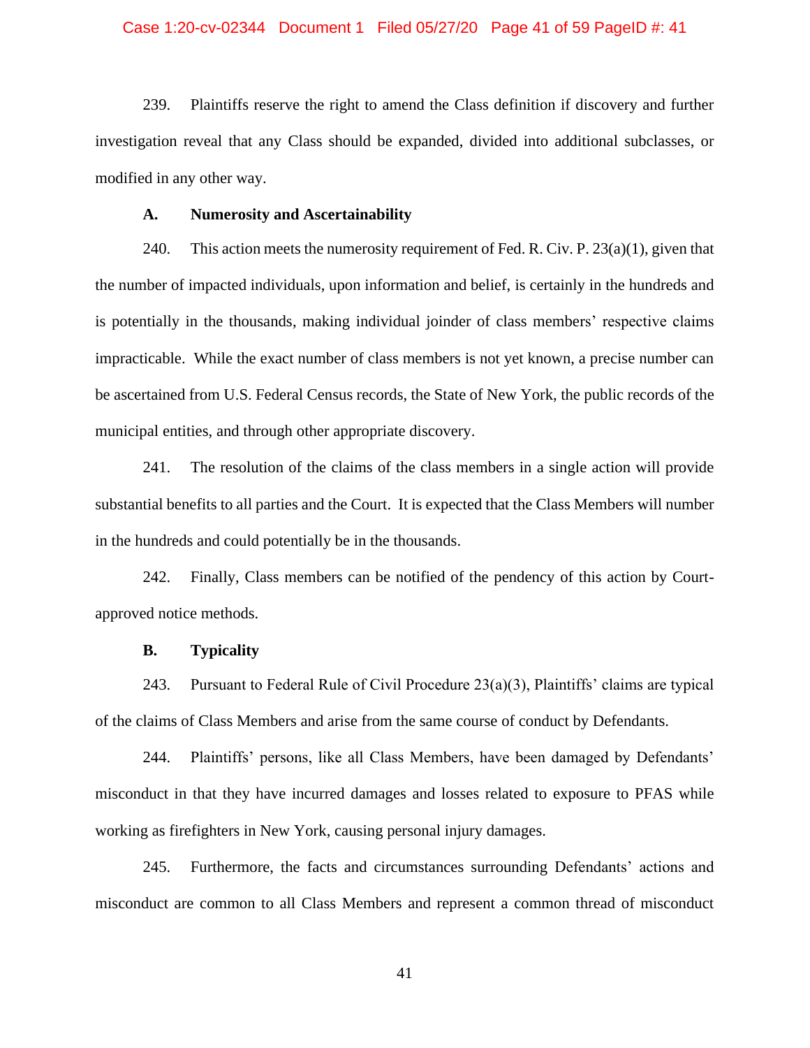239. Plaintiffs reserve the right to amend the Class definition if discovery and further investigation reveal that any Class should be expanded, divided into additional subclasses, or modified in any other way.

**A. Numerosity and Ascertainability**

240. This action meets the numerosity requirement of Fed. R. Civ. P. 23(a)(1), given that the number of impacted individuals, upon information and belief, is certainly in the hundreds and is potentially in the thousands, making individual joinder of class members' respective claims impracticable. While the exact number of class members is not yet known, a precise number can be ascertained from U.S. Federal Census records, the State of New York, the public records of the municipal entities, and through other appropriate discovery.

241. The resolution of the claims of the class members in a single action will provide substantial benefits to all parties and the Court. It is expected that the Class Members will number in the hundreds and could potentially be in the thousands.

242. Finally, Class members can be notified of the pendency of this action by Court-approved notice methods.

**B. Typicality**

243. Pursuant to Federal Rule of Civil Procedure 23(a)(3), Plaintiffs' claims are typical of the claims of Class Members and arise from the same course of conduct by Defendants.

244. Plaintiffs' persons, like all Class Members, have been damaged by Defendants' misconduct in that they have incurred damages and losses related to exposure to PFAS while working as firefighters in New York, causing personal injury damages.

245. Furthermore, the facts and circumstances surrounding Defendants' actions and misconduct are common to all Class Members and represent a common thread of misconduct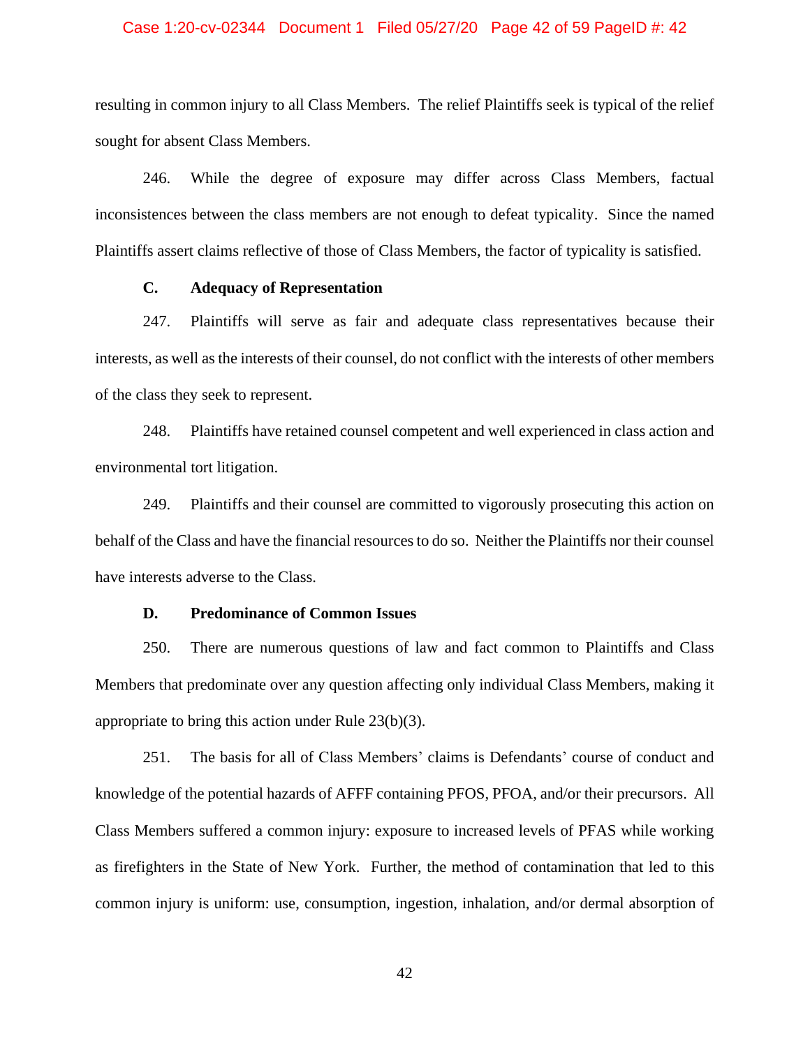resulting in common injury to all Class Members. The relief Plaintiffs seek is typical of the relief sought for absent Class Members.

246. While the degree of exposure may differ across Class Members, factual inconsistences between the class members are not enough to defeat typicality. Since the named Plaintiffs assert claims reflective of those of Class Members, the factor of typicality is satisfied.

### C. Adequacy of Representation

247. Plaintiffs will serve as fair and adequate class representatives because their interests, as well as the interests of their counsel, do not conflict with the interests of other members of the class they seek to represent.

248. Plaintiffs have retained counsel competent and well experienced in class action and environmental tort litigation.

249. Plaintiffs and their counsel are committed to vigorously prosecuting this action on behalf of the Class and have the financial resources to do so. Neither the Plaintiffs nor their counsel have interests adverse to the Class.

### D. Predominance of Common Issues

250. There are numerous questions of law and fact common to Plaintiffs and Class Members that predominate over any question affecting only individual Class Members, making it appropriate to bring this action under Rule 23(b)(3).

251. The basis for all of Class Members' claims is Defendants' course of conduct and knowledge of the potential hazards of AFFF containing PFOS, PFOA, and/or their precursors. All Class Members suffered a common injury: exposure to increased levels of PFAS while working as firefighters in the State of New York. Further, the method of contamination that led to this common injury is uniform: use, consumption, ingestion, inhalation, and/or dermal absorption of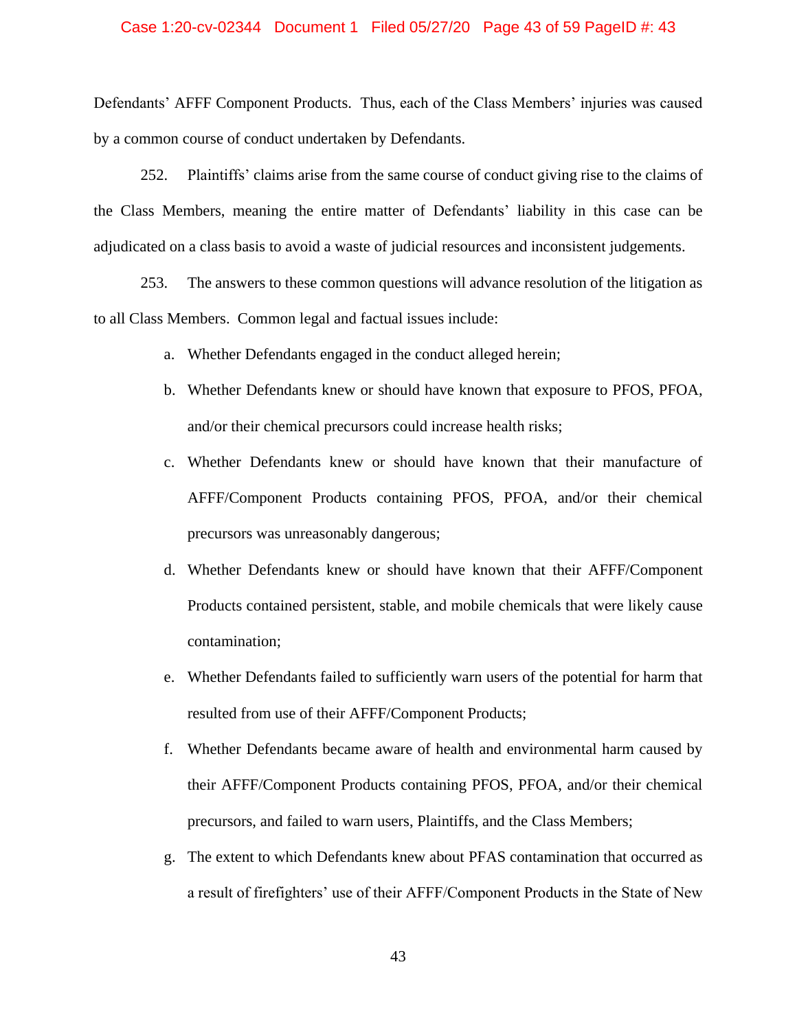Defendants' AFFF Component Products. Thus, each of the Class Members' injuries was caused by a common course of conduct undertaken by Defendants.

252. Plaintiffs' claims arise from the same course of conduct giving rise to the claims of the Class Members, meaning the entire matter of Defendants' liability in this case can be adjudicated on a class basis to avoid a waste of judicial resources and inconsistent judgements.

253. The answers to these common questions will advance resolution of the litigation as to all Class Members. Common legal and factual issues include:

a. Whether Defendants engaged in the conduct alleged herein;

b. Whether Defendants knew or should have known that exposure to PFOS, PFOA, and/or their chemical precursors could increase health risks;

c. Whether Defendants knew or should have known that their manufacture of AFFF/Component Products containing PFOS, PFOA, and/or their chemical precursors was unreasonably dangerous;

d. Whether Defendants knew or should have known that their AFFF/Component Products contained persistent, stable, and mobile chemicals that were likely cause contamination;

e. Whether Defendants failed to sufficiently warn users of the potential for harm that resulted from use of their AFFF/Component Products;

f. Whether Defendants became aware of health and environmental harm caused by their AFFF/Component Products containing PFOS, PFOA, and/or their chemical precursors, and failed to warn users, Plaintiffs, and the Class Members;

g. The extent to which Defendants knew about PFAS contamination that occurred as a result of firefighters' use of their AFFF/Component Products in the State of New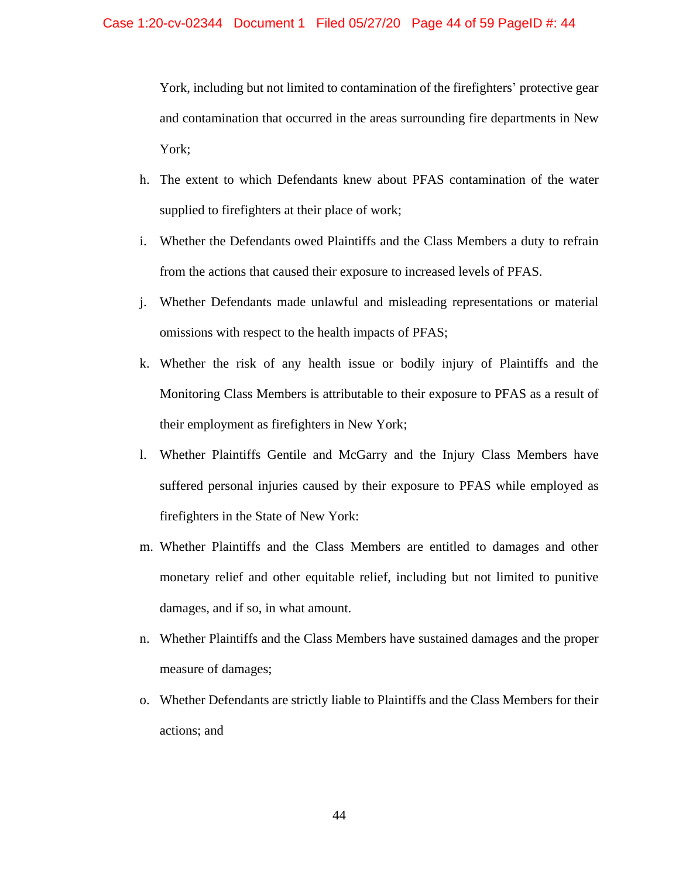York, including but not limited to contamination of the firefighters' protective gear and contamination that occurred in the areas surrounding fire departments in New York;

h. The extent to which Defendants knew about PFAS contamination of the water supplied to firefighters at their place of work;

i. Whether the Defendants owed Plaintiffs and the Class Members a duty to refrain from the actions that caused their exposure to increased levels of PFAS.

j. Whether Defendants made unlawful and misleading representations or material omissions with respect to the health impacts of PFAS;

k. Whether the risk of any health issue or bodily injury of Plaintiffs and the Monitoring Class Members is attributable to their exposure to PFAS as a result of their employment as firefighters in New York;

l. Whether Plaintiffs Gentile and McGarry and the Injury Class Members have suffered personal injuries caused by their exposure to PFAS while employed as firefighters in the State of New York:

m. Whether Plaintiffs and the Class Members are entitled to damages and other monetary relief and other equitable relief, including but not limited to punitive damages, and if so, in what amount.

n. Whether Plaintiffs and the Class Members have sustained damages and the proper measure of damages;

o. Whether Defendants are strictly liable to Plaintiffs and the Class Members for their actions; and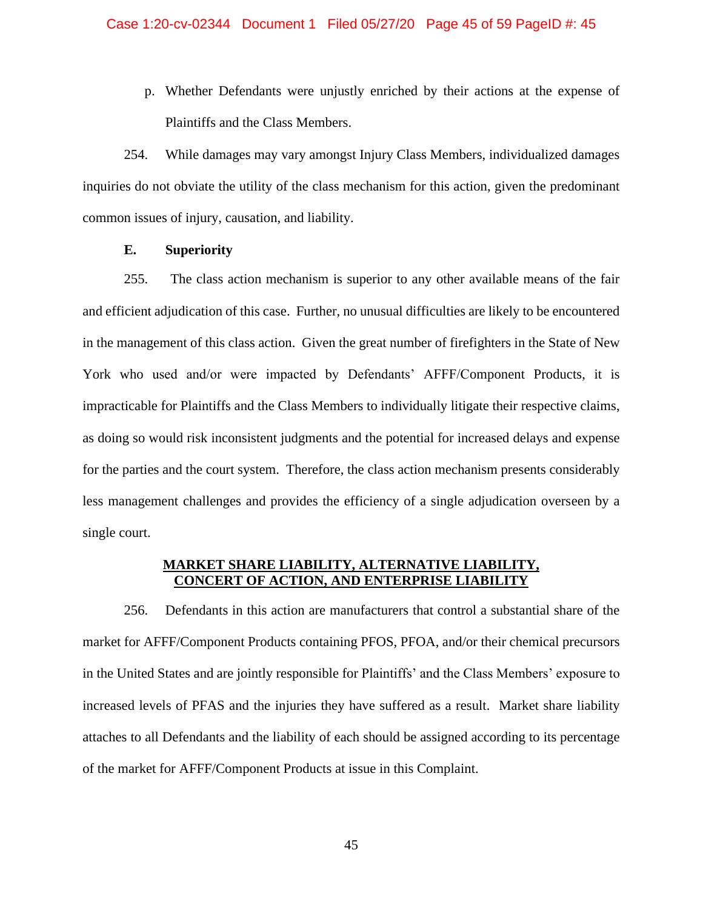p. Whether Defendants were unjustly enriched by their actions at the expense of Plaintiffs and the Class Members.

254. While damages may vary amongst Injury Class Members, individualized damages inquiries do not obviate the utility of the class mechanism for this action, given the predominant common issues of injury, causation, and liability.

**E. Superiority**

255. The class action mechanism is superior to any other available means of the fair and efficient adjudication of this case. Further, no unusual difficulties are likely to be encountered in the management of this class action. Given the great number of firefighters in the State of New York who used and/or were impacted by Defendants' AFFF/Component Products, it is impracticable for Plaintiffs and the Class Members to individually litigate their respective claims, as doing so would risk inconsistent judgments and the potential for increased delays and expense for the parties and the court system. Therefore, the class action mechanism presents considerably less management challenges and provides the efficiency of a single adjudication overseen by a single court.

## MARKET SHARE LIABILITY, ALTERNATIVE LIABILITY, CONCERT OF ACTION, AND ENTERPRISE LIABILITY

256. Defendants in this action are manufacturers that control a substantial share of the market for AFFF/Component Products containing PFOS, PFOA, and/or their chemical precursors in the United States and are jointly responsible for Plaintiffs' and the Class Members' exposure to increased levels of PFAS and the injuries they have suffered as a result. Market share liability attaches to all Defendants and the liability of each should be assigned according to its percentage of the market for AFFF/Component Products at issue in this Complaint.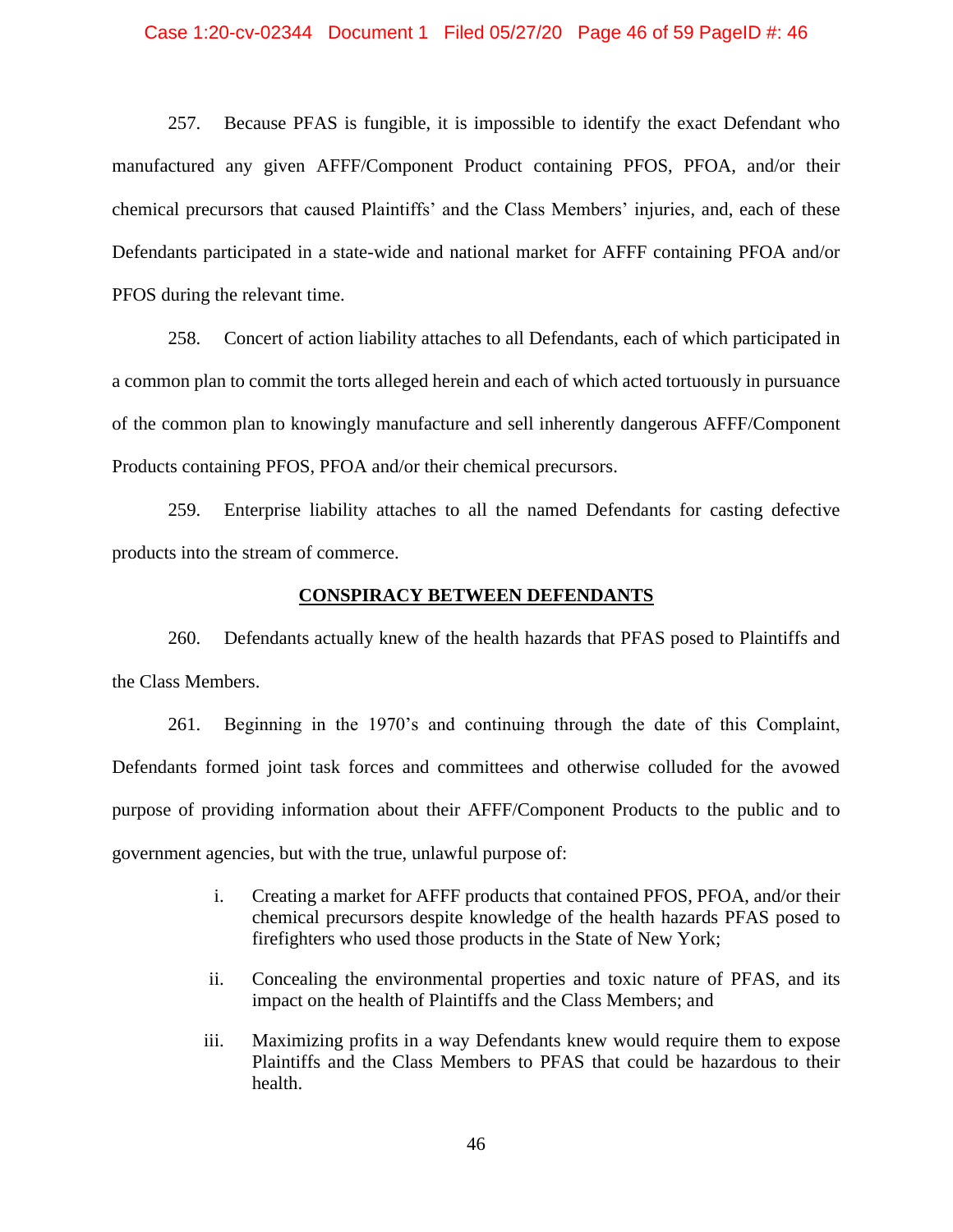257. Because PFAS is fungible, it is impossible to identify the exact Defendant who manufactured any given AFFF/Component Product containing PFOS, PFOA, and/or their chemical precursors that caused Plaintiffs' and the Class Members' injuries, and, each of these Defendants participated in a state-wide and national market for AFFF containing PFOA and/or PFOS during the relevant time.

258. Concert of action liability attaches to all Defendants, each of which participated in a common plan to commit the torts alleged herein and each of which acted tortuously in pursuance of the common plan to knowingly manufacture and sell inherently dangerous AFFF/Component Products containing PFOS, PFOA and/or their chemical precursors.

259. Enterprise liability attaches to all the named Defendants for casting defective products into the stream of commerce.

## CONSPIRACY BETWEEN DEFENDANTS

260. Defendants actually knew of the health hazards that PFAS posed to Plaintiffs and the Class Members.

261. Beginning in the 1970's and continuing through the date of this Complaint, Defendants formed joint task forces and committees and otherwise colluded for the avowed purpose of providing information about their AFFF/Component Products to the public and to government agencies, but with the true, unlawful purpose of:

i. Creating a market for AFFF products that contained PFOS, PFOA, and/or their chemical precursors despite knowledge of the health hazards PFAS posed to firefighters who used those products in the State of New York;

ii. Concealing the environmental properties and toxic nature of PFAS, and its impact on the health of Plaintiffs and the Class Members; and

iii. Maximizing profits in a way Defendants knew would require them to expose Plaintiffs and the Class Members to PFAS that could be hazardous to their health.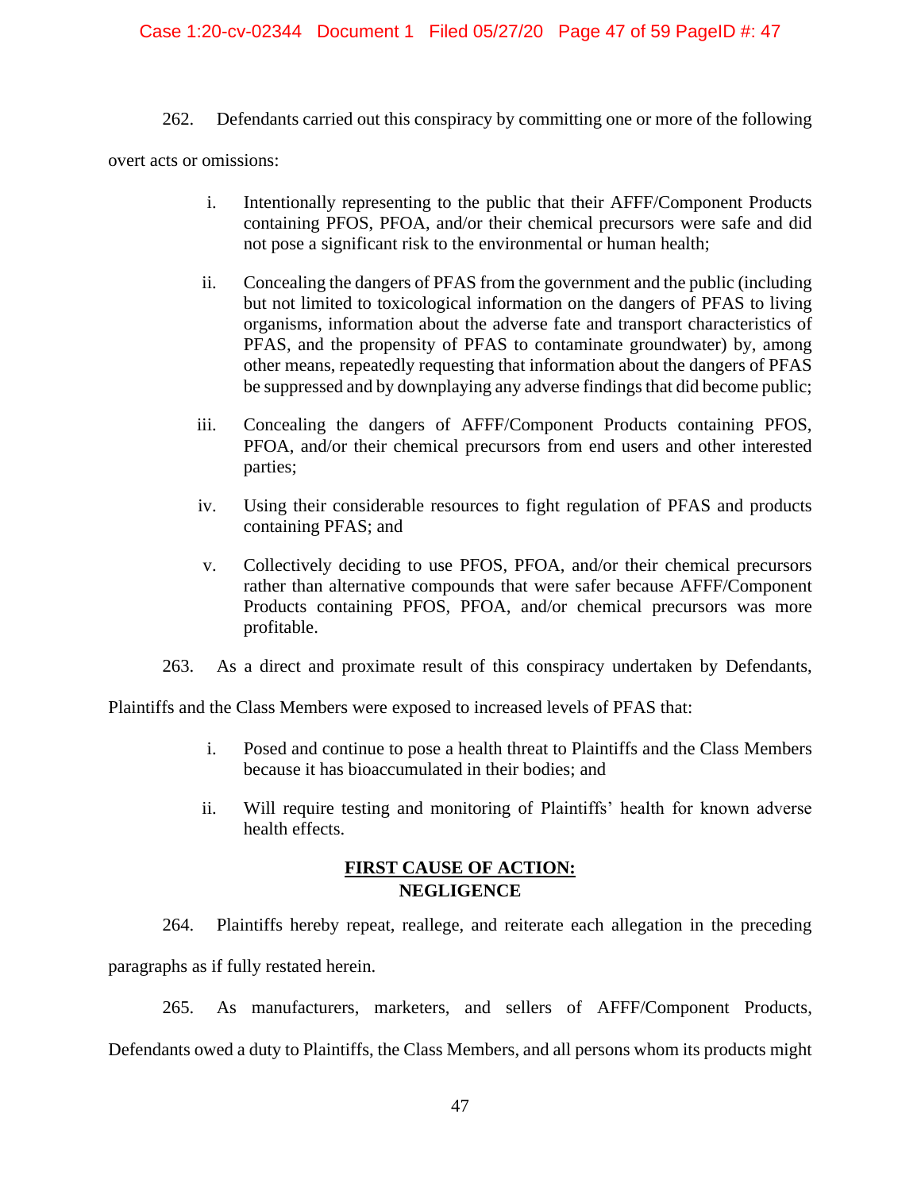262. Defendants carried out this conspiracy by committing one or more of the following overt acts or omissions:

> i. Intentionally representing to the public that their AFFF/Component Products containing PFOS, PFOA, and/or their chemical precursors were safe and did not pose a significant risk to the environmental or human health;
>
> ii. Concealing the dangers of PFAS from the government and the public (including but not limited to toxicological information on the dangers of PFAS to living organisms, information about the adverse fate and transport characteristics of PFAS, and the propensity of PFAS to contaminate groundwater) by, among other means, repeatedly requesting that information about the dangers of PFAS be suppressed and by downplaying any adverse findings that did become public;
>
> iii. Concealing the dangers of AFFF/Component Products containing PFOS, PFOA, and/or their chemical precursors from end users and other interested parties;
>
> iv. Using their considerable resources to fight regulation of PFAS and products containing PFAS; and
>
> v. Collectively deciding to use PFOS, PFOA, and/or their chemical precursors rather than alternative compounds that were safer because AFFF/Component Products containing PFOS, PFOA, and/or chemical precursors was more profitable.

263. As a direct and proximate result of this conspiracy undertaken by Defendants, Plaintiffs and the Class Members were exposed to increased levels of PFAS that:

> i. Posed and continue to pose a health threat to Plaintiffs and the Class Members because it has bioaccumulated in their bodies; and
>
> ii. Will require testing and monitoring of Plaintiffs' health for known adverse health effects.

## FIRST CAUSE OF ACTION: NEGLIGENCE

264. Plaintiffs hereby repeat, reallege, and reiterate each allegation in the preceding paragraphs as if fully restated herein.

265. As manufacturers, marketers, and sellers of AFFF/Component Products, Defendants owed a duty to Plaintiffs, the Class Members, and all persons whom its products might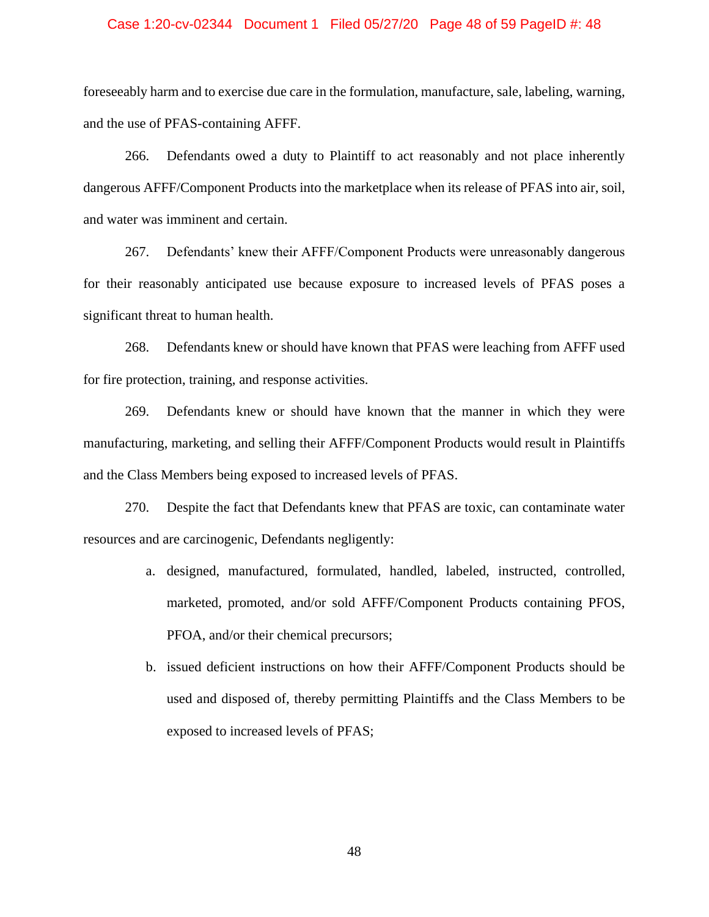foreseeably harm and to exercise due care in the formulation, manufacture, sale, labeling, warning, and the use of PFAS-containing AFFF.

266. Defendants owed a duty to Plaintiff to act reasonably and not place inherently dangerous AFFF/Component Products into the marketplace when its release of PFAS into air, soil, and water was imminent and certain.

267. Defendants' knew their AFFF/Component Products were unreasonably dangerous for their reasonably anticipated use because exposure to increased levels of PFAS poses a significant threat to human health.

268. Defendants knew or should have known that PFAS were leaching from AFFF used for fire protection, training, and response activities.

269. Defendants knew or should have known that the manner in which they were manufacturing, marketing, and selling their AFFF/Component Products would result in Plaintiffs and the Class Members being exposed to increased levels of PFAS.

270. Despite the fact that Defendants knew that PFAS are toxic, can contaminate water resources and are carcinogenic, Defendants negligently:

a. designed, manufactured, formulated, handled, labeled, instructed, controlled, marketed, promoted, and/or sold AFFF/Component Products containing PFOS, PFOA, and/or their chemical precursors;

b. issued deficient instructions on how their AFFF/Component Products should be used and disposed of, thereby permitting Plaintiffs and the Class Members to be exposed to increased levels of PFAS;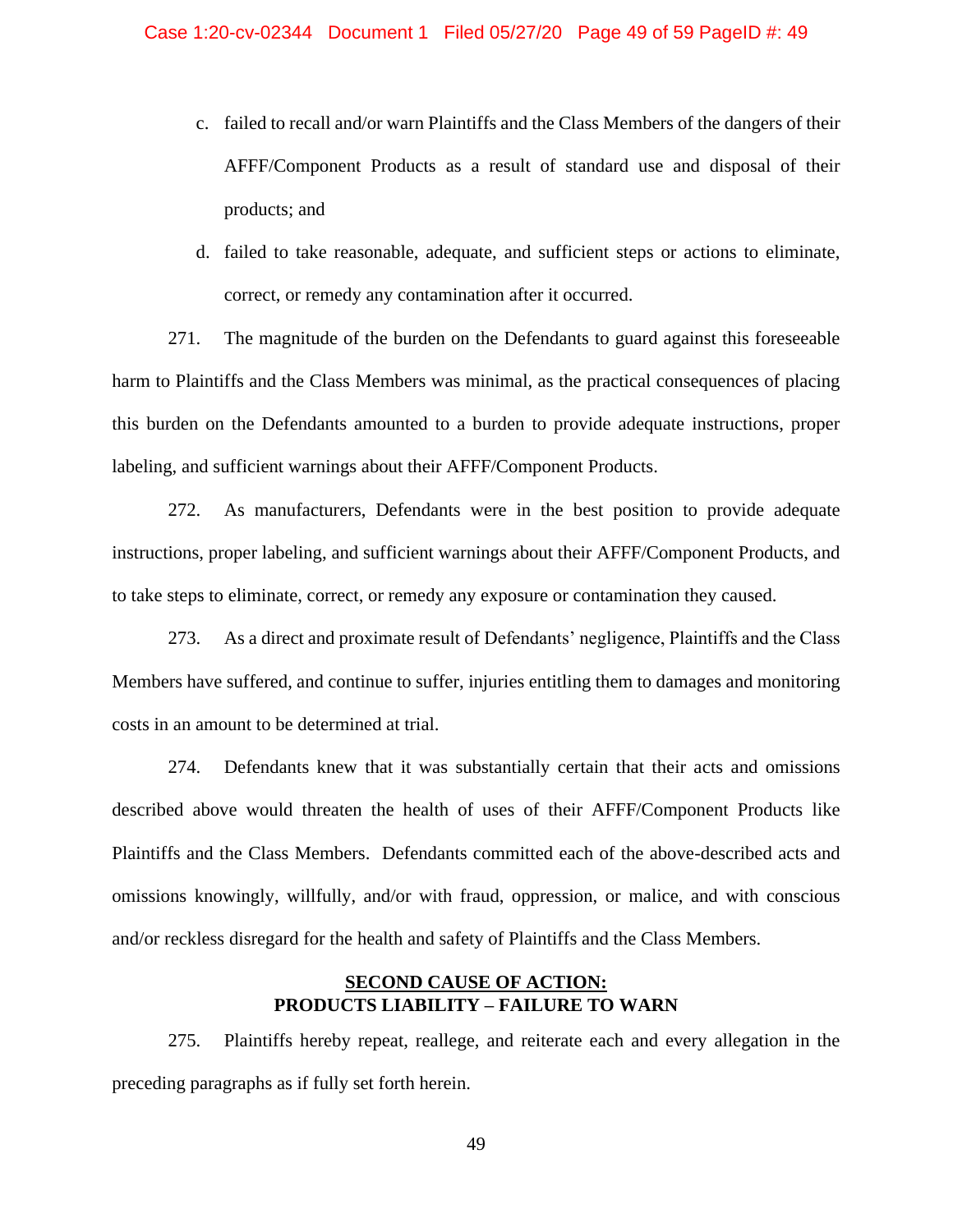c. failed to recall and/or warn Plaintiffs and the Class Members of the dangers of their AFFF/Component Products as a result of standard use and disposal of their products; and

d. failed to take reasonable, adequate, and sufficient steps or actions to eliminate, correct, or remedy any contamination after it occurred.

271. The magnitude of the burden on the Defendants to guard against this foreseeable harm to Plaintiffs and the Class Members was minimal, as the practical consequences of placing this burden on the Defendants amounted to a burden to provide adequate instructions, proper labeling, and sufficient warnings about their AFFF/Component Products.

272. As manufacturers, Defendants were in the best position to provide adequate instructions, proper labeling, and sufficient warnings about their AFFF/Component Products, and to take steps to eliminate, correct, or remedy any exposure or contamination they caused.

273. As a direct and proximate result of Defendants' negligence, Plaintiffs and the Class Members have suffered, and continue to suffer, injuries entitling them to damages and monitoring costs in an amount to be determined at trial.

274. Defendants knew that it was substantially certain that their acts and omissions described above would threaten the health of uses of their AFFF/Component Products like Plaintiffs and the Class Members. Defendants committed each of the above-described acts and omissions knowingly, willfully, and/or with fraud, oppression, or malice, and with conscious and/or reckless disregard for the health and safety of Plaintiffs and the Class Members.

## SECOND CAUSE OF ACTION: PRODUCTS LIABILITY – FAILURE TO WARN

275. Plaintiffs hereby repeat, reallege, and reiterate each and every allegation in the preceding paragraphs as if fully set forth herein.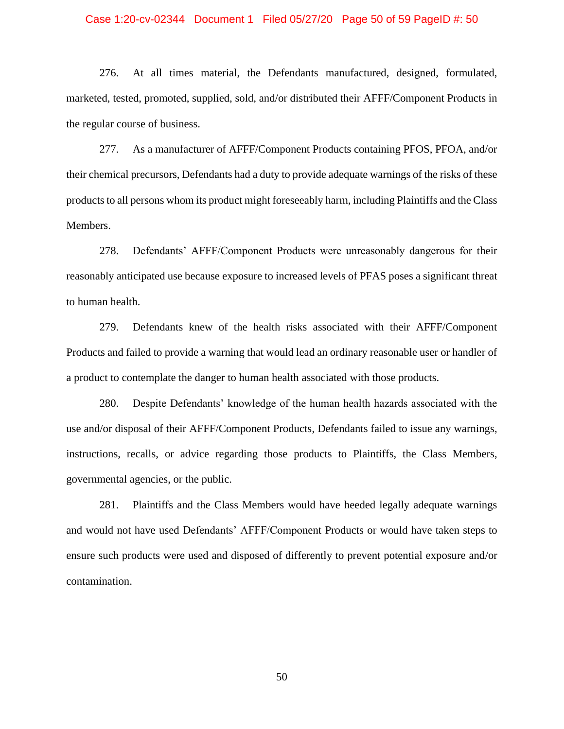276. At all times material, the Defendants manufactured, designed, formulated, marketed, tested, promoted, supplied, sold, and/or distributed their AFFF/Component Products in the regular course of business.

277. As a manufacturer of AFFF/Component Products containing PFOS, PFOA, and/or their chemical precursors, Defendants had a duty to provide adequate warnings of the risks of these products to all persons whom its product might foreseeably harm, including Plaintiffs and the Class Members.

278. Defendants' AFFF/Component Products were unreasonably dangerous for their reasonably anticipated use because exposure to increased levels of PFAS poses a significant threat to human health.

279. Defendants knew of the health risks associated with their AFFF/Component Products and failed to provide a warning that would lead an ordinary reasonable user or handler of a product to contemplate the danger to human health associated with those products.

280. Despite Defendants' knowledge of the human health hazards associated with the use and/or disposal of their AFFF/Component Products, Defendants failed to issue any warnings, instructions, recalls, or advice regarding those products to Plaintiffs, the Class Members, governmental agencies, or the public.

281. Plaintiffs and the Class Members would have heeded legally adequate warnings and would not have used Defendants' AFFF/Component Products or would have taken steps to ensure such products were used and disposed of differently to prevent potential exposure and/or contamination.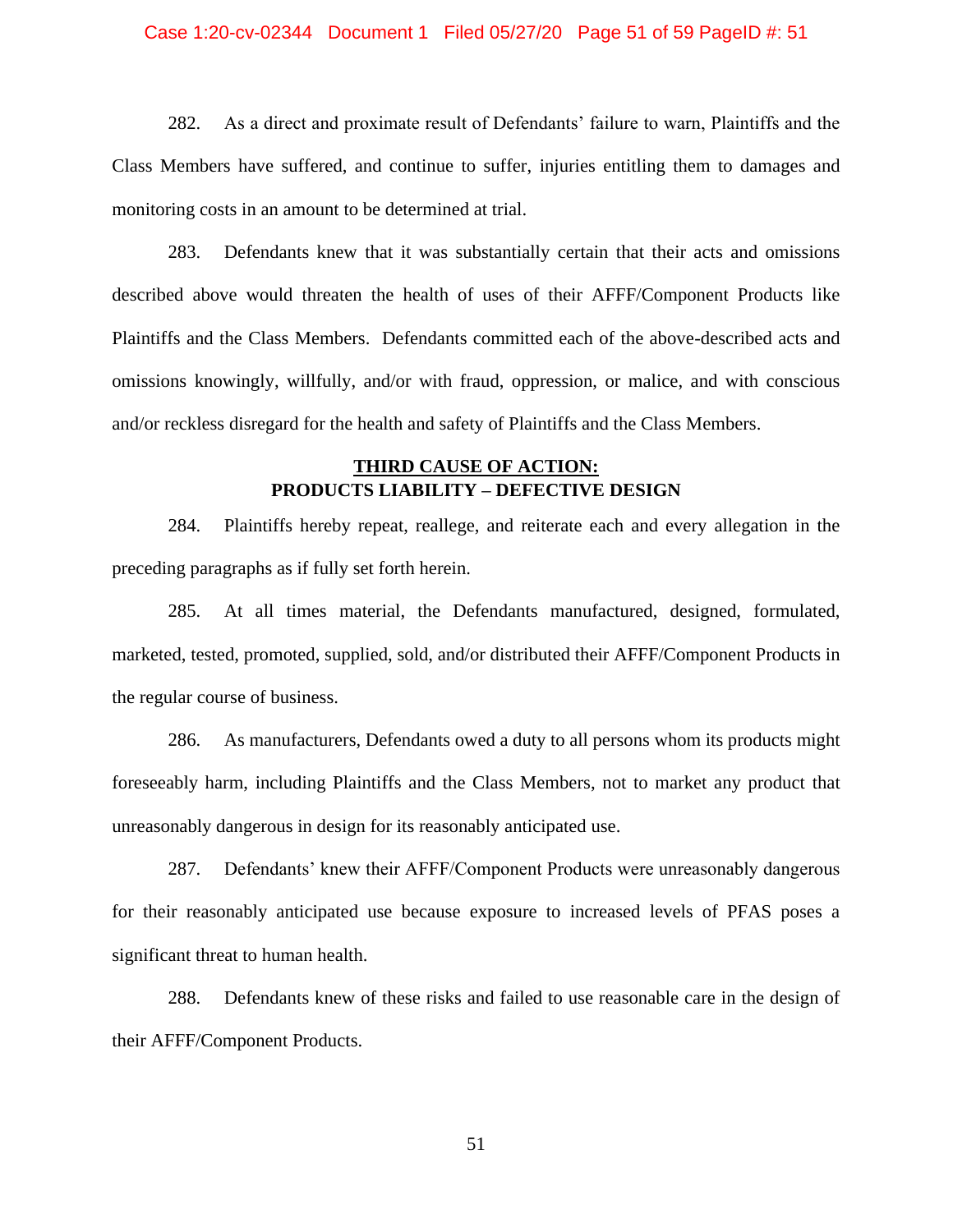282. As a direct and proximate result of Defendants' failure to warn, Plaintiffs and the Class Members have suffered, and continue to suffer, injuries entitling them to damages and monitoring costs in an amount to be determined at trial.

283. Defendants knew that it was substantially certain that their acts and omissions described above would threaten the health of uses of their AFFF/Component Products like Plaintiffs and the Class Members. Defendants committed each of the above-described acts and omissions knowingly, willfully, and/or with fraud, oppression, or malice, and with conscious and/or reckless disregard for the health and safety of Plaintiffs and the Class Members.

## THIRD CAUSE OF ACTION:
## PRODUCTS LIABILITY – DEFECTIVE DESIGN

284. Plaintiffs hereby repeat, reallege, and reiterate each and every allegation in the preceding paragraphs as if fully set forth herein.

285. At all times material, the Defendants manufactured, designed, formulated, marketed, tested, promoted, supplied, sold, and/or distributed their AFFF/Component Products in the regular course of business.

286. As manufacturers, Defendants owed a duty to all persons whom its products might foreseeably harm, including Plaintiffs and the Class Members, not to market any product that unreasonably dangerous in design for its reasonably anticipated use.

287. Defendants' knew their AFFF/Component Products were unreasonably dangerous for their reasonably anticipated use because exposure to increased levels of PFAS poses a significant threat to human health.

288. Defendants knew of these risks and failed to use reasonable care in the design of their AFFF/Component Products.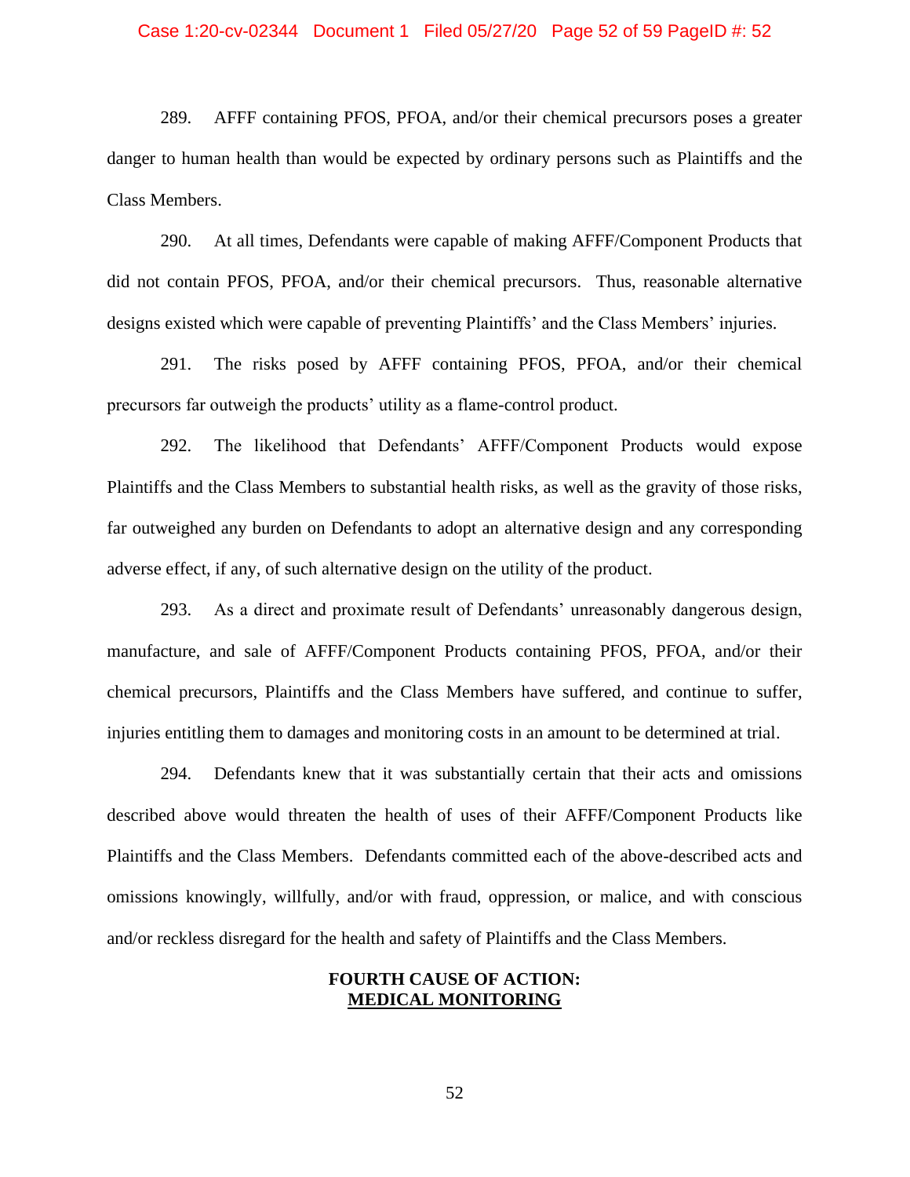289. AFFF containing PFOS, PFOA, and/or their chemical precursors poses a greater danger to human health than would be expected by ordinary persons such as Plaintiffs and the Class Members.

290. At all times, Defendants were capable of making AFFF/Component Products that did not contain PFOS, PFOA, and/or their chemical precursors. Thus, reasonable alternative designs existed which were capable of preventing Plaintiffs' and the Class Members' injuries.

291. The risks posed by AFFF containing PFOS, PFOA, and/or their chemical precursors far outweigh the products' utility as a flame-control product.

292. The likelihood that Defendants' AFFF/Component Products would expose Plaintiffs and the Class Members to substantial health risks, as well as the gravity of those risks, far outweighed any burden on Defendants to adopt an alternative design and any corresponding adverse effect, if any, of such alternative design on the utility of the product.

293. As a direct and proximate result of Defendants' unreasonably dangerous design, manufacture, and sale of AFFF/Component Products containing PFOS, PFOA, and/or their chemical precursors, Plaintiffs and the Class Members have suffered, and continue to suffer, injuries entitling them to damages and monitoring costs in an amount to be determined at trial.

294. Defendants knew that it was substantially certain that their acts and omissions described above would threaten the health of uses of their AFFF/Component Products like Plaintiffs and the Class Members. Defendants committed each of the above-described acts and omissions knowingly, willfully, and/or with fraud, oppression, or malice, and with conscious and/or reckless disregard for the health and safety of Plaintiffs and the Class Members.

## FOURTH CAUSE OF ACTION: MEDICAL MONITORING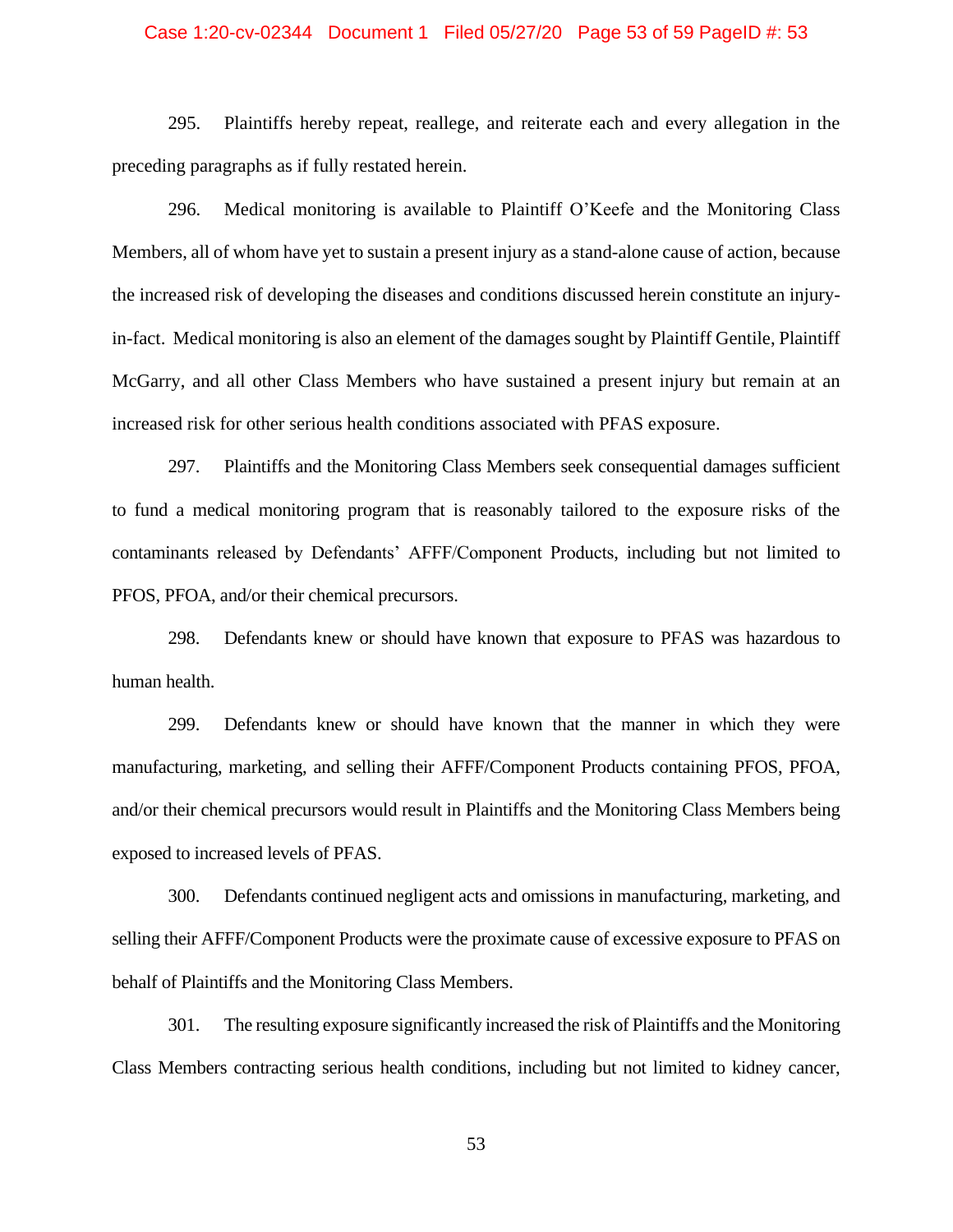295. Plaintiffs hereby repeat, reallege, and reiterate each and every allegation in the preceding paragraphs as if fully restated herein.

296. Medical monitoring is available to Plaintiff O'Keefe and the Monitoring Class Members, all of whom have yet to sustain a present injury as a stand-alone cause of action, because the increased risk of developing the diseases and conditions discussed herein constitute an injury-in-fact. Medical monitoring is also an element of the damages sought by Plaintiff Gentile, Plaintiff McGarry, and all other Class Members who have sustained a present injury but remain at an increased risk for other serious health conditions associated with PFAS exposure.

297. Plaintiffs and the Monitoring Class Members seek consequential damages sufficient to fund a medical monitoring program that is reasonably tailored to the exposure risks of the contaminants released by Defendants' AFFF/Component Products, including but not limited to PFOS, PFOA, and/or their chemical precursors.

298. Defendants knew or should have known that exposure to PFAS was hazardous to human health.

299. Defendants knew or should have known that the manner in which they were manufacturing, marketing, and selling their AFFF/Component Products containing PFOS, PFOA, and/or their chemical precursors would result in Plaintiffs and the Monitoring Class Members being exposed to increased levels of PFAS.

300. Defendants continued negligent acts and omissions in manufacturing, marketing, and selling their AFFF/Component Products were the proximate cause of excessive exposure to PFAS on behalf of Plaintiffs and the Monitoring Class Members.

301. The resulting exposure significantly increased the risk of Plaintiffs and the Monitoring Class Members contracting serious health conditions, including but not limited to kidney cancer,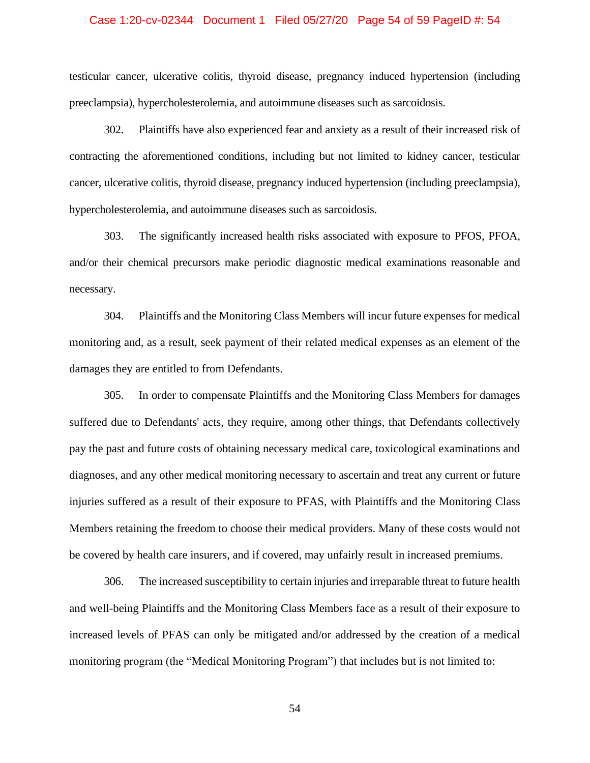testicular cancer, ulcerative colitis, thyroid disease, pregnancy induced hypertension (including preeclampsia), hypercholesterolemia, and autoimmune diseases such as sarcoidosis.

302. Plaintiffs have also experienced fear and anxiety as a result of their increased risk of contracting the aforementioned conditions, including but not limited to kidney cancer, testicular cancer, ulcerative colitis, thyroid disease, pregnancy induced hypertension (including preeclampsia), hypercholesterolemia, and autoimmune diseases such as sarcoidosis.

303. The significantly increased health risks associated with exposure to PFOS, PFOA, and/or their chemical precursors make periodic diagnostic medical examinations reasonable and necessary.

304. Plaintiffs and the Monitoring Class Members will incur future expenses for medical monitoring and, as a result, seek payment of their related medical expenses as an element of the damages they are entitled to from Defendants.

305. In order to compensate Plaintiffs and the Monitoring Class Members for damages suffered due to Defendants' acts, they require, among other things, that Defendants collectively pay the past and future costs of obtaining necessary medical care, toxicological examinations and diagnoses, and any other medical monitoring necessary to ascertain and treat any current or future injuries suffered as a result of their exposure to PFAS, with Plaintiffs and the Monitoring Class Members retaining the freedom to choose their medical providers. Many of these costs would not be covered by health care insurers, and if covered, may unfairly result in increased premiums.

306. The increased susceptibility to certain injuries and irreparable threat to future health and well-being Plaintiffs and the Monitoring Class Members face as a result of their exposure to increased levels of PFAS can only be mitigated and/or addressed by the creation of a medical monitoring program (the "Medical Monitoring Program") that includes but is not limited to: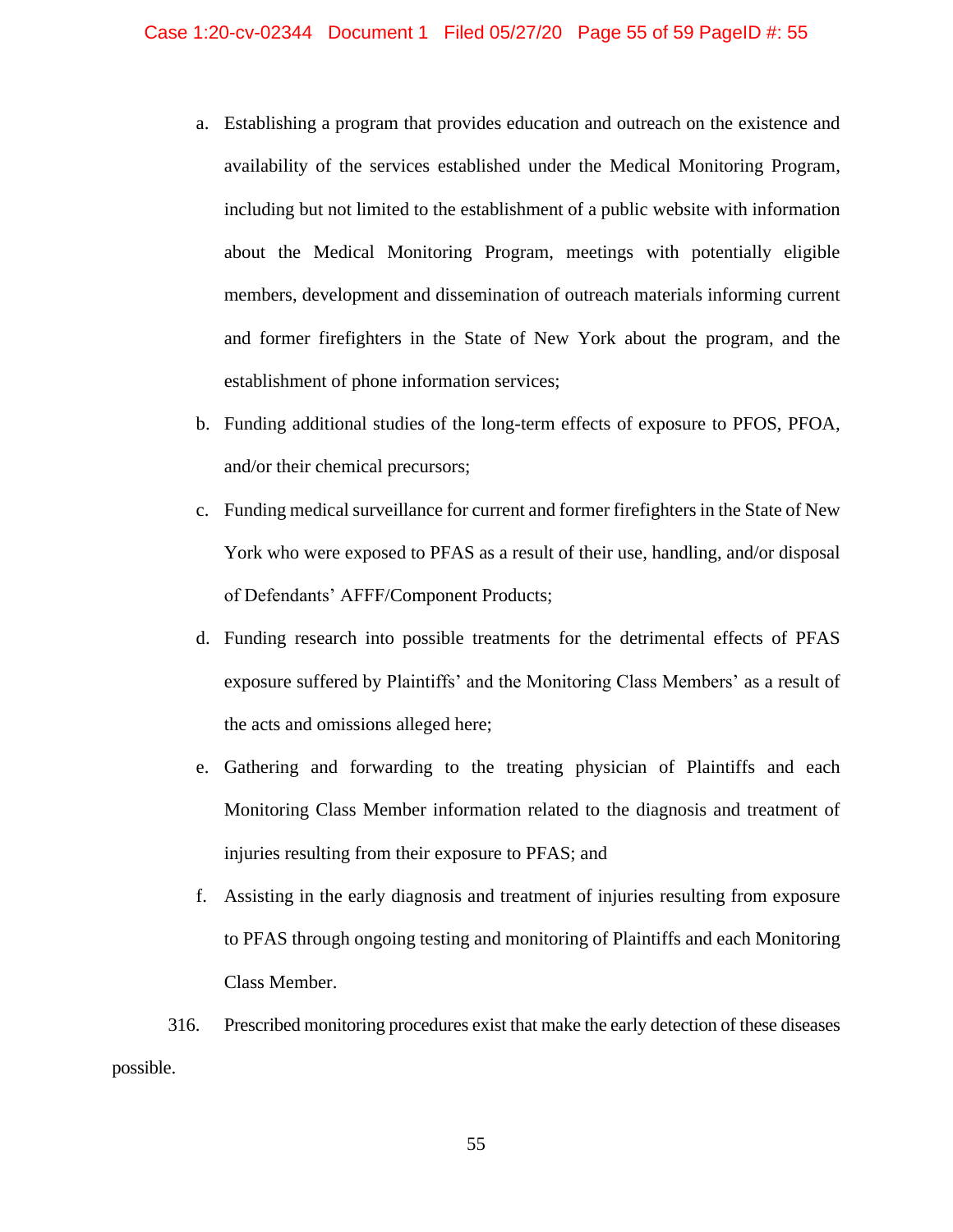a. Establishing a program that provides education and outreach on the existence and availability of the services established under the Medical Monitoring Program, including but not limited to the establishment of a public website with information about the Medical Monitoring Program, meetings with potentially eligible members, development and dissemination of outreach materials informing current and former firefighters in the State of New York about the program, and the establishment of phone information services;

b. Funding additional studies of the long-term effects of exposure to PFOS, PFOA, and/or their chemical precursors;

c. Funding medical surveillance for current and former firefighters in the State of New York who were exposed to PFAS as a result of their use, handling, and/or disposal of Defendants' AFFF/Component Products;

d. Funding research into possible treatments for the detrimental effects of PFAS exposure suffered by Plaintiffs' and the Monitoring Class Members' as a result of the acts and omissions alleged here;

e. Gathering and forwarding to the treating physician of Plaintiffs and each Monitoring Class Member information related to the diagnosis and treatment of injuries resulting from their exposure to PFAS; and

f. Assisting in the early diagnosis and treatment of injuries resulting from exposure to PFAS through ongoing testing and monitoring of Plaintiffs and each Monitoring Class Member.

316. Prescribed monitoring procedures exist that make the early detection of these diseases possible.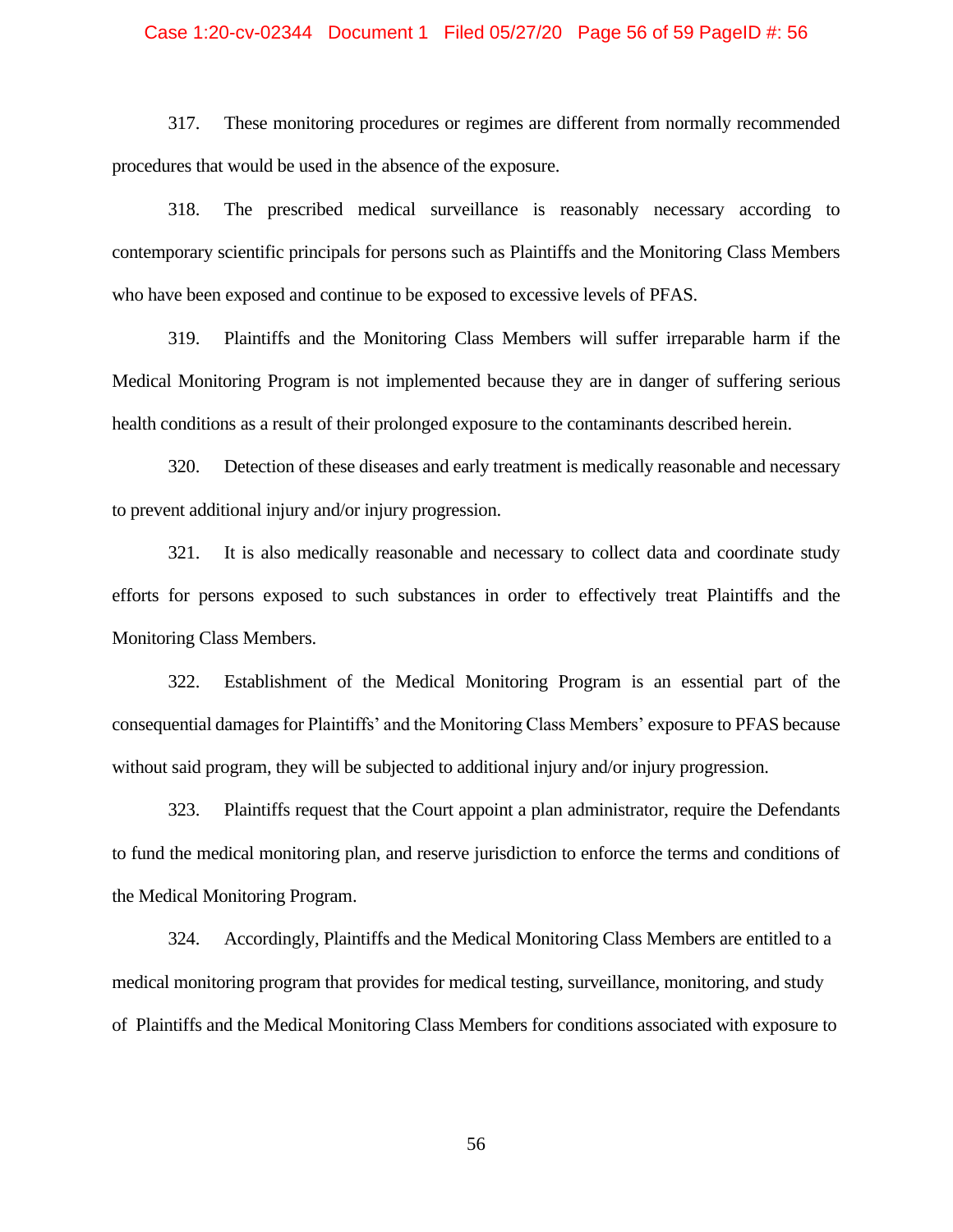317. These monitoring procedures or regimes are different from normally recommended procedures that would be used in the absence of the exposure.

318. The prescribed medical surveillance is reasonably necessary according to contemporary scientific principals for persons such as Plaintiffs and the Monitoring Class Members who have been exposed and continue to be exposed to excessive levels of PFAS.

319. Plaintiffs and the Monitoring Class Members will suffer irreparable harm if the Medical Monitoring Program is not implemented because they are in danger of suffering serious health conditions as a result of their prolonged exposure to the contaminants described herein.

320. Detection of these diseases and early treatment is medically reasonable and necessary to prevent additional injury and/or injury progression.

321. It is also medically reasonable and necessary to collect data and coordinate study efforts for persons exposed to such substances in order to effectively treat Plaintiffs and the Monitoring Class Members.

322. Establishment of the Medical Monitoring Program is an essential part of the consequential damages for Plaintiffs' and the Monitoring Class Members' exposure to PFAS because without said program, they will be subjected to additional injury and/or injury progression.

323. Plaintiffs request that the Court appoint a plan administrator, require the Defendants to fund the medical monitoring plan, and reserve jurisdiction to enforce the terms and conditions of the Medical Monitoring Program.

324. Accordingly, Plaintiffs and the Medical Monitoring Class Members are entitled to a medical monitoring program that provides for medical testing, surveillance, monitoring, and study of Plaintiffs and the Medical Monitoring Class Members for conditions associated with exposure to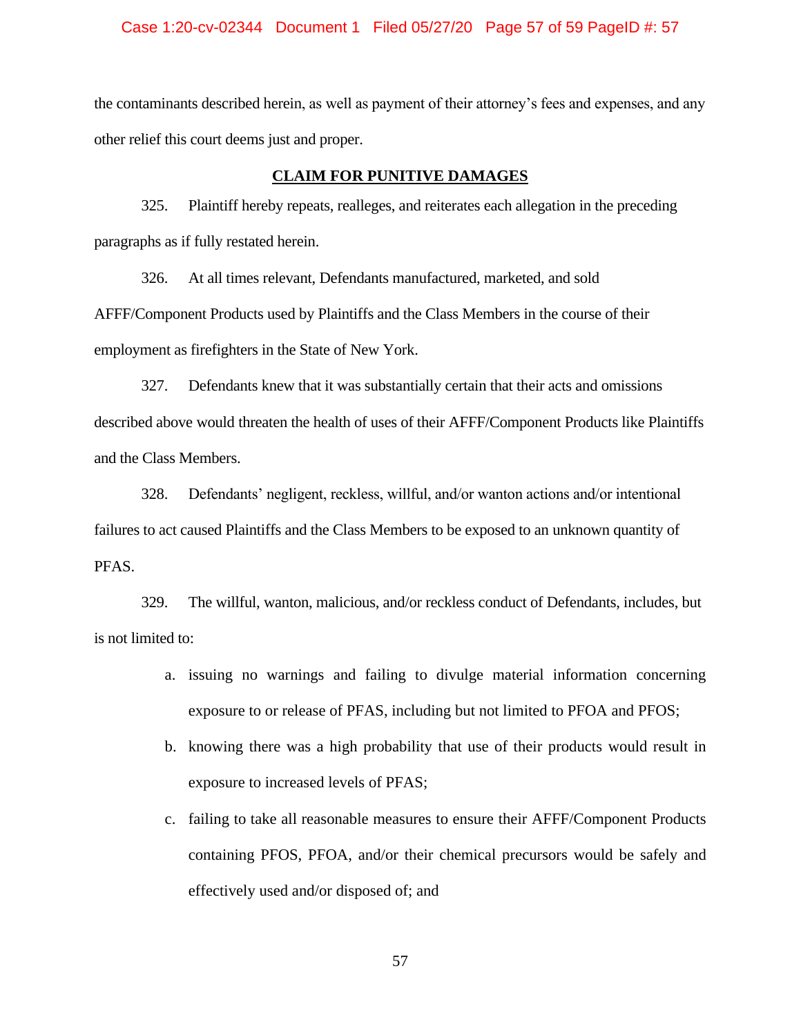the contaminants described herein, as well as payment of their attorney's fees and expenses, and any other relief this court deems just and proper.

## **CLAIM FOR PUNITIVE DAMAGES**

325. Plaintiff hereby repeats, realleges, and reiterates each allegation in the preceding paragraphs as if fully restated herein.

326. At all times relevant, Defendants manufactured, marketed, and sold AFFF/Component Products used by Plaintiffs and the Class Members in the course of their employment as firefighters in the State of New York.

327. Defendants knew that it was substantially certain that their acts and omissions described above would threaten the health of uses of their AFFF/Component Products like Plaintiffs and the Class Members.

328. Defendants' negligent, reckless, willful, and/or wanton actions and/or intentional failures to act caused Plaintiffs and the Class Members to be exposed to an unknown quantity of PFAS.

329. The willful, wanton, malicious, and/or reckless conduct of Defendants, includes, but is not limited to:

a. issuing no warnings and failing to divulge material information concerning exposure to or release of PFAS, including but not limited to PFOA and PFOS;

b. knowing there was a high probability that use of their products would result in exposure to increased levels of PFAS;

c. failing to take all reasonable measures to ensure their AFFF/Component Products containing PFOS, PFOA, and/or their chemical precursors would be safely and effectively used and/or disposed of; and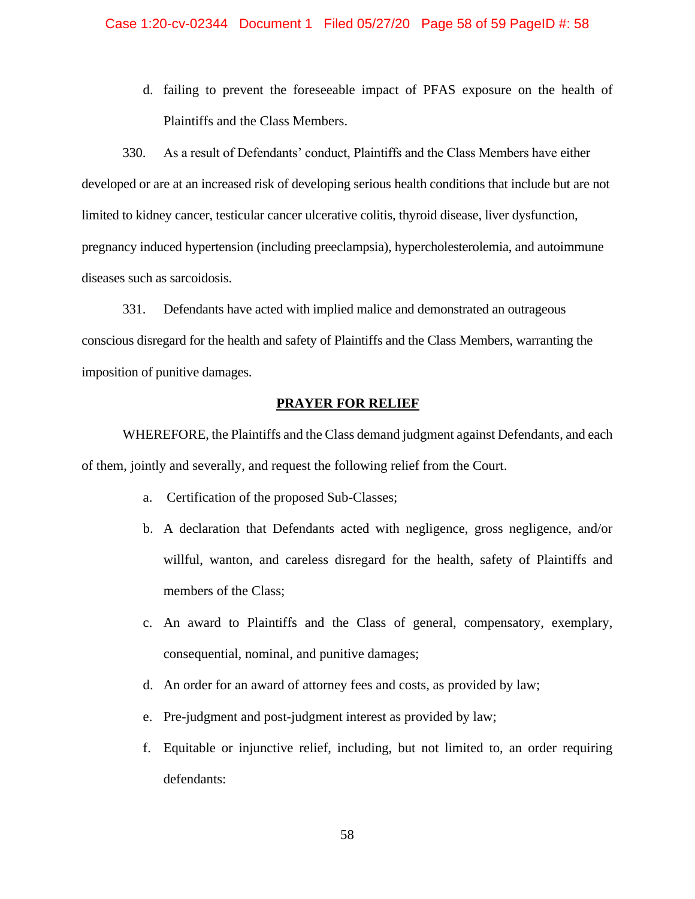d. failing to prevent the foreseeable impact of PFAS exposure on the health of Plaintiffs and the Class Members.

330. As a result of Defendants' conduct, Plaintiffs and the Class Members have either developed or are at an increased risk of developing serious health conditions that include but are not limited to kidney cancer, testicular cancer ulcerative colitis, thyroid disease, liver dysfunction, pregnancy induced hypertension (including preeclampsia), hypercholesterolemia, and autoimmune diseases such as sarcoidosis.

331. Defendants have acted with implied malice and demonstrated an outrageous conscious disregard for the health and safety of Plaintiffs and the Class Members, warranting the imposition of punitive damages.

**PRAYER FOR RELIEF**

WHEREFORE, the Plaintiffs and the Class demand judgment against Defendants, and each of them, jointly and severally, and request the following relief from the Court.

a. Certification of the proposed Sub-Classes;

b. A declaration that Defendants acted with negligence, gross negligence, and/or willful, wanton, and careless disregard for the health, safety of Plaintiffs and members of the Class;

c. An award to Plaintiffs and the Class of general, compensatory, exemplary, consequential, nominal, and punitive damages;

d. An order for an award of attorney fees and costs, as provided by law;

e. Pre-judgment and post-judgment interest as provided by law;

f. Equitable or injunctive relief, including, but not limited to, an order requiring defendants: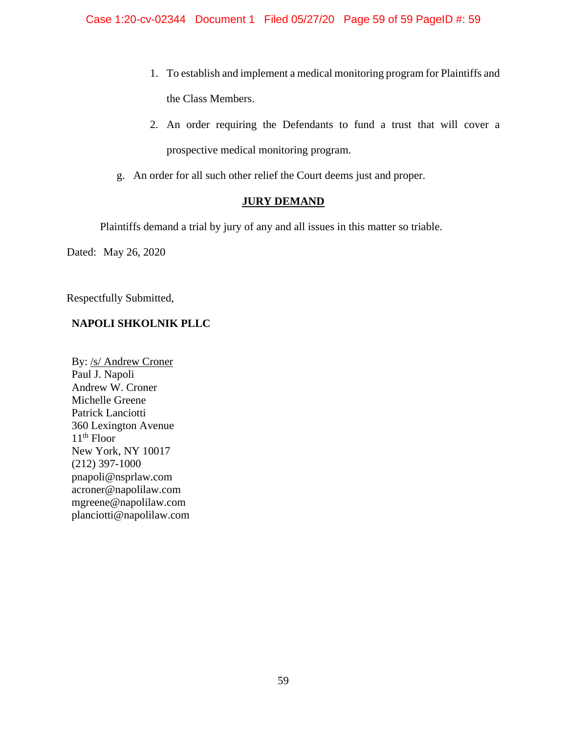1. To establish and implement a medical monitoring program for Plaintiffs and the Class Members.
2. An order requiring the Defendants to fund a trust that will cover a prospective medical monitoring program.

g. An order for all such other relief the Court deems just and proper.

## JURY DEMAND

Plaintiffs demand a trial by jury of any and all issues in this matter so triable.

Dated: May 26, 2020

Respectfully Submitted,

**NAPOLI SHKOLNIK PLLC**

By: /s/ Andrew Croner
Paul J. Napoli
Andrew W. Croner
Michelle Greene
Patrick Lanciotti
360 Lexington Avenue
11th Floor
New York, NY 10017
(212) 397-1000
pnapoli@nsprlaw.com
acroner@napolilaw.com
mgreene@napolilaw.com
planciotti@napolilaw.com